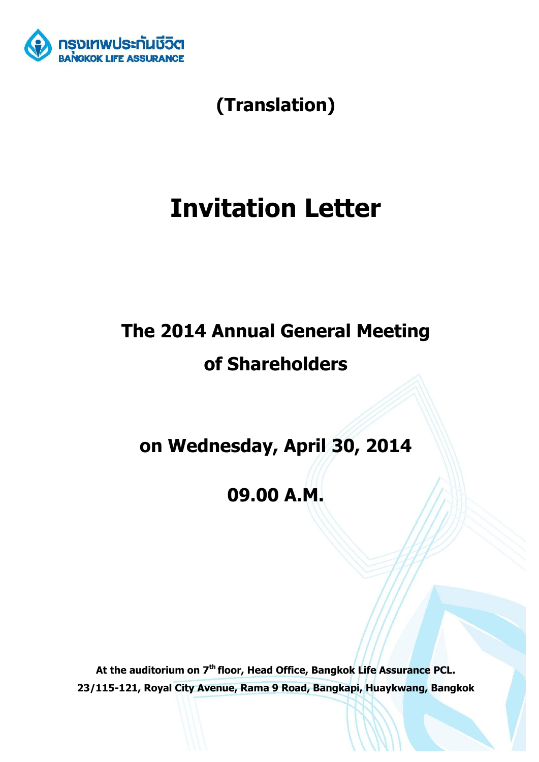กรุงเทพประกันชีวิต
BANGKOK LIFE ASSURANCE

**(Translation)**

# Invitation Letter

## The 2014 Annual General Meeting of Shareholders

## on Wednesday, April 30, 2014

## 09.00 A.M.

**At the auditorium on 7th floor, Head Office, Bangkok Life Assurance PCL.**
**23/115-121, Royal City Avenue, Rama 9 Road, Bangkapi, Huaykwang, Bangkok**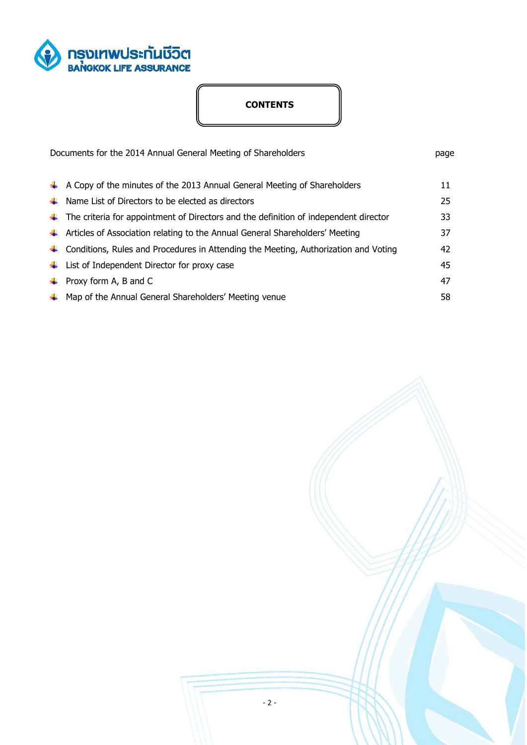# CONTENTS

| Documents for the 2014 Annual General Meeting of Shareholders | page |
|---|---|
| A Copy of the minutes of the 2013 Annual General Meeting of Shareholders | 11 |
| Name List of Directors to be elected as directors | 25 |
| The criteria for appointment of Directors and the definition of independent director | 33 |
| Articles of Association relating to the Annual General Shareholders' Meeting | 37 |
| Conditions, Rules and Procedures in Attending the Meeting, Authorization and Voting | 42 |
| List of Independent Director for proxy case | 45 |
| Proxy form A, B and C | 47 |
| Map of the Annual General Shareholders' Meeting venue | 58 |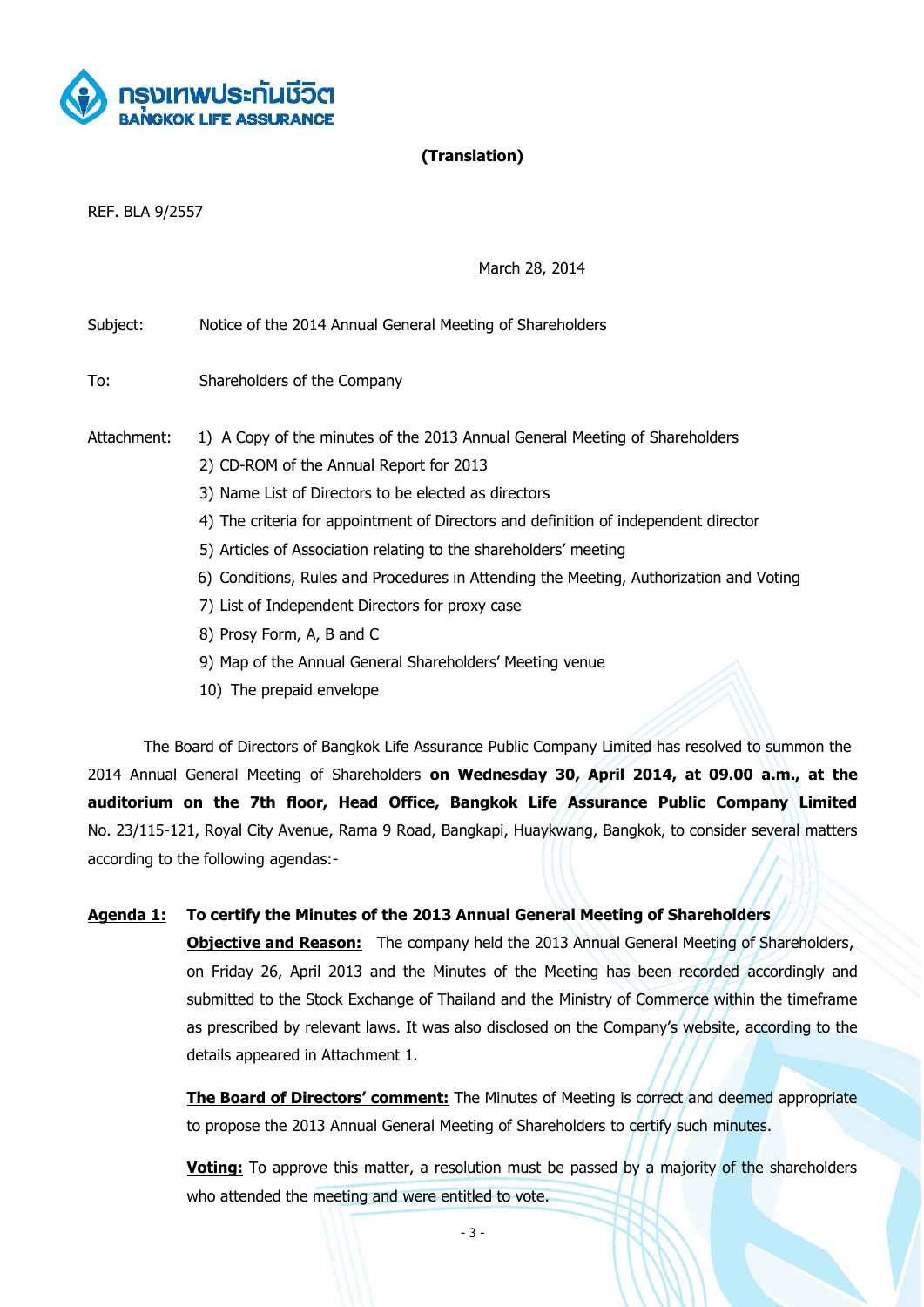กรุงเทพประกันชีวิต
BANGKOK LIFE ASSURANCE

**(Translation)**

REF. BLA 9/2557

March 28, 2014

Subject: Notice of the 2014 Annual General Meeting of Shareholders

To: Shareholders of the Company

Attachment:
1) A Copy of the minutes of the 2013 Annual General Meeting of Shareholders
2) CD-ROM of the Annual Report for 2013
3) Name List of Directors to be elected as directors
4) The criteria for appointment of Directors and definition of independent director
5) Articles of Association relating to the shareholders' meeting
6) Conditions, Rules and Procedures in Attending the Meeting, Authorization and Voting
7) List of Independent Directors for proxy case
8) Prosy Form, A, B and C
9) Map of the Annual General Shareholders' Meeting venue
10) The prepaid envelope

The Board of Directors of Bangkok Life Assurance Public Company Limited has resolved to summon the 2014 Annual General Meeting of Shareholders **on Wednesday 30, April 2014, at 09.00 a.m., at the auditorium on the 7th floor, Head Office, Bangkok Life Assurance Public Company Limited** No. 23/115-121, Royal City Avenue, Rama 9 Road, Bangkapi, Huaykwang, Bangkok, to consider several matters according to the following agendas:-

**Agenda 1: To certify the Minutes of the 2013 Annual General Meeting of Shareholders**

**Objective and Reason:** The company held the 2013 Annual General Meeting of Shareholders, on Friday 26, April 2013 and the Minutes of the Meeting has been recorded accordingly and submitted to the Stock Exchange of Thailand and the Ministry of Commerce within the timeframe as prescribed by relevant laws. It was also disclosed on the Company's website, according to the details appeared in Attachment 1.

**The Board of Directors' comment:** The Minutes of Meeting is correct and deemed appropriate to propose the 2013 Annual General Meeting of Shareholders to certify such minutes.

**Voting:** To approve this matter, a resolution must be passed by a majority of the shareholders who attended the meeting and were entitled to vote.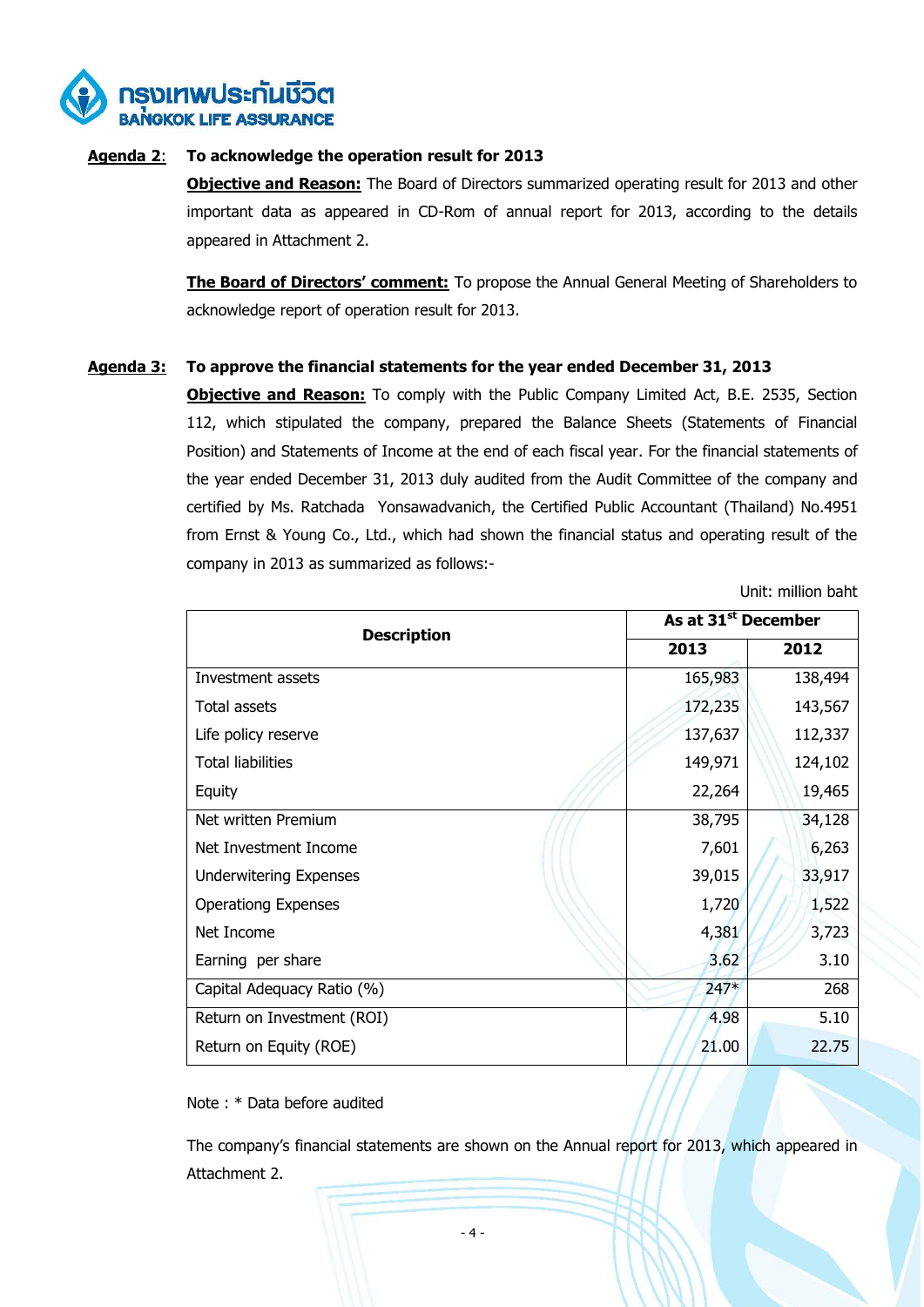**Agenda 2**: **To acknowledge the operation result for 2013**

**Objective and Reason:** The Board of Directors summarized operating result for 2013 and other important data as appeared in CD-Rom of annual report for 2013, according to the details appeared in Attachment 2.

**The Board of Directors' comment:** To propose the Annual General Meeting of Shareholders to acknowledge report of operation result for 2013.

**Agenda 3: To approve the financial statements for the year ended December 31, 2013**

**Objective and Reason:** To comply with the Public Company Limited Act, B.E. 2535, Section 112, which stipulated the company, prepared the Balance Sheets (Statements of Financial Position) and Statements of Income at the end of each fiscal year. For the financial statements of the year ended December 31, 2013 duly audited from the Audit Committee of the company and certified by Ms. Ratchada Yonsawadvanich, the Certified Public Accountant (Thailand) No.4951 from Ernst & Young Co., Ltd., which had shown the financial status and operating result of the company in 2013 as summarized as follows:-

Unit: million baht

| Description | As at 31st December | |
|---|---|---|
| | **2013** | **2012** |
| Investment assets | 165,983 | 138,494 |
| Total assets | 172,235 | 143,567 |
| Life policy reserve | 137,637 | 112,337 |
| Total liabilities | 149,971 | 124,102 |
| Equity | 22,264 | 19,465 |
| Net written Premium | 38,795 | 34,128 |
| Net Investment Income | 7,601 | 6,263 |
| Underwitering Expenses | 39,015 | 33,917 |
| Operationg Expenses | 1,720 | 1,522 |
| Net Income | 4,381 | 3,723 |
| Earning per share | 3.62 | 3.10 |
| Capital Adequacy Ratio (%) | 247* | 268 |
| Return on Investment (ROI) | 4.98 | 5.10 |
| Return on Equity (ROE) | 21.00 | 22.75 |

Note : * Data before audited

The company's financial statements are shown on the Annual report for 2013, which appeared in Attachment 2.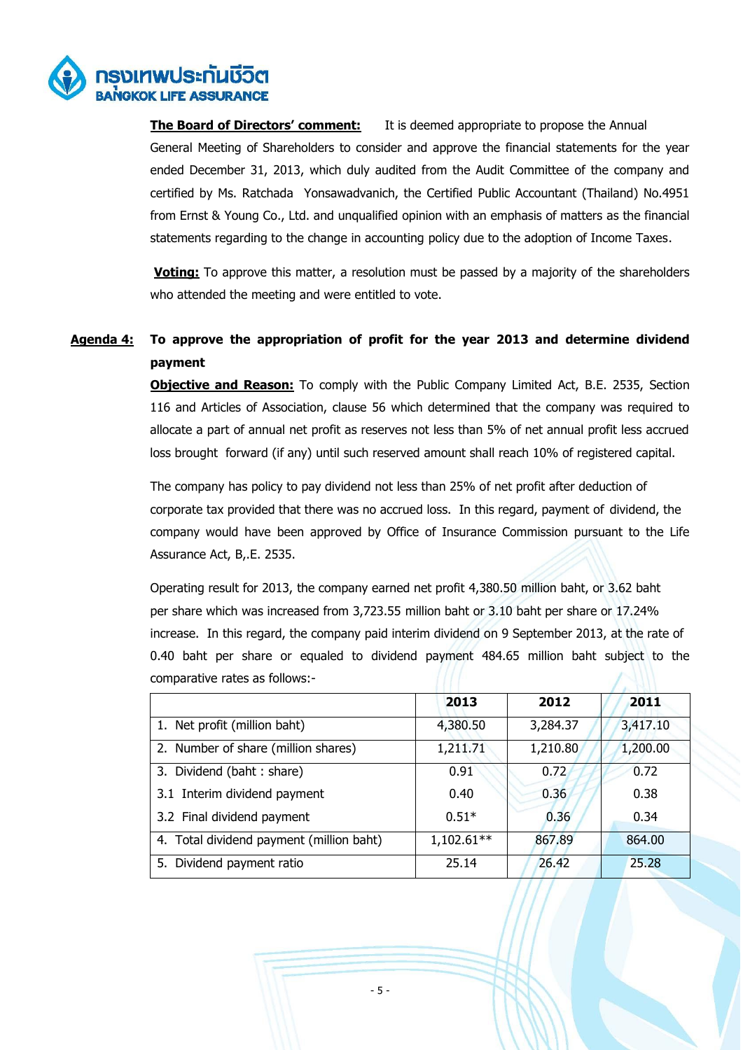**The Board of Directors' comment:** It is deemed appropriate to propose the Annual General Meeting of Shareholders to consider and approve the financial statements for the year ended December 31, 2013, which duly audited from the Audit Committee of the company and certified by Ms. Ratchada Yonsawadvanich, the Certified Public Accountant (Thailand) No.4951 from Ernst & Young Co., Ltd. and unqualified opinion with an emphasis of matters as the financial statements regarding to the change in accounting policy due to the adoption of Income Taxes.

**Voting:** To approve this matter, a resolution must be passed by a majority of the shareholders who attended the meeting and were entitled to vote.

**Agenda 4: To approve the appropriation of profit for the year 2013 and determine dividend payment**

**Objective and Reason:** To comply with the Public Company Limited Act, B.E. 2535, Section 116 and Articles of Association, clause 56 which determined that the company was required to allocate a part of annual net profit as reserves not less than 5% of net annual profit less accrued loss brought forward (if any) until such reserved amount shall reach 10% of registered capital.

The company has policy to pay dividend not less than 25% of net profit after deduction of corporate tax provided that there was no accrued loss. In this regard, payment of dividend, the company would have been approved by Office of Insurance Commission pursuant to the Life Assurance Act, B,.E. 2535.

Operating result for 2013, the company earned net profit 4,380.50 million baht, or 3.62 baht per share which was increased from 3,723.55 million baht or 3.10 baht per share or 17.24% increase. In this regard, the company paid interim dividend on 9 September 2013, at the rate of 0.40 baht per share or equaled to dividend payment 484.65 million baht subject to the comparative rates as follows:-

| | 2013 | 2012 | 2011 |
|---|---|---|---|
| 1. Net profit (million baht) | 4,380.50 | 3,284.37 | 3,417.10 |
| 2. Number of share (million shares) | 1,211.71 | 1,210.80 | 1,200.00 |
| 3. Dividend (baht : share) | 0.91 | 0.72 | 0.72 |
| 3.1 Interim dividend payment | 0.40 | 0.36 | 0.38 |
| 3.2 Final dividend payment | 0.51* | 0.36 | 0.34 |
| 4. Total dividend payment (million baht) | 1,102.61** | 867.89 | 864.00 |
| 5. Dividend payment ratio | 25.14 | 26.42 | 25.28 |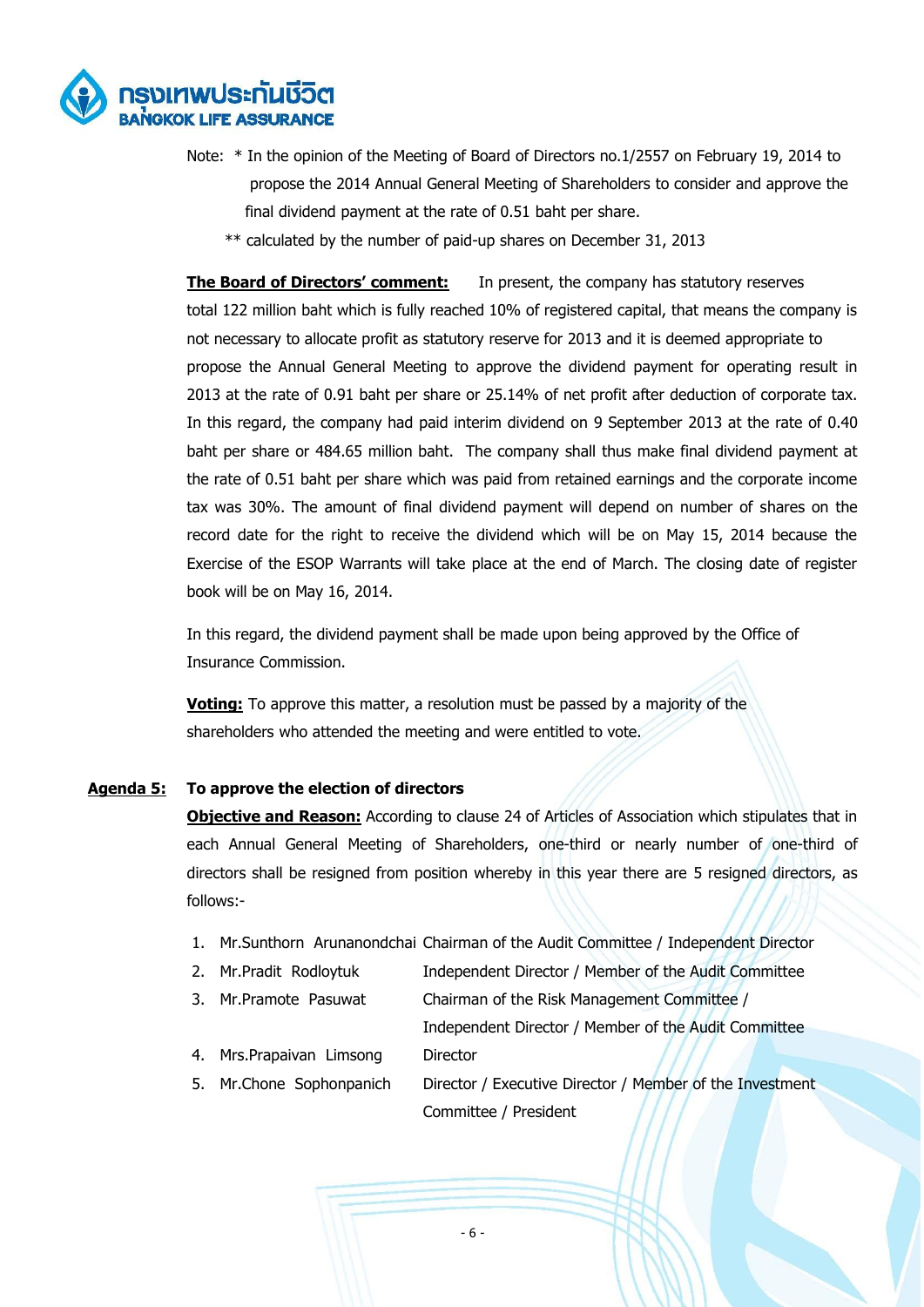Note: * In the opinion of the Meeting of Board of Directors no.1/2557 on February 19, 2014 to propose the 2014 Annual General Meeting of Shareholders to consider and approve the final dividend payment at the rate of 0.51 baht per share.

** calculated by the number of paid-up shares on December 31, 2013

**The Board of Directors' comment:** In present, the company has statutory reserves total 122 million baht which is fully reached 10% of registered capital, that means the company is not necessary to allocate profit as statutory reserve for 2013 and it is deemed appropriate to propose the Annual General Meeting to approve the dividend payment for operating result in 2013 at the rate of 0.91 baht per share or 25.14% of net profit after deduction of corporate tax. In this regard, the company had paid interim dividend on 9 September 2013 at the rate of 0.40 baht per share or 484.65 million baht. The company shall thus make final dividend payment at the rate of 0.51 baht per share which was paid from retained earnings and the corporate income tax was 30%. The amount of final dividend payment will depend on number of shares on the record date for the right to receive the dividend which will be on May 15, 2014 because the Exercise of the ESOP Warrants will take place at the end of March. The closing date of register book will be on May 16, 2014.

In this regard, the dividend payment shall be made upon being approved by the Office of Insurance Commission.

**Voting:** To approve this matter, a resolution must be passed by a majority of the shareholders who attended the meeting and were entitled to vote.

**Agenda 5: To approve the election of directors**

**Objective and Reason:** According to clause 24 of Articles of Association which stipulates that in each Annual General Meeting of Shareholders, one-third or nearly number of one-third of directors shall be resigned from position whereby in this year there are 5 resigned directors, as follows:-

1. Mr.Sunthorn Arunanondchai — Chairman of the Audit Committee / Independent Director
2. Mr.Pradit Rodloytuk — Independent Director / Member of the Audit Committee
3. Mr.Pramote Pasuwat — Chairman of the Risk Management Committee / Independent Director / Member of the Audit Committee
4. Mrs.Prapaivan Limsong — Director
5. Mr.Chone Sophonpanich — Director / Executive Director / Member of the Investment Committee / President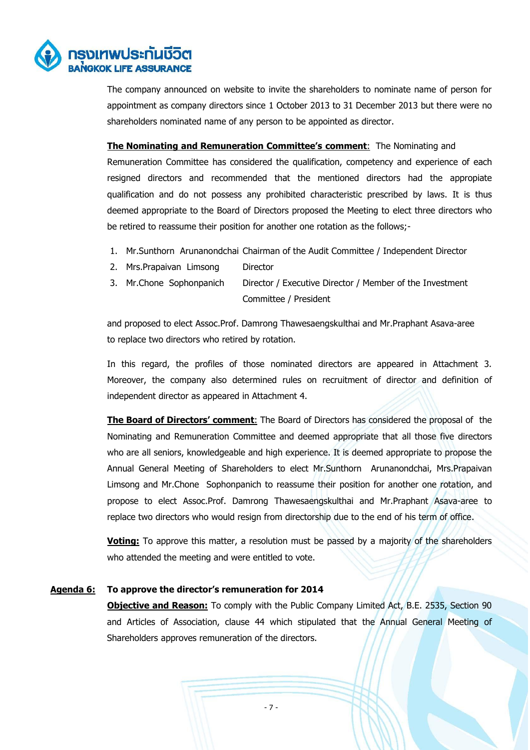The company announced on website to invite the shareholders to nominate name of person for appointment as company directors since 1 October 2013 to 31 December 2013 but there were no shareholders nominated name of any person to be appointed as director.

**The Nominating and Remuneration Committee's comment**: The Nominating and Remuneration Committee has considered the qualification, competency and experience of each resigned directors and recommended that the mentioned directors had the appropiate qualification and do not possess any prohibited characteristic prescribed by laws. It is thus deemed appropriate to the Board of Directors proposed the Meeting to elect three directors who be retired to reassume their position for another one rotation as the follows;-

1. Mr.Sunthorn Arunanondchai Chairman of the Audit Committee / Independent Director
2. Mrs.Prapaivan Limsong Director
3. Mr.Chone Sophonpanich Director / Executive Director / Member of the Investment Committee / President

and proposed to elect Assoc.Prof. Damrong Thawesaengskulthai and Mr.Praphant Asava-aree to replace two directors who retired by rotation.

In this regard, the profiles of those nominated directors are appeared in Attachment 3. Moreover, the company also determined rules on recruitment of director and definition of independent director as appeared in Attachment 4.

**The Board of Directors' comment**: The Board of Directors has considered the proposal of the Nominating and Remuneration Committee and deemed appropriate that all those five directors who are all seniors, knowledgeable and high experience. It is deemed appropriate to propose the Annual General Meeting of Shareholders to elect Mr.Sunthorn Arunanondchai, Mrs.Prapaivan Limsong and Mr.Chone Sophonpanich to reassume their position for another one rotation, and propose to elect Assoc.Prof. Damrong Thawesaengskulthai and Mr.Praphant Asava-aree to replace two directors who would resign from directorship due to the end of his term of office.

**Voting:** To approve this matter, a resolution must be passed by a majority of the shareholders who attended the meeting and were entitled to vote.

**Agenda 6:** **To approve the director's remuneration for 2014**

**Objective and Reason:** To comply with the Public Company Limited Act, B.E. 2535, Section 90 and Articles of Association, clause 44 which stipulated that the Annual General Meeting of Shareholders approves remuneration of the directors.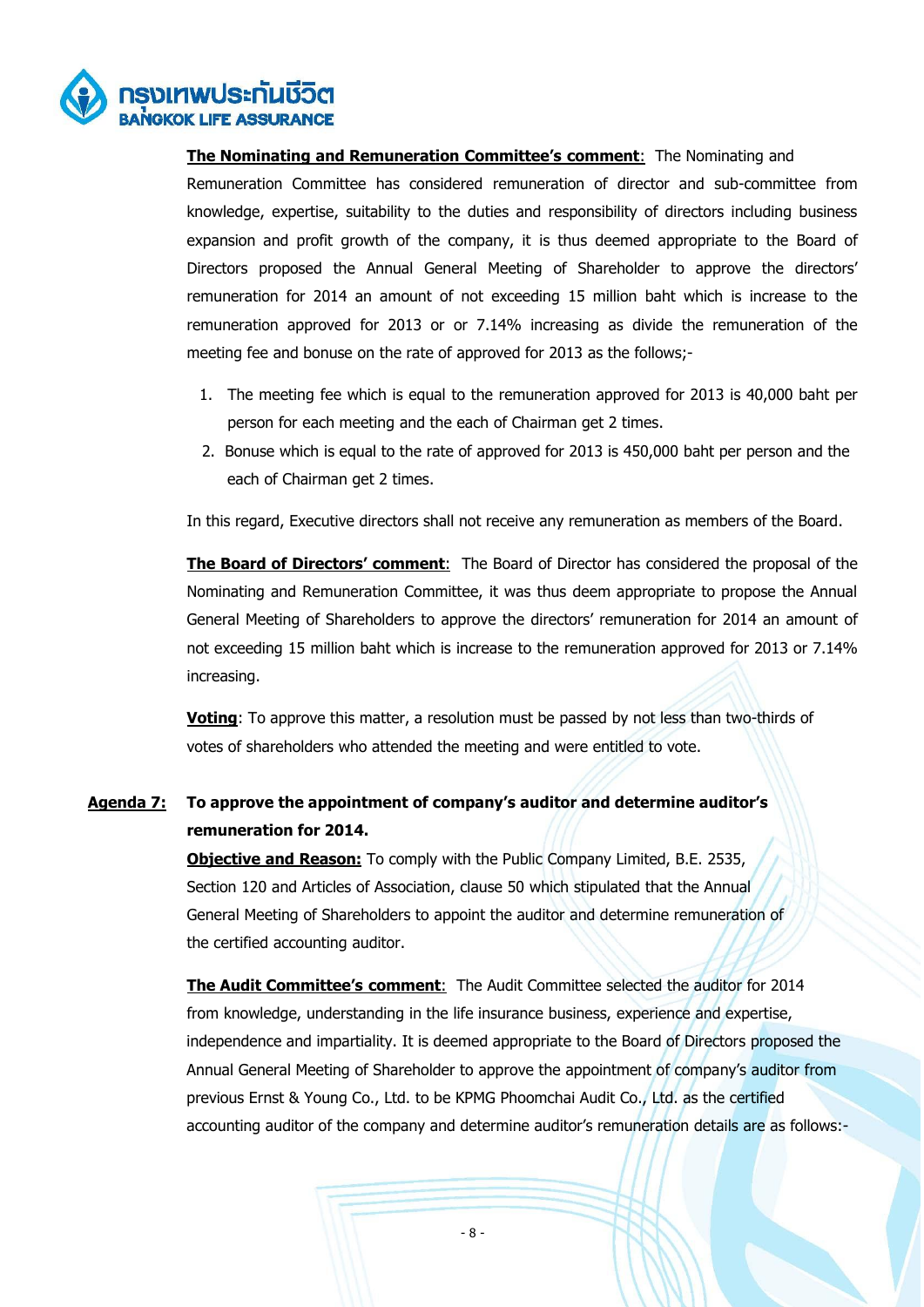**The Nominating and Remuneration Committee's comment**: The Nominating and Remuneration Committee has considered remuneration of director and sub-committee from knowledge, expertise, suitability to the duties and responsibility of directors including business expansion and profit growth of the company, it is thus deemed appropriate to the Board of Directors proposed the Annual General Meeting of Shareholder to approve the directors' remuneration for 2014 an amount of not exceeding 15 million baht which is increase to the remuneration approved for 2013 or or 7.14% increasing as divide the remuneration of the meeting fee and bonuse on the rate of approved for 2013 as the follows;-

1. The meeting fee which is equal to the remuneration approved for 2013 is 40,000 baht per person for each meeting and the each of Chairman get 2 times.
2. Bonuse which is equal to the rate of approved for 2013 is 450,000 baht per person and the each of Chairman get 2 times.

In this regard, Executive directors shall not receive any remuneration as members of the Board.

**The Board of Directors' comment**: The Board of Director has considered the proposal of the Nominating and Remuneration Committee, it was thus deem appropriate to propose the Annual General Meeting of Shareholders to approve the directors' remuneration for 2014 an amount of not exceeding 15 million baht which is increase to the remuneration approved for 2013 or 7.14% increasing.

**Voting**: To approve this matter, a resolution must be passed by not less than two-thirds of votes of shareholders who attended the meeting and were entitled to vote.

**Agenda 7: To approve the appointment of company's auditor and determine auditor's remuneration for 2014.**

**Objective and Reason:** To comply with the Public Company Limited, B.E. 2535, Section 120 and Articles of Association, clause 50 which stipulated that the Annual General Meeting of Shareholders to appoint the auditor and determine remuneration of the certified accounting auditor.

**The Audit Committee's comment**: The Audit Committee selected the auditor for 2014 from knowledge, understanding in the life insurance business, experience and expertise, independence and impartiality. It is deemed appropriate to the Board of Directors proposed the Annual General Meeting of Shareholder to approve the appointment of company's auditor from previous Ernst & Young Co., Ltd. to be KPMG Phoomchai Audit Co., Ltd. as the certified accounting auditor of the company and determine auditor's remuneration details are as follows:-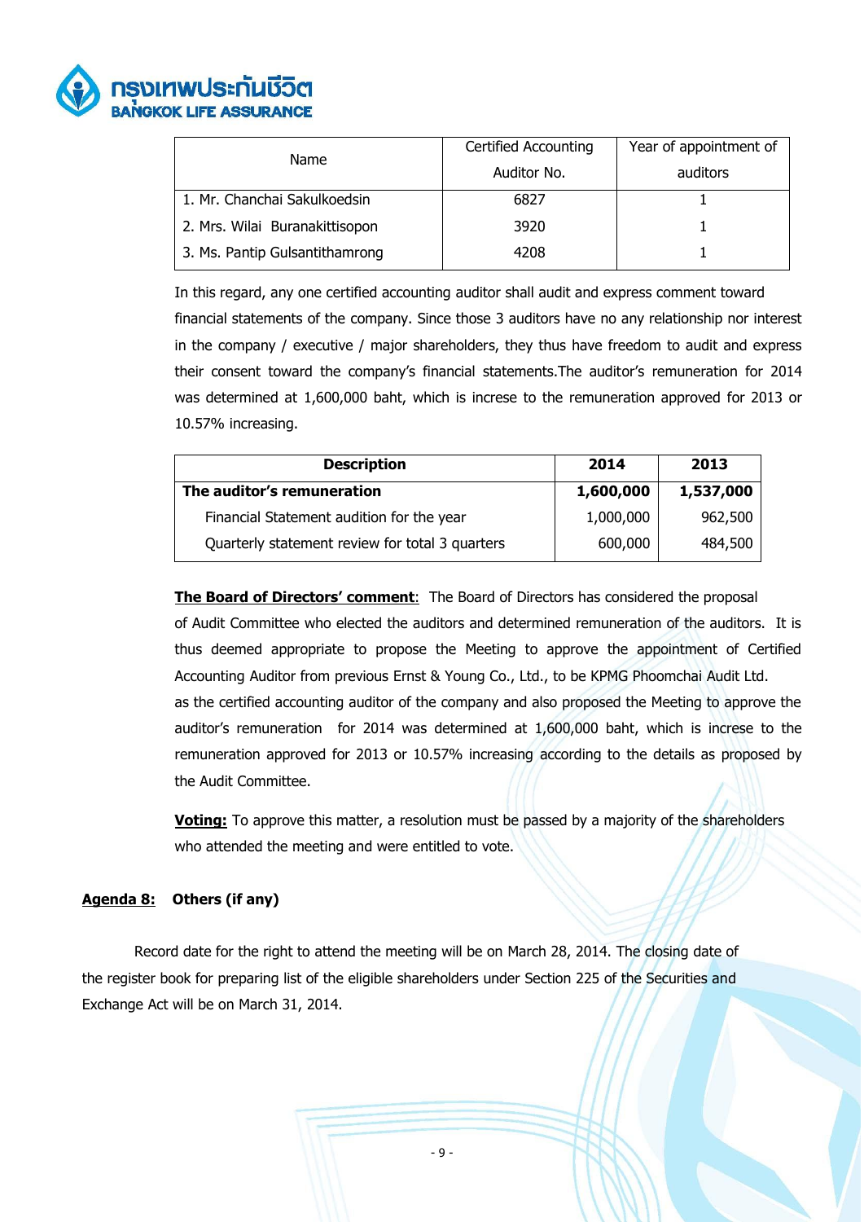| Name | Certified Accounting Auditor No. | Year of appointment of auditors |
|---|---|---|
| 1. Mr. Chanchai Sakulkoedsin | 6827 | 1 |
| 2. Mrs. Wilai Buranakittisopon | 3920 | 1 |
| 3. Ms. Pantip Gulsantithamrong | 4208 | 1 |

In this regard, any one certified accounting auditor shall audit and express comment toward financial statements of the company. Since those 3 auditors have no any relationship nor interest in the company / executive / major shareholders, they thus have freedom to audit and express their consent toward the company's financial statements.The auditor's remuneration for 2014 was determined at 1,600,000 baht, which is increse to the remuneration approved for 2013 or 10.57% increasing.

| Description | 2014 | 2013 |
|---|---|---|
| **The auditor's remuneration** | **1,600,000** | **1,537,000** |
| Financial Statement audition for the year | 1,000,000 | 962,500 |
| Quarterly statement review for total 3 quarters | 600,000 | 484,500 |

**The Board of Directors' comment**: The Board of Directors has considered the proposal of Audit Committee who elected the auditors and determined remuneration of the auditors. It is thus deemed appropriate to propose the Meeting to approve the appointment of Certified Accounting Auditor from previous Ernst & Young Co., Ltd., to be KPMG Phoomchai Audit Ltd. as the certified accounting auditor of the company and also proposed the Meeting to approve the auditor's remuneration for 2014 was determined at 1,600,000 baht, which is increse to the remuneration approved for 2013 or 10.57% increasing according to the details as proposed by the Audit Committee.

**Voting:** To approve this matter, a resolution must be passed by a majority of the shareholders who attended the meeting and were entitled to vote.

**Agenda 8: Others (if any)**

Record date for the right to attend the meeting will be on March 28, 2014. The closing date of the register book for preparing list of the eligible shareholders under Section 225 of the Securities and Exchange Act will be on March 31, 2014.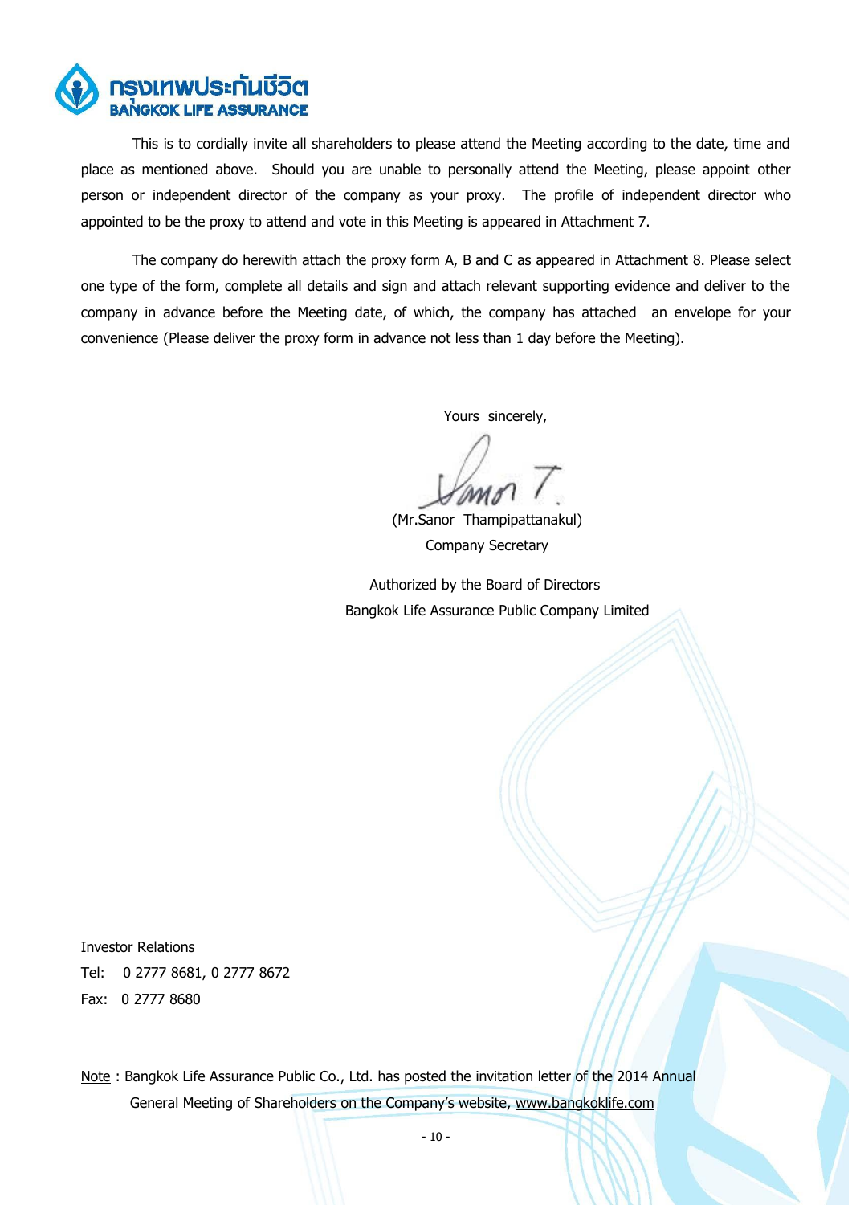This is to cordially invite all shareholders to please attend the Meeting according to the date, time and place as mentioned above. Should you are unable to personally attend the Meeting, please appoint other person or independent director of the company as your proxy. The profile of independent director who appointed to be the proxy to attend and vote in this Meeting is appeared in Attachment 7.

The company do herewith attach the proxy form A, B and C as appeared in Attachment 8. Please select one type of the form, complete all details and sign and attach relevant supporting evidence and deliver to the company in advance before the Meeting date, of which, the company has attached an envelope for your convenience (Please deliver the proxy form in advance not less than 1 day before the Meeting).

Yours sincerely,

(Mr.Sanor Thampipattanakul)
Company Secretary

Authorized by the Board of Directors
Bangkok Life Assurance Public Company Limited

Investor Relations
Tel: 0 2777 8681, 0 2777 8672
Fax: 0 2777 8680

Note : Bangkok Life Assurance Public Co., Ltd. has posted the invitation letter of the 2014 Annual General Meeting of Shareholders on the Company's website, www.bangkoklife.com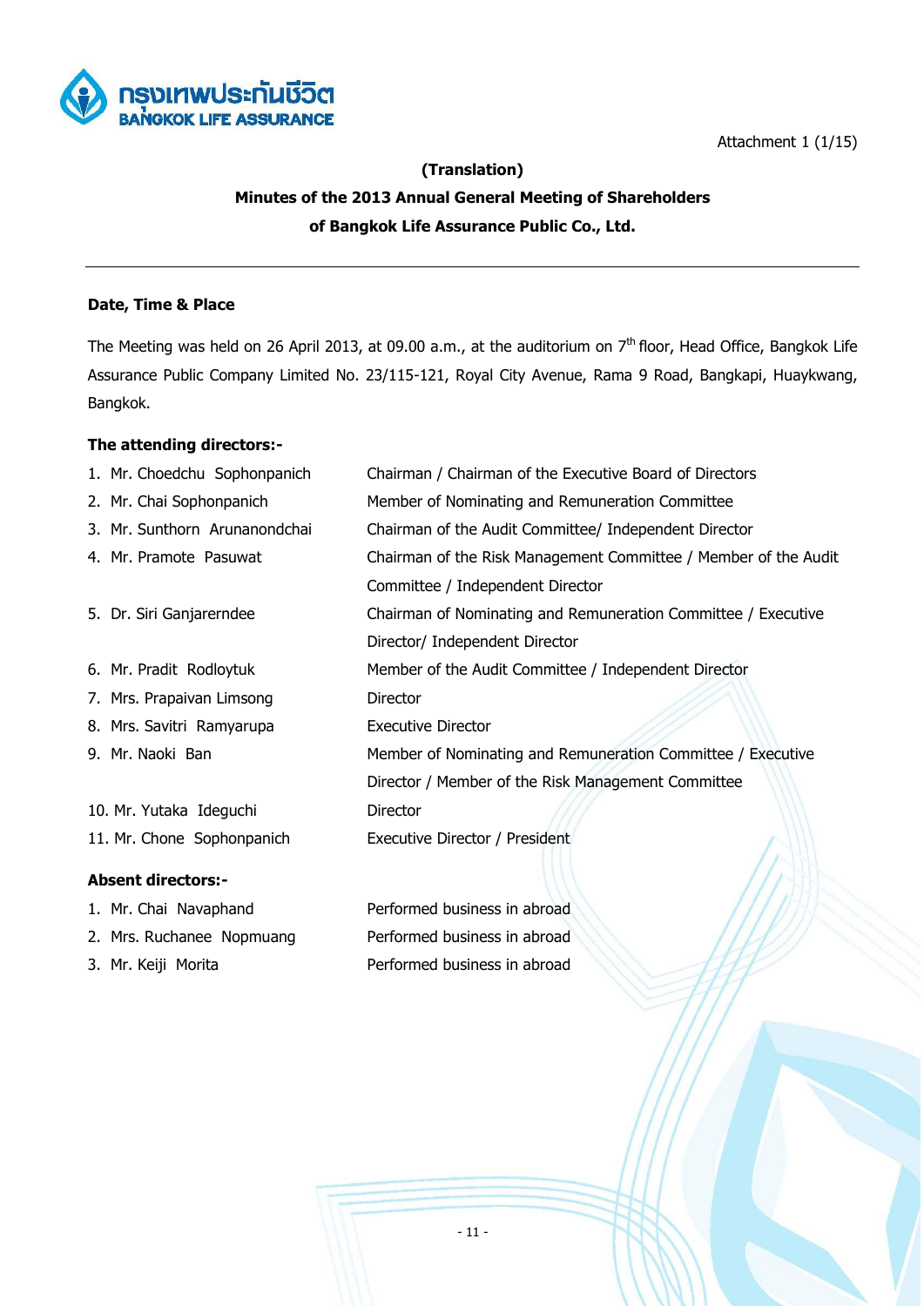Attachment 1 (1/15)

**(Translation)**

**Minutes of the 2013 Annual General Meeting of Shareholders**

**of Bangkok Life Assurance Public Co., Ltd.**

---

**Date, Time & Place**

The Meeting was held on 26 April 2013, at 09.00 a.m., at the auditorium on 7th floor, Head Office, Bangkok Life Assurance Public Company Limited No. 23/115-121, Royal City Avenue, Rama 9 Road, Bangkapi, Huaykwang, Bangkok.

**The attending directors:-**

| | |
|---|---|
| 1. Mr. Choedchu Sophonpanich | Chairman / Chairman of the Executive Board of Directors |
| 2. Mr. Chai Sophonpanich | Member of Nominating and Remuneration Committee |
| 3. Mr. Sunthorn Arunanondchai | Chairman of the Audit Committee/ Independent Director |
| 4. Mr. Pramote Pasuwat | Chairman of the Risk Management Committee / Member of the Audit Committee / Independent Director |
| 5. Dr. Siri Ganjarerndee | Chairman of Nominating and Remuneration Committee / Executive Director/ Independent Director |
| 6. Mr. Pradit Rodloytuk | Member of the Audit Committee / Independent Director |
| 7. Mrs. Prapaivan Limsong | Director |
| 8. Mrs. Savitri Ramyarupa | Executive Director |
| 9. Mr. Naoki Ban | Member of Nominating and Remuneration Committee / Executive Director / Member of the Risk Management Committee |
| 10. Mr. Yutaka Ideguchi | Director |
| 11. Mr. Chone Sophonpanich | Executive Director / President |

**Absent directors:-**

| | |
|---|---|
| 1. Mr. Chai Navaphand | Performed business in abroad |
| 2. Mrs. Ruchanee Nopmuang | Performed business in abroad |
| 3. Mr. Keiji Morita | Performed business in abroad |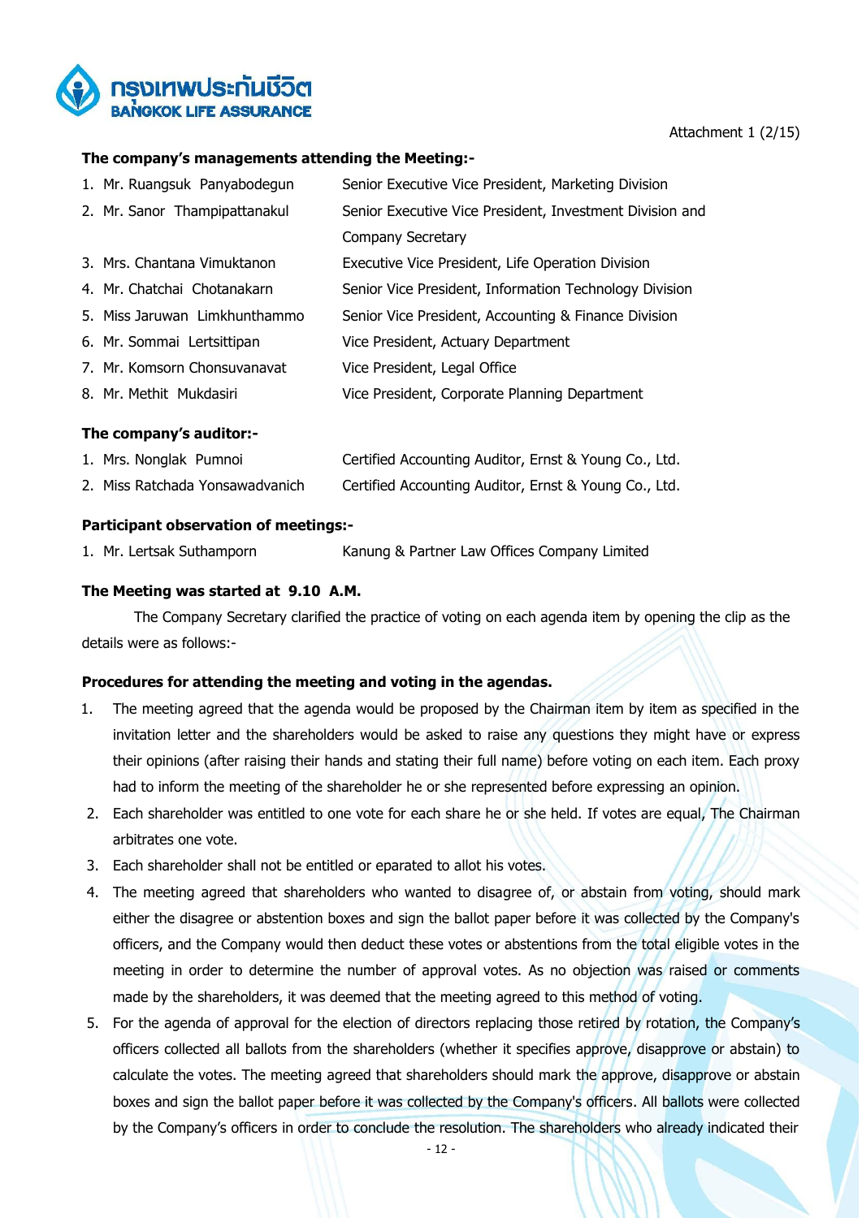Attachment 1 (2/15)

**The company's managements attending the Meeting:-**

1. Mr. Ruangsuk Panyabodegun — Senior Executive Vice President, Marketing Division
2. Mr. Sanor Thampipattanakul — Senior Executive Vice President, Investment Division and Company Secretary
3. Mrs. Chantana Vimuktanon — Executive Vice President, Life Operation Division
4. Mr. Chatchai Chotanakarn — Senior Vice President, Information Technology Division
5. Miss Jaruwan Limkhunthammo — Senior Vice President, Accounting & Finance Division
6. Mr. Sommai Lertsittipan — Vice President, Actuary Department
7. Mr. Komsorn Chonsuvanavat — Vice President, Legal Office
8. Mr. Methit Mukdasiri — Vice President, Corporate Planning Department

**The company's auditor:-**

1. Mrs. Nonglak Pumnoi — Certified Accounting Auditor, Ernst & Young Co., Ltd.
2. Miss Ratchada Yonsawadvanich — Certified Accounting Auditor, Ernst & Young Co., Ltd.

**Participant observation of meetings:-**

1. Mr. Lertsak Suthamporn — Kanung & Partner Law Offices Company Limited

**The Meeting was started at 9.10 A.M.**

The Company Secretary clarified the practice of voting on each agenda item by opening the clip as the details were as follows:-

**Procedures for attending the meeting and voting in the agendas.**

1. The meeting agreed that the agenda would be proposed by the Chairman item by item as specified in the invitation letter and the shareholders would be asked to raise any questions they might have or express their opinions (after raising their hands and stating their full name) before voting on each item. Each proxy had to inform the meeting of the shareholder he or she represented before expressing an opinion.
2. Each shareholder was entitled to one vote for each share he or she held. If votes are equal, The Chairman arbitrates one vote.
3. Each shareholder shall not be entitled or eparated to allot his votes.
4. The meeting agreed that shareholders who wanted to disagree of, or abstain from voting, should mark either the disagree or abstention boxes and sign the ballot paper before it was collected by the Company's officers, and the Company would then deduct these votes or abstentions from the total eligible votes in the meeting in order to determine the number of approval votes. As no objection was raised or comments made by the shareholders, it was deemed that the meeting agreed to this method of voting.
5. For the agenda of approval for the election of directors replacing those retired by rotation, the Company's officers collected all ballots from the shareholders (whether it specifies approve, disapprove or abstain) to calculate the votes. The meeting agreed that shareholders should mark the approve, disapprove or abstain boxes and sign the ballot paper before it was collected by the Company's officers. All ballots were collected by the Company's officers in order to conclude the resolution. The shareholders who already indicated their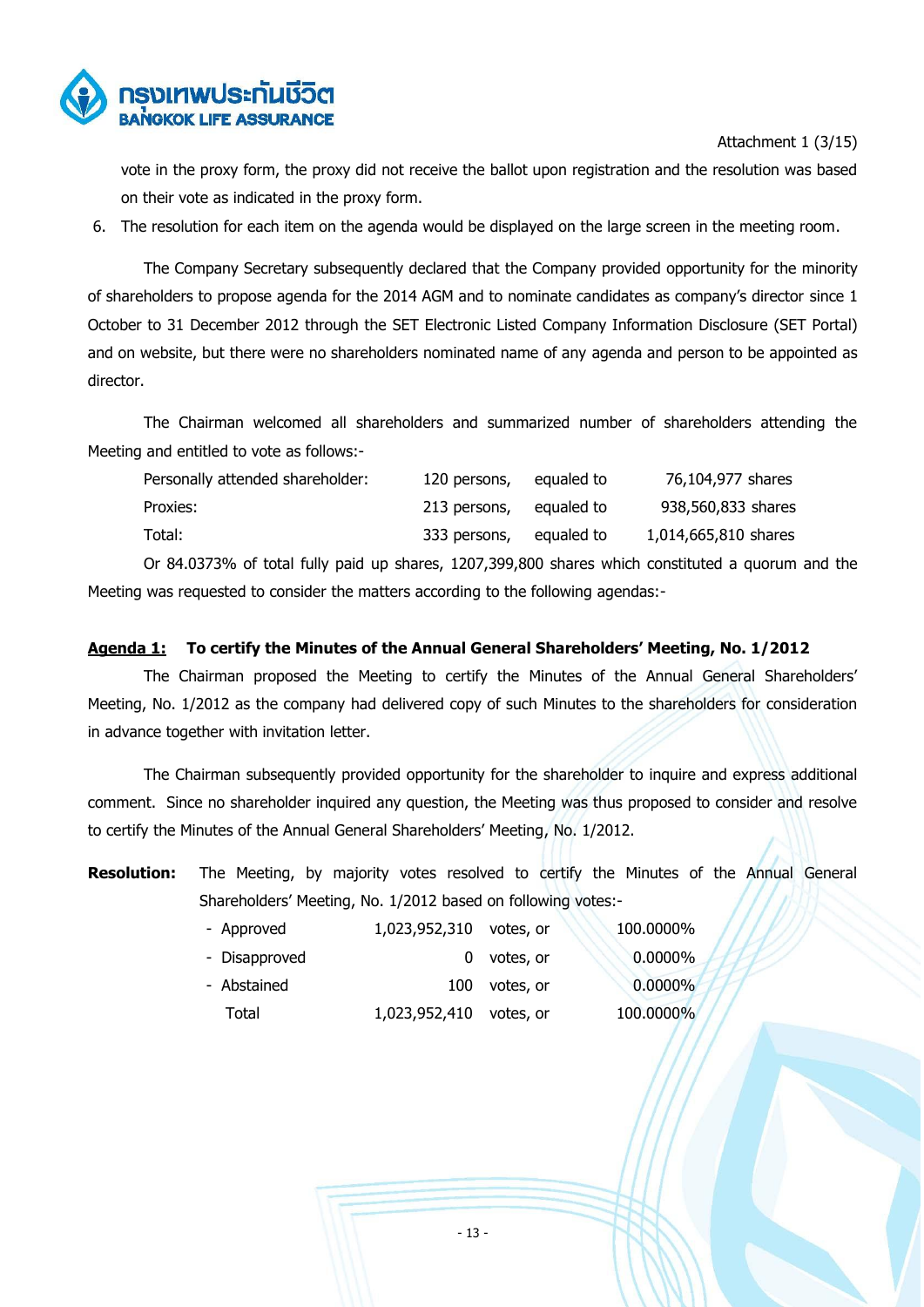Attachment 1 (3/15)

vote in the proxy form, the proxy did not receive the ballot upon registration and the resolution was based on their vote as indicated in the proxy form.

6. The resolution for each item on the agenda would be displayed on the large screen in the meeting room.

The Company Secretary subsequently declared that the Company provided opportunity for the minority of shareholders to propose agenda for the 2014 AGM and to nominate candidates as company's director since 1 October to 31 December 2012 through the SET Electronic Listed Company Information Disclosure (SET Portal) and on website, but there were no shareholders nominated name of any agenda and person to be appointed as director.

The Chairman welcomed all shareholders and summarized number of shareholders attending the Meeting and entitled to vote as follows:-

| | | | |
|---|---|---|---|
| Personally attended shareholder: | 120 persons, | equaled to | 76,104,977 shares |
| Proxies: | 213 persons, | equaled to | 938,560,833 shares |
| Total: | 333 persons, | equaled to | 1,014,665,810 shares |

Or 84.0373% of total fully paid up shares, 1207,399,800 shares which constituted a quorum and the Meeting was requested to consider the matters according to the following agendas:-

**Agenda 1: To certify the Minutes of the Annual General Shareholders' Meeting, No. 1/2012**

The Chairman proposed the Meeting to certify the Minutes of the Annual General Shareholders' Meeting, No. 1/2012 as the company had delivered copy of such Minutes to the shareholders for consideration in advance together with invitation letter.

The Chairman subsequently provided opportunity for the shareholder to inquire and express additional comment. Since no shareholder inquired any question, the Meeting was thus proposed to consider and resolve to certify the Minutes of the Annual General Shareholders' Meeting, No. 1/2012.

**Resolution:** The Meeting, by majority votes resolved to certify the Minutes of the Annual General Shareholders' Meeting, No. 1/2012 based on following votes:-

| | | | |
|---|---|---|---|
| - Approved | 1,023,952,310 | votes, or | 100.0000% |
| - Disapproved | 0 | votes, or | 0.0000% |
| - Abstained | 100 | votes, or | 0.0000% |
| Total | 1,023,952,410 | votes, or | 100.0000% |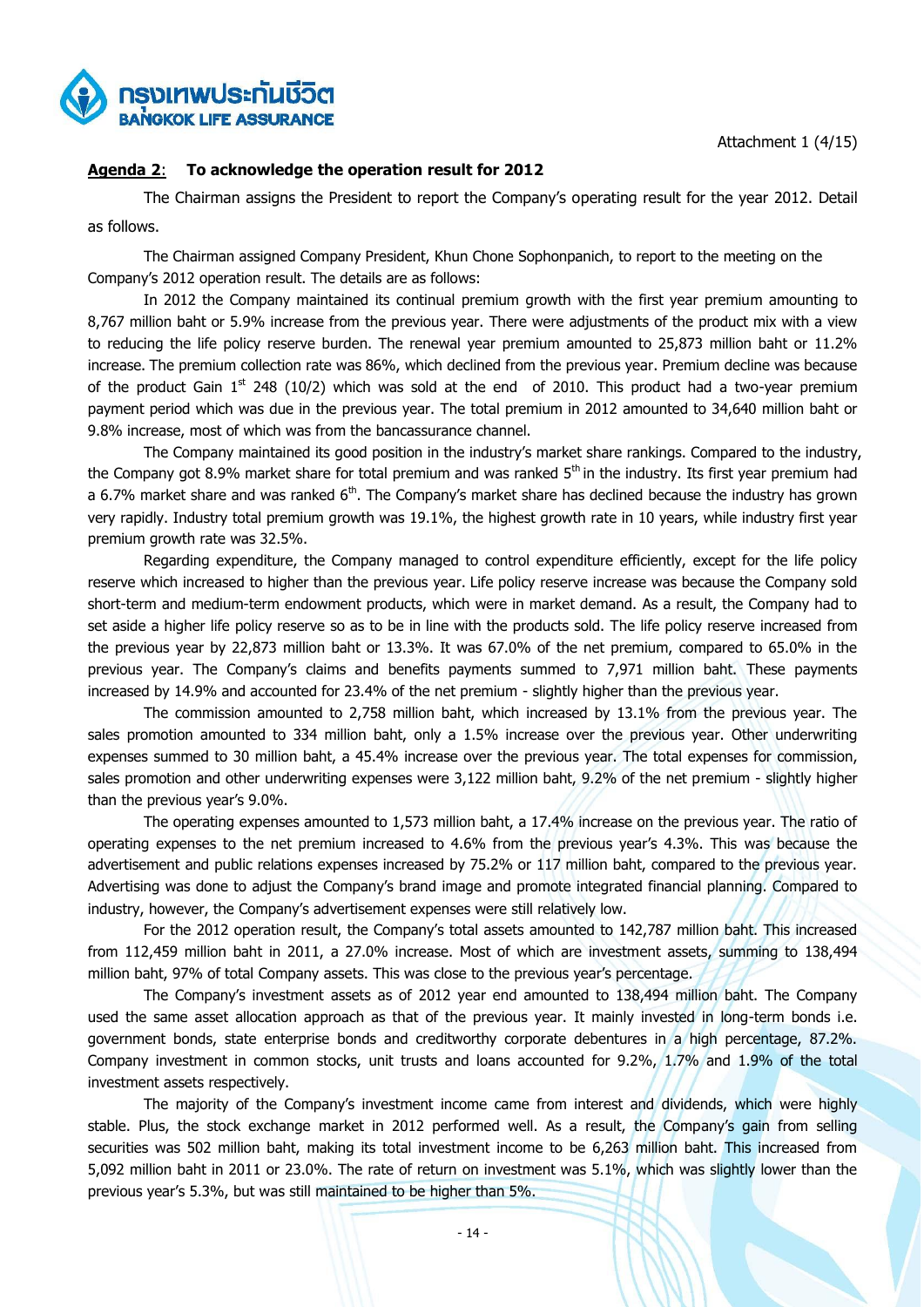**Agenda 2**: **To acknowledge the operation result for 2012**

The Chairman assigns the President to report the Company's operating result for the year 2012. Detail as follows.

The Chairman assigned Company President, Khun Chone Sophonpanich, to report to the meeting on the Company's 2012 operation result. The details are as follows:

In 2012 the Company maintained its continual premium growth with the first year premium amounting to 8,767 million baht or 5.9% increase from the previous year. There were adjustments of the product mix with a view to reducing the life policy reserve burden. The renewal year premium amounted to 25,873 million baht or 11.2% increase. The premium collection rate was 86%, which declined from the previous year. Premium decline was because of the product Gain 1st 248 (10/2) which was sold at the end of 2010. This product had a two-year premium payment period which was due in the previous year. The total premium in 2012 amounted to 34,640 million baht or 9.8% increase, most of which was from the bancassurance channel.

The Company maintained its good position in the industry's market share rankings. Compared to the industry, the Company got 8.9% market share for total premium and was ranked 5th in the industry. Its first year premium had a 6.7% market share and was ranked 6th. The Company's market share has declined because the industry has grown very rapidly. Industry total premium growth was 19.1%, the highest growth rate in 10 years, while industry first year premium growth rate was 32.5%.

Regarding expenditure, the Company managed to control expenditure efficiently, except for the life policy reserve which increased to higher than the previous year. Life policy reserve increase was because the Company sold short-term and medium-term endowment products, which were in market demand. As a result, the Company had to set aside a higher life policy reserve so as to be in line with the products sold. The life policy reserve increased from the previous year by 22,873 million baht or 13.3%. It was 67.0% of the net premium, compared to 65.0% in the previous year. The Company's claims and benefits payments summed to 7,971 million baht. These payments increased by 14.9% and accounted for 23.4% of the net premium - slightly higher than the previous year.

The commission amounted to 2,758 million baht, which increased by 13.1% from the previous year. The sales promotion amounted to 334 million baht, only a 1.5% increase over the previous year. Other underwriting expenses summed to 30 million baht, a 45.4% increase over the previous year. The total expenses for commission, sales promotion and other underwriting expenses were 3,122 million baht, 9.2% of the net premium - slightly higher than the previous year's 9.0%.

The operating expenses amounted to 1,573 million baht, a 17.4% increase on the previous year. The ratio of operating expenses to the net premium increased to 4.6% from the previous year's 4.3%. This was because the advertisement and public relations expenses increased by 75.2% or 117 million baht, compared to the previous year. Advertising was done to adjust the Company's brand image and promote integrated financial planning. Compared to industry, however, the Company's advertisement expenses were still relatively low.

For the 2012 operation result, the Company's total assets amounted to 142,787 million baht. This increased from 112,459 million baht in 2011, a 27.0% increase. Most of which are investment assets, summing to 138,494 million baht, 97% of total Company assets. This was close to the previous year's percentage.

The Company's investment assets as of 2012 year end amounted to 138,494 million baht. The Company used the same asset allocation approach as that of the previous year. It mainly invested in long-term bonds i.e. government bonds, state enterprise bonds and creditworthy corporate debentures in a high percentage, 87.2%. Company investment in common stocks, unit trusts and loans accounted for 9.2%, 1.7% and 1.9% of the total investment assets respectively.

The majority of the Company's investment income came from interest and dividends, which were highly stable. Plus, the stock exchange market in 2012 performed well. As a result, the Company's gain from selling securities was 502 million baht, making its total investment income to be 6,263 million baht. This increased from 5,092 million baht in 2011 or 23.0%. The rate of return on investment was 5.1%, which was slightly lower than the previous year's 5.3%, but was still maintained to be higher than 5%.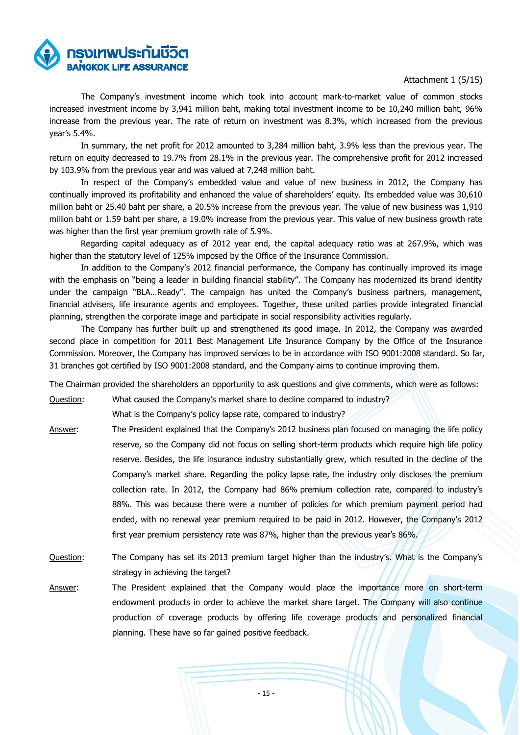The Company's investment income which took into account mark-to-market value of common stocks increased investment income by 3,941 million baht, making total investment income to be 10,240 million baht, 96% increase from the previous year. The rate of return on investment was 8.3%, which increased from the previous year's 5.4%.

In summary, the net profit for 2012 amounted to 3,284 million baht, 3.9% less than the previous year. The return on equity decreased to 19.7% from 28.1% in the previous year. The comprehensive profit for 2012 increased by 103.9% from the previous year and was valued at 7,248 million baht.

In respect of the Company's embedded value and value of new business in 2012, the Company has continually improved its profitability and enhanced the value of shareholders' equity. Its embedded value was 30,610 million baht or 25.40 baht per share, a 20.5% increase from the previous year. The value of new business was 1,910 million baht or 1.59 baht per share, a 19.0% increase from the previous year. This value of new business growth rate was higher than the first year premium growth rate of 5.9%.

Regarding capital adequacy as of 2012 year end, the capital adequacy ratio was at 267.9%, which was higher than the statutory level of 125% imposed by the Office of the Insurance Commission.

In addition to the Company's 2012 financial performance, the Company has continually improved its image with the emphasis on "being a leader in building financial stability". The Company has modernized its brand identity under the campaign "BLA…Ready". The campaign has united the Company's business partners, management, financial advisers, life insurance agents and employees. Together, these united parties provide integrated financial planning, strengthen the corporate image and participate in social responsibility activities regularly.

The Company has further built up and strengthened its good image. In 2012, the Company was awarded second place in competition for 2011 Best Management Life Insurance Company by the Office of the Insurance Commission. Moreover, the Company has improved services to be in accordance with ISO 9001:2008 standard. So far, 31 branches got certified by ISO 9001:2008 standard, and the Company aims to continue improving them.

The Chairman provided the shareholders an opportunity to ask questions and give comments, which were as follows:

Question: What caused the Company's market share to decline compared to industry? What is the Company's policy lapse rate, compared to industry?

Answer: The President explained that the Company's 2012 business plan focused on managing the life policy reserve, so the Company did not focus on selling short-term products which require high life policy reserve. Besides, the life insurance industry substantially grew, which resulted in the decline of the Company's market share. Regarding the policy lapse rate, the industry only discloses the premium collection rate. In 2012, the Company had 86% premium collection rate, compared to industry's 88%. This was because there were a number of policies for which premium payment period had ended, with no renewal year premium required to be paid in 2012. However, the Company's 2012 first year premium persistency rate was 87%, higher than the previous year's 86%.

Question: The Company has set its 2013 premium target higher than the industry's. What is the Company's strategy in achieving the target?

Answer: The President explained that the Company would place the importance more on short-term endowment products in order to achieve the market share target. The Company will also continue production of coverage products by offering life coverage products and personalized financial planning. These have so far gained positive feedback.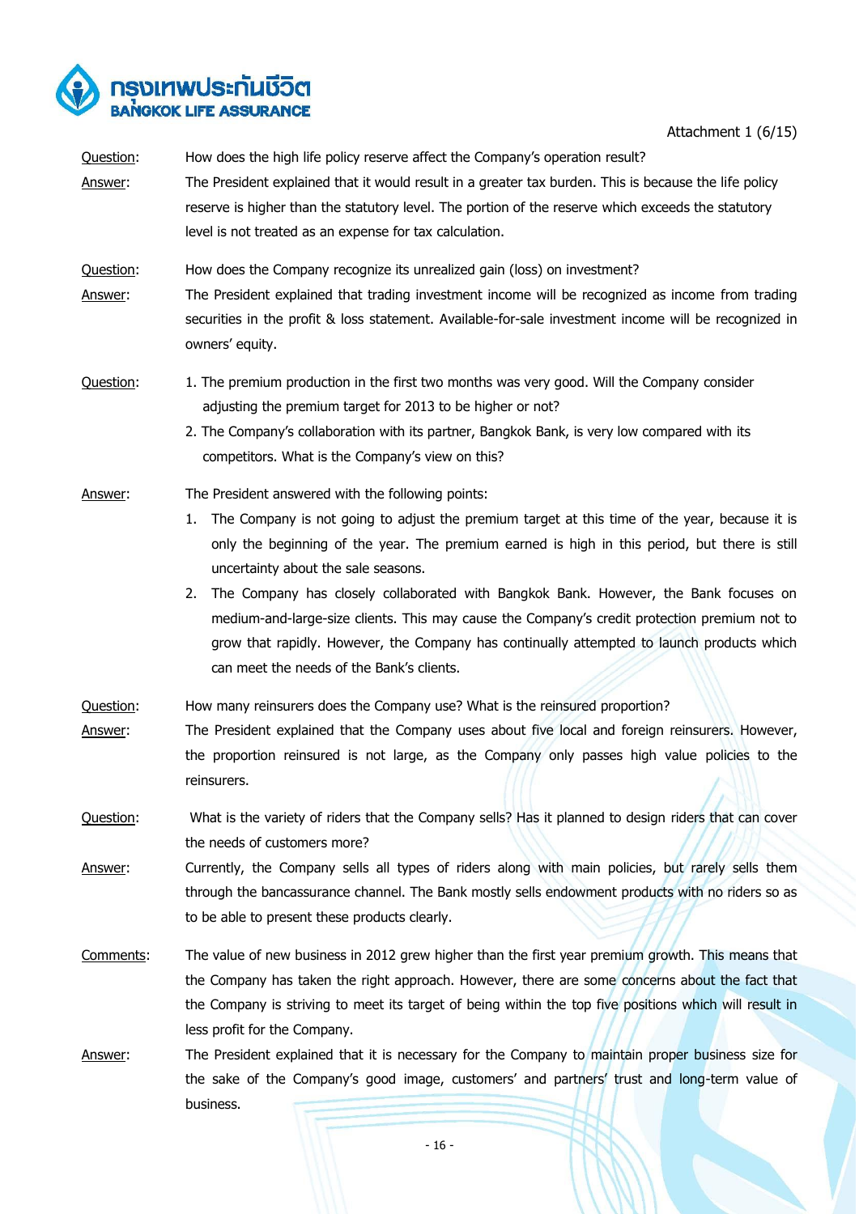Attachment 1 (6/15)

<u>Question</u>: How does the high life policy reserve affect the Company's operation result?

<u>Answer</u>: The President explained that it would result in a greater tax burden. This is because the life policy reserve is higher than the statutory level. The portion of the reserve which exceeds the statutory level is not treated as an expense for tax calculation.

<u>Question</u>: How does the Company recognize its unrealized gain (loss) on investment?

<u>Answer</u>: The President explained that trading investment income will be recognized as income from trading securities in the profit & loss statement. Available-for-sale investment income will be recognized in owners' equity.

<u>Question</u>:

1. The premium production in the first two months was very good. Will the Company consider adjusting the premium target for 2013 to be higher or not?
2. The Company's collaboration with its partner, Bangkok Bank, is very low compared with its competitors. What is the Company's view on this?

<u>Answer</u>: The President answered with the following points:

1. The Company is not going to adjust the premium target at this time of the year, because it is only the beginning of the year. The premium earned is high in this period, but there is still uncertainty about the sale seasons.
2. The Company has closely collaborated with Bangkok Bank. However, the Bank focuses on medium-and-large-size clients. This may cause the Company's credit protection premium not to grow that rapidly. However, the Company has continually attempted to launch products which can meet the needs of the Bank's clients.

<u>Question</u>: How many reinsurers does the Company use? What is the reinsured proportion?

<u>Answer</u>: The President explained that the Company uses about five local and foreign reinsurers. However, the proportion reinsured is not large, as the Company only passes high value policies to the reinsurers.

<u>Question</u>: What is the variety of riders that the Company sells? Has it planned to design riders that can cover the needs of customers more?

<u>Answer</u>: Currently, the Company sells all types of riders along with main policies, but rarely sells them through the bancassurance channel. The Bank mostly sells endowment products with no riders so as to be able to present these products clearly.

<u>Comments</u>: The value of new business in 2012 grew higher than the first year premium growth. This means that the Company has taken the right approach. However, there are some concerns about the fact that the Company is striving to meet its target of being within the top five positions which will result in less profit for the Company.

<u>Answer</u>: The President explained that it is necessary for the Company to maintain proper business size for the sake of the Company's good image, customers' and partners' trust and long-term value of business.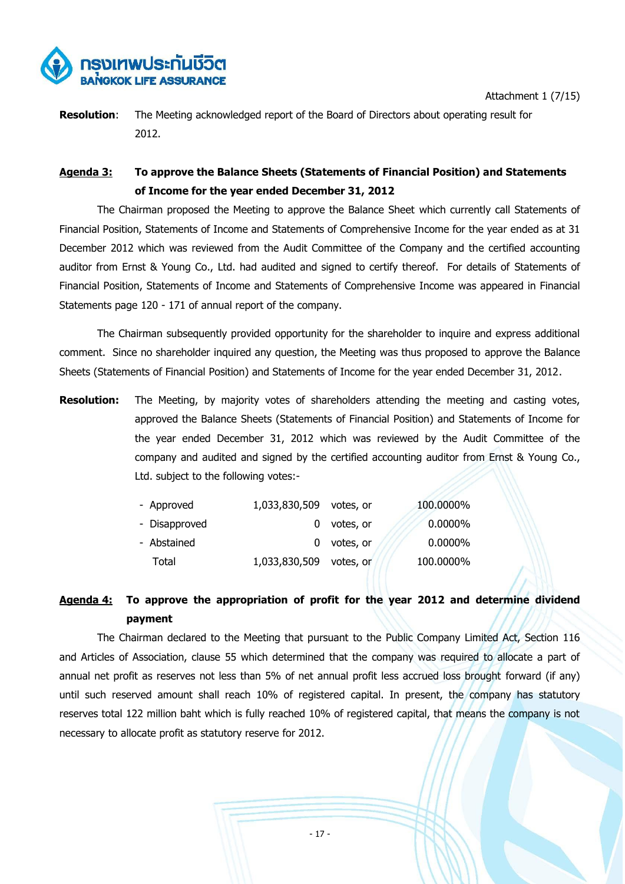**Resolution**: The Meeting acknowledged report of the Board of Directors about operating result for 2012.

## Agenda 3: To approve the Balance Sheets (Statements of Financial Position) and Statements of Income for the year ended December 31, 2012

The Chairman proposed the Meeting to approve the Balance Sheet which currently call Statements of Financial Position, Statements of Income and Statements of Comprehensive Income for the year ended as at 31 December 2012 which was reviewed from the Audit Committee of the Company and the certified accounting auditor from Ernst & Young Co., Ltd. had audited and signed to certify thereof. For details of Statements of Financial Position, Statements of Income and Statements of Comprehensive Income was appeared in Financial Statements page 120 - 171 of annual report of the company.

The Chairman subsequently provided opportunity for the shareholder to inquire and express additional comment. Since no shareholder inquired any question, the Meeting was thus proposed to approve the Balance Sheets (Statements of Financial Position) and Statements of Income for the year ended December 31, 2012.

**Resolution:** The Meeting, by majority votes of shareholders attending the meeting and casting votes, approved the Balance Sheets (Statements of Financial Position) and Statements of Income for the year ended December 31, 2012 which was reviewed by the Audit Committee of the company and audited and signed by the certified accounting auditor from Ernst & Young Co., Ltd. subject to the following votes:-

| | | | |
|---|---|---|---|
| - Approved | 1,033,830,509 | votes, or | 100.0000% |
| - Disapproved | 0 | votes, or | 0.0000% |
| - Abstained | 0 | votes, or | 0.0000% |
| Total | 1,033,830,509 | votes, or | 100.0000% |

## Agenda 4: To approve the appropriation of profit for the year 2012 and determine dividend payment

The Chairman declared to the Meeting that pursuant to the Public Company Limited Act, Section 116 and Articles of Association, clause 55 which determined that the company was required to allocate a part of annual net profit as reserves not less than 5% of net annual profit less accrued loss brought forward (if any) until such reserved amount shall reach 10% of registered capital. In present, the company has statutory reserves total 122 million baht which is fully reached 10% of registered capital, that means the company is not necessary to allocate profit as statutory reserve for 2012.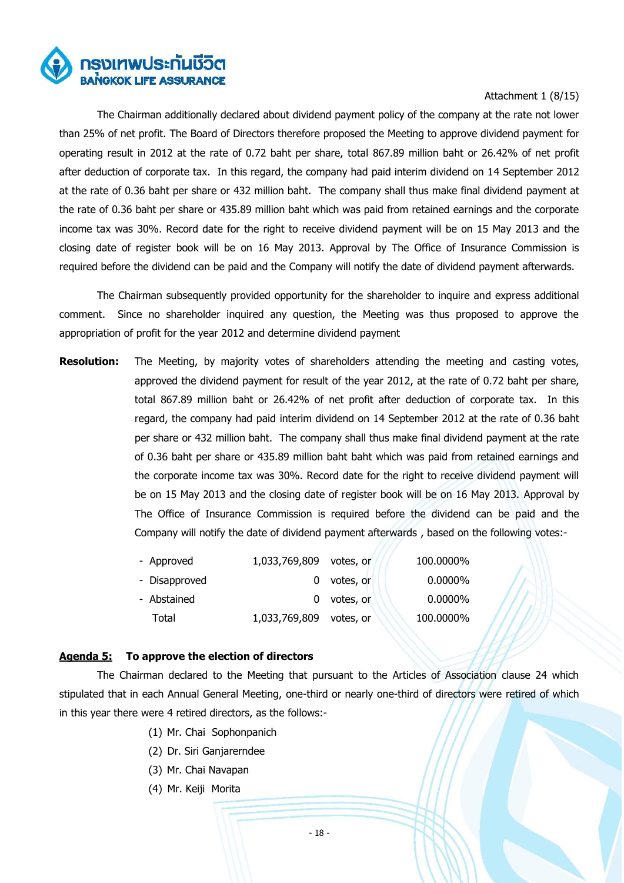Attachment 1 (8/15)

The Chairman additionally declared about dividend payment policy of the company at the rate not lower than 25% of net profit. The Board of Directors therefore proposed the Meeting to approve dividend payment for operating result in 2012 at the rate of 0.72 baht per share, total 867.89 million baht or 26.42% of net profit after deduction of corporate tax. In this regard, the company had paid interim dividend on 14 September 2012 at the rate of 0.36 baht per share or 432 million baht. The company shall thus make final dividend payment at the rate of 0.36 baht per share or 435.89 million baht which was paid from retained earnings and the corporate income tax was 30%. Record date for the right to receive dividend payment will be on 15 May 2013 and the closing date of register book will be on 16 May 2013. Approval by The Office of Insurance Commission is required before the dividend can be paid and the Company will notify the date of dividend payment afterwards.

The Chairman subsequently provided opportunity for the shareholder to inquire and express additional comment. Since no shareholder inquired any question, the Meeting was thus proposed to approve the appropriation of profit for the year 2012 and determine dividend payment

**Resolution:** The Meeting, by majority votes of shareholders attending the meeting and casting votes, approved the dividend payment for result of the year 2012, at the rate of 0.72 baht per share, total 867.89 million baht or 26.42% of net profit after deduction of corporate tax. In this regard, the company had paid interim dividend on 14 September 2012 at the rate of 0.36 baht per share or 432 million baht. The company shall thus make final dividend payment at the rate of 0.36 baht per share or 435.89 million baht baht which was paid from retained earnings and the corporate income tax was 30%. Record date for the right to receive dividend payment will be on 15 May 2013 and the closing date of register book will be on 16 May 2013. Approval by The Office of Insurance Commission is required before the dividend can be paid and the Company will notify the date of dividend payment afterwards , based on the following votes:-

| | | | |
|---|---|---|---|
| - Approved | 1,033,769,809 | votes, or | 100.0000% |
| - Disapproved | 0 | votes, or | 0.0000% |
| - Abstained | 0 | votes, or | 0.0000% |
| Total | 1,033,769,809 | votes, or | 100.0000% |

**Agenda 5: To approve the election of directors**

The Chairman declared to the Meeting that pursuant to the Articles of Association clause 24 which stipulated that in each Annual General Meeting, one-third or nearly one-third of directors were retired of which in this year there were 4 retired directors, as the follows:-

(1) Mr. Chai Sophonpanich
(2) Dr. Siri Ganjarerndee
(3) Mr. Chai Navapan
(4) Mr. Keiji Morita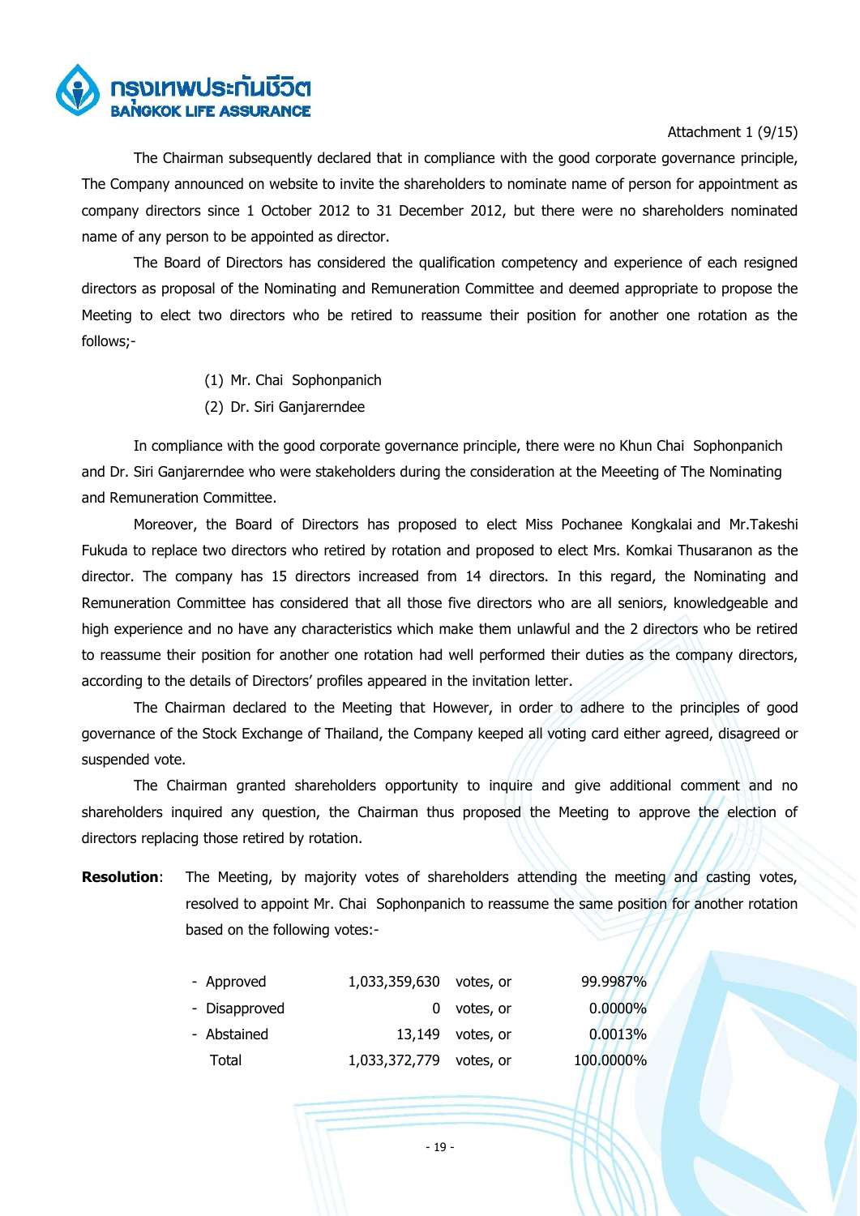Attachment 1 (9/15)

The Chairman subsequently declared that in compliance with the good corporate governance principle, The Company announced on website to invite the shareholders to nominate name of person for appointment as company directors since 1 October 2012 to 31 December 2012, but there were no shareholders nominated name of any person to be appointed as director.

The Board of Directors has considered the qualification competency and experience of each resigned directors as proposal of the Nominating and Remuneration Committee and deemed appropriate to propose the Meeting to elect two directors who be retired to reassume their position for another one rotation as the follows;-

(1) Mr. Chai Sophonpanich
(2) Dr. Siri Ganjarerndee

In compliance with the good corporate governance principle, there were no Khun Chai Sophonpanich and Dr. Siri Ganjarerndee who were stakeholders during the consideration at the Meeeting of The Nominating and Remuneration Committee.

Moreover, the Board of Directors has proposed to elect Miss Pochanee Kongkalai and Mr.Takeshi Fukuda to replace two directors who retired by rotation and proposed to elect Mrs. Komkai Thusaranon as the director. The company has 15 directors increased from 14 directors. In this regard, the Nominating and Remuneration Committee has considered that all those five directors who are all seniors, knowledgeable and high experience and no have any characteristics which make them unlawful and the 2 directors who be retired to reassume their position for another one rotation had well performed their duties as the company directors, according to the details of Directors' profiles appeared in the invitation letter.

The Chairman declared to the Meeting that However, in order to adhere to the principles of good governance of the Stock Exchange of Thailand, the Company keeped all voting card either agreed, disagreed or suspended vote.

The Chairman granted shareholders opportunity to inquire and give additional comment and no shareholders inquired any question, the Chairman thus proposed the Meeting to approve the election of directors replacing those retired by rotation.

**Resolution**: The Meeting, by majority votes of shareholders attending the meeting and casting votes, resolved to appoint Mr. Chai Sophonpanich to reassume the same position for another rotation based on the following votes:-

| | | | |
|---|---|---|---|
| - Approved | 1,033,359,630 | votes, or | 99.9987% |
| - Disapproved | 0 | votes, or | 0.0000% |
| - Abstained | 13,149 | votes, or | 0.0013% |
| Total | 1,033,372,779 | votes, or | 100.0000% |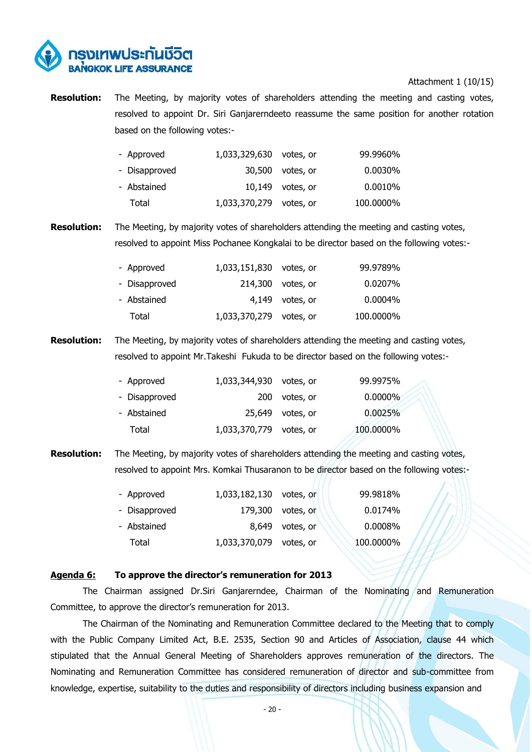Attachment 1 (10/15)

**Resolution:** The Meeting, by majority votes of shareholders attending the meeting and casting votes, resolved to appoint Dr. Siri Ganjarerndeeto reassume the same position for another rotation based on the following votes:-

| | | | |
|---|---|---|---|
| - Approved | 1,033,329,630 | votes, or | 99.9960% |
| - Disapproved | 30,500 | votes, or | 0.0030% |
| - Abstained | 10,149 | votes, or | 0.0010% |
| Total | 1,033,370,279 | votes, or | 100.0000% |

**Resolution:** The Meeting, by majority votes of shareholders attending the meeting and casting votes, resolved to appoint Miss Pochanee Kongkalai to be director based on the following votes:-

| | | | |
|---|---|---|---|
| - Approved | 1,033,151,830 | votes, or | 99.9789% |
| - Disapproved | 214,300 | votes, or | 0.0207% |
| - Abstained | 4,149 | votes, or | 0.0004% |
| Total | 1,033,370,279 | votes, or | 100.0000% |

**Resolution:** The Meeting, by majority votes of shareholders attending the meeting and casting votes, resolved to appoint Mr.Takeshi Fukuda to be director based on the following votes:-

| | | | |
|---|---|---|---|
| - Approved | 1,033,344,930 | votes, or | 99.9975% |
| - Disapproved | 200 | votes, or | 0.0000% |
| - Abstained | 25,649 | votes, or | 0.0025% |
| Total | 1,033,370,779 | votes, or | 100.0000% |

**Resolution:** The Meeting, by majority votes of shareholders attending the meeting and casting votes, resolved to appoint Mrs. Komkai Thusaranon to be director based on the following votes:-

| | | | |
|---|---|---|---|
| - Approved | 1,033,182,130 | votes, or | 99.9818% |
| - Disapproved | 179,300 | votes, or | 0.0174% |
| - Abstained | 8,649 | votes, or | 0.0008% |
| Total | 1,033,370,079 | votes, or | 100.0000% |

**Agenda 6: To approve the director's remuneration for 2013**

The Chairman assigned Dr.Siri Ganjarerndee, Chairman of the Nominating and Remuneration Committee, to approve the director's remuneration for 2013.

The Chairman of the Nominating and Remuneration Committee declared to the Meeting that to comply with the Public Company Limited Act, B.E. 2535, Section 90 and Articles of Association, clause 44 which stipulated that the Annual General Meeting of Shareholders approves remuneration of the directors. The Nominating and Remuneration Committee has considered remuneration of director and sub-committee from knowledge, expertise, suitability to the duties and responsibility of directors including business expansion and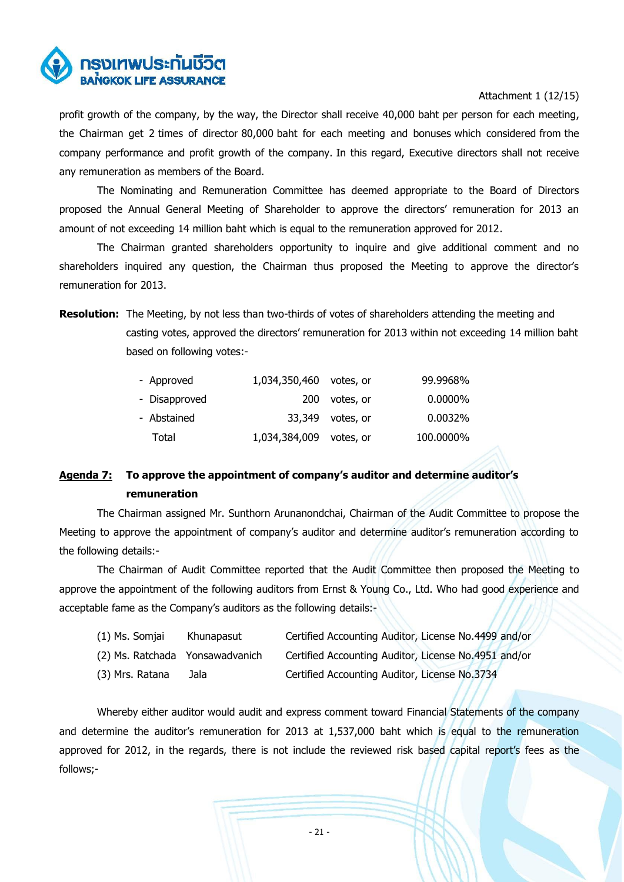profit growth of the company, by the way, the Director shall receive 40,000 baht per person for each meeting, the Chairman get 2 times of director 80,000 baht for each meeting and bonuses which considered from the company performance and profit growth of the company. In this regard, Executive directors shall not receive any remuneration as members of the Board.

The Nominating and Remuneration Committee has deemed appropriate to the Board of Directors proposed the Annual General Meeting of Shareholder to approve the directors' remuneration for 2013 an amount of not exceeding 14 million baht which is equal to the remuneration approved for 2012.

The Chairman granted shareholders opportunity to inquire and give additional comment and no shareholders inquired any question, the Chairman thus proposed the Meeting to approve the director's remuneration for 2013.

**Resolution:** The Meeting, by not less than two-thirds of votes of shareholders attending the meeting and casting votes, approved the directors' remuneration for 2013 within not exceeding 14 million baht based on following votes:-

| | | | |
|---|---|---|---|
| - Approved | 1,034,350,460 | votes, or | 99.9968% |
| - Disapproved | 200 | votes, or | 0.0000% |
| - Abstained | 33,349 | votes, or | 0.0032% |
| Total | 1,034,384,009 | votes, or | 100.0000% |

**Agenda 7: To approve the appointment of company's auditor and determine auditor's remuneration**

The Chairman assigned Mr. Sunthorn Arunanondchai, Chairman of the Audit Committee to propose the Meeting to approve the appointment of company's auditor and determine auditor's remuneration according to the following details:-

The Chairman of Audit Committee reported that the Audit Committee then proposed the Meeting to approve the appointment of the following auditors from Ernst & Young Co., Ltd. Who had good experience and acceptable fame as the Company's auditors as the following details:-

| | | |
|---|---|---|
| (1) Ms. Somjai | Khunapasut | Certified Accounting Auditor, License No.4499 and/or |
| (2) Ms. Ratchada | Yonsawadvanich | Certified Accounting Auditor, License No.4951 and/or |
| (3) Mrs. Ratana | Jala | Certified Accounting Auditor, License No.3734 |

Whereby either auditor would audit and express comment toward Financial Statements of the company and determine the auditor's remuneration for 2013 at 1,537,000 baht which is equal to the remuneration approved for 2012, in the regards, there is not include the reviewed risk based capital report's fees as the follows;-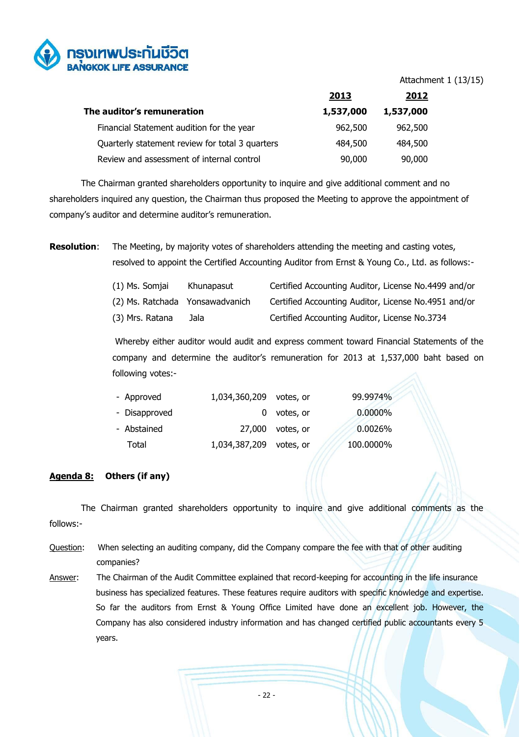Attachment 1 (13/15)

| | 2013 | 2012 |
|---|---|---|
| **The auditor's remuneration** | **1,537,000** | **1,537,000** |
| Financial Statement audition for the year | 962,500 | 962,500 |
| Quarterly statement review for total 3 quarters | 484,500 | 484,500 |
| Review and assessment of internal control | 90,000 | 90,000 |

The Chairman granted shareholders opportunity to inquire and give additional comment and no shareholders inquired any question, the Chairman thus proposed the Meeting to approve the appointment of company's auditor and determine auditor's remuneration.

**Resolution**: The Meeting, by majority votes of shareholders attending the meeting and casting votes, resolved to appoint the Certified Accounting Auditor from Ernst & Young Co., Ltd. as follows:-

| | | |
|---|---|---|
| (1) Ms. Somjai | Khunapasut | Certified Accounting Auditor, License No.4499 and/or |
| (2) Ms. Ratchada | Yonsawadvanich | Certified Accounting Auditor, License No.4951 and/or |
| (3) Mrs. Ratana | Jala | Certified Accounting Auditor, License No.3734 |

Whereby either auditor would audit and express comment toward Financial Statements of the company and determine the auditor's remuneration for 2013 at 1,537,000 baht based on following votes:-

| | | | |
|---|---|---|---|
| - Approved | 1,034,360,209 | votes, or | 99.9974% |
| - Disapproved | 0 | votes, or | 0.0000% |
| - Abstained | 27,000 | votes, or | 0.0026% |
| Total | 1,034,387,209 | votes, or | 100.0000% |

**Agenda 8: Others (if any)**

The Chairman granted shareholders opportunity to inquire and give additional comments as the follows:-

Question: When selecting an auditing company, did the Company compare the fee with that of other auditing companies?

Answer: The Chairman of the Audit Committee explained that record-keeping for accounting in the life insurance business has specialized features. These features require auditors with specific knowledge and expertise. So far the auditors from Ernst & Young Office Limited have done an excellent job. However, the Company has also considered industry information and has changed certified public accountants every 5 years.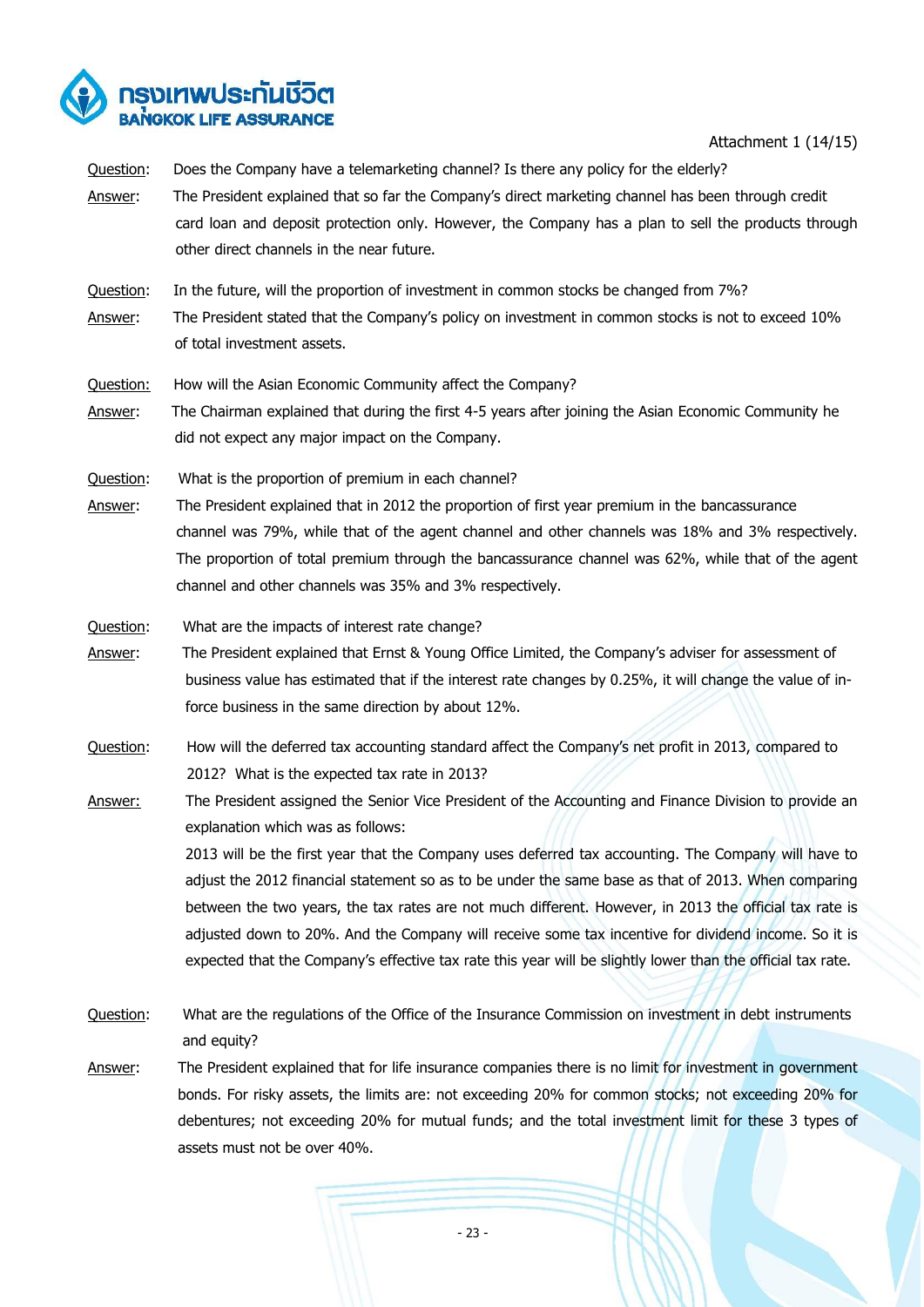Attachment 1 (14/15)

Question: Does the Company have a telemarketing channel? Is there any policy for the elderly?

Answer: The President explained that so far the Company's direct marketing channel has been through credit card loan and deposit protection only. However, the Company has a plan to sell the products through other direct channels in the near future.

Question: In the future, will the proportion of investment in common stocks be changed from 7%?

Answer: The President stated that the Company's policy on investment in common stocks is not to exceed 10% of total investment assets.

Question: How will the Asian Economic Community affect the Company?

Answer: The Chairman explained that during the first 4-5 years after joining the Asian Economic Community he did not expect any major impact on the Company.

Question: What is the proportion of premium in each channel?

Answer: The President explained that in 2012 the proportion of first year premium in the bancassurance channel was 79%, while that of the agent channel and other channels was 18% and 3% respectively. The proportion of total premium through the bancassurance channel was 62%, while that of the agent channel and other channels was 35% and 3% respectively.

Question: What are the impacts of interest rate change?

Answer: The President explained that Ernst & Young Office Limited, the Company's adviser for assessment of business value has estimated that if the interest rate changes by 0.25%, it will change the value of in-force business in the same direction by about 12%.

Question: How will the deferred tax accounting standard affect the Company's net profit in 2013, compared to 2012? What is the expected tax rate in 2013?

Answer: The President assigned the Senior Vice President of the Accounting and Finance Division to provide an explanation which was as follows:

2013 will be the first year that the Company uses deferred tax accounting. The Company will have to adjust the 2012 financial statement so as to be under the same base as that of 2013. When comparing between the two years, the tax rates are not much different. However, in 2013 the official tax rate is adjusted down to 20%. And the Company will receive some tax incentive for dividend income. So it is expected that the Company's effective tax rate this year will be slightly lower than the official tax rate.

Question: What are the regulations of the Office of the Insurance Commission on investment in debt instruments and equity?

Answer: The President explained that for life insurance companies there is no limit for investment in government bonds. For risky assets, the limits are: not exceeding 20% for common stocks; not exceeding 20% for debentures; not exceeding 20% for mutual funds; and the total investment limit for these 3 types of assets must not be over 40%.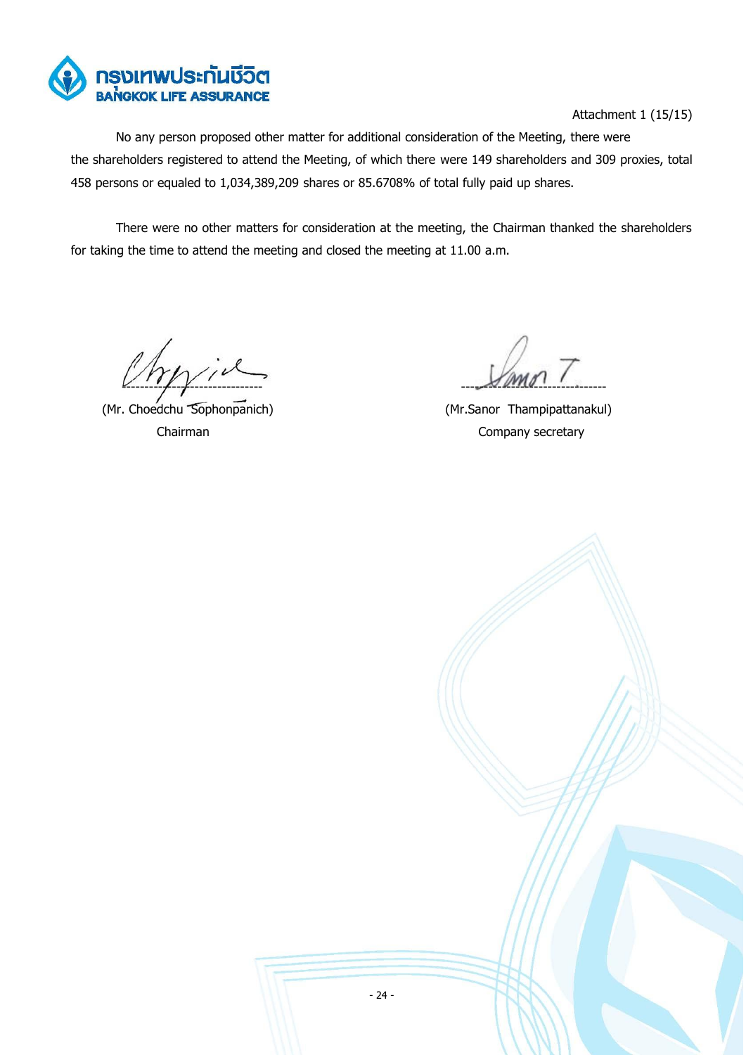No any person proposed other matter for additional consideration of the Meeting, there were the shareholders registered to attend the Meeting, of which there were 149 shareholders and 309 proxies, total 458 persons or equaled to 1,034,389,209 shares or 85.6708% of total fully paid up shares.

There were no other matters for consideration at the meeting, the Chairman thanked the shareholders for taking the time to attend the meeting and closed the meeting at 11.00 a.m.

| | |
|---|---|
| ------------------------------ | ------------------------------ |
| (Mr. Choedchu Sophonpanich) | (Mr.Sanor Thampipattanakul) |
| Chairman | Company secretary |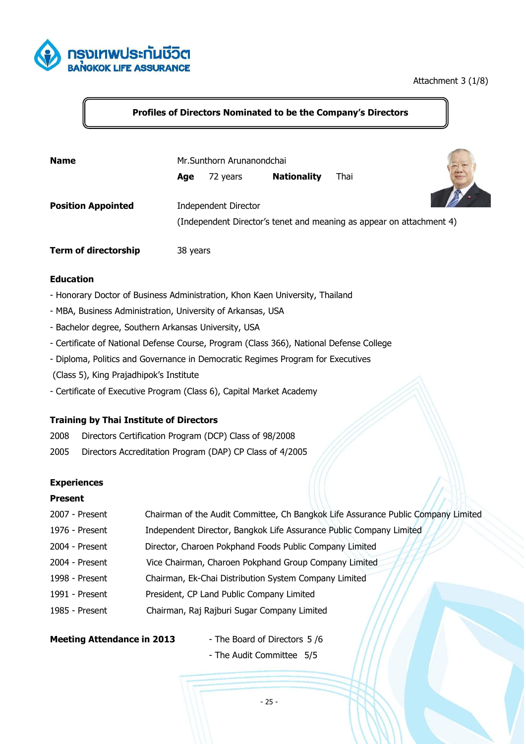Attachment 3 (1/8)

## Profiles of Directors Nominated to be the Company's Directors

**Name** Mr.Sunthorn Arunanondchai

**Age** 72 years **Nationality** Thai

**Position Appointed** Independent Director

(Independent Director's tenet and meaning as appear on attachment 4)

**Term of directorship** 38 years

**Education**

- Honorary Doctor of Business Administration, Khon Kaen University, Thailand
- MBA, Business Administration, University of Arkansas, USA
- Bachelor degree, Southern Arkansas University, USA
- Certificate of National Defense Course, Program (Class 366), National Defense College
- Diploma, Politics and Governance in Democratic Regimes Program for Executives (Class 5), King Prajadhipok's Institute
- Certificate of Executive Program (Class 6), Capital Market Academy

**Training by Thai Institute of Directors**

2008 Directors Certification Program (DCP) Class of 98/2008

2005 Directors Accreditation Program (DAP) CP Class of 4/2005

**Experiences**

**Present**

| | |
|---|---|
| 2007 - Present | Chairman of the Audit Committee, Ch Bangkok Life Assurance Public Company Limited |
| 1976 - Present | Independent Director, Bangkok Life Assurance Public Company Limited |
| 2004 - Present | Director, Charoen Pokphand Foods Public Company Limited |
| 2004 - Present | Vice Chairman, Charoen Pokphand Group Company Limited |
| 1998 - Present | Chairman, Ek-Chai Distribution System Company Limited |
| 1991 - Present | President, CP Land Public Company Limited |
| 1985 - Present | Chairman, Raj Rajburi Sugar Company Limited |

**Meeting Attendance in 2013**

- The Board of Directors 5 /6
- The Audit Committee 5/5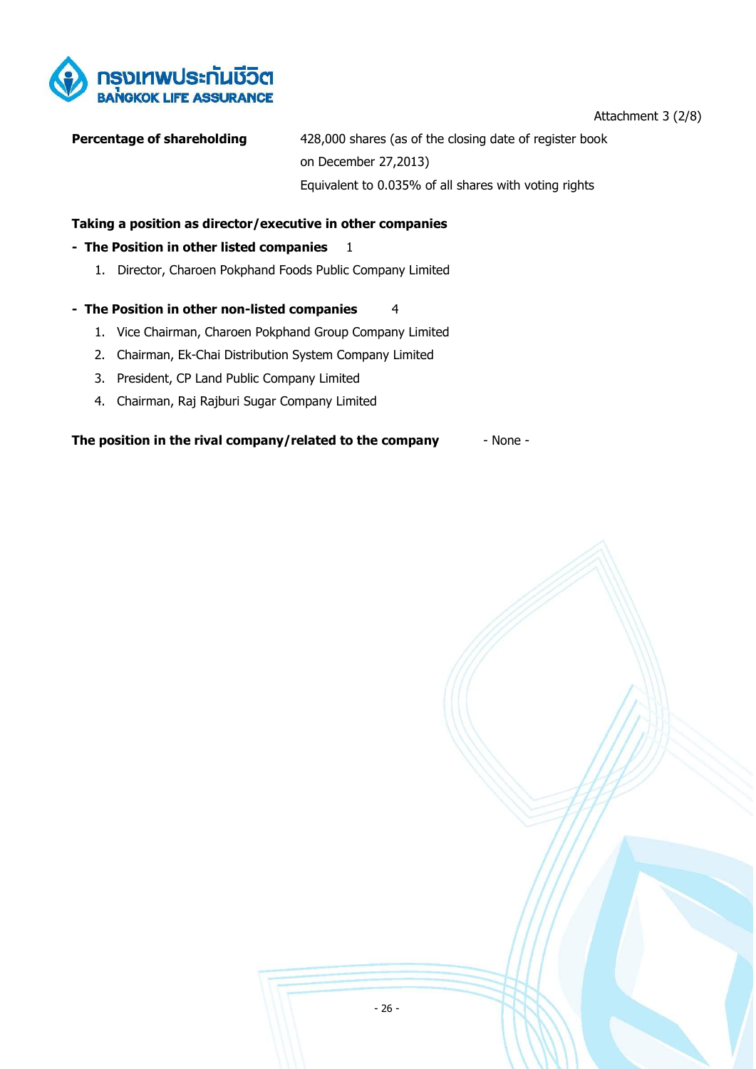Attachment 3 (2/8)

**Percentage of shareholding** 428,000 shares (as of the closing date of register book on December 27,2013)
Equivalent to 0.035% of all shares with voting rights

**Taking a position as director/executive in other companies**

- **The Position in other listed companies** 1
  1. Director, Charoen Pokphand Foods Public Company Limited

- **The Position in other non-listed companies** 4
  1. Vice Chairman, Charoen Pokphand Group Company Limited
  2. Chairman, Ek-Chai Distribution System Company Limited
  3. President, CP Land Public Company Limited
  4. Chairman, Raj Rajburi Sugar Company Limited

**The position in the rival company/related to the company** - None -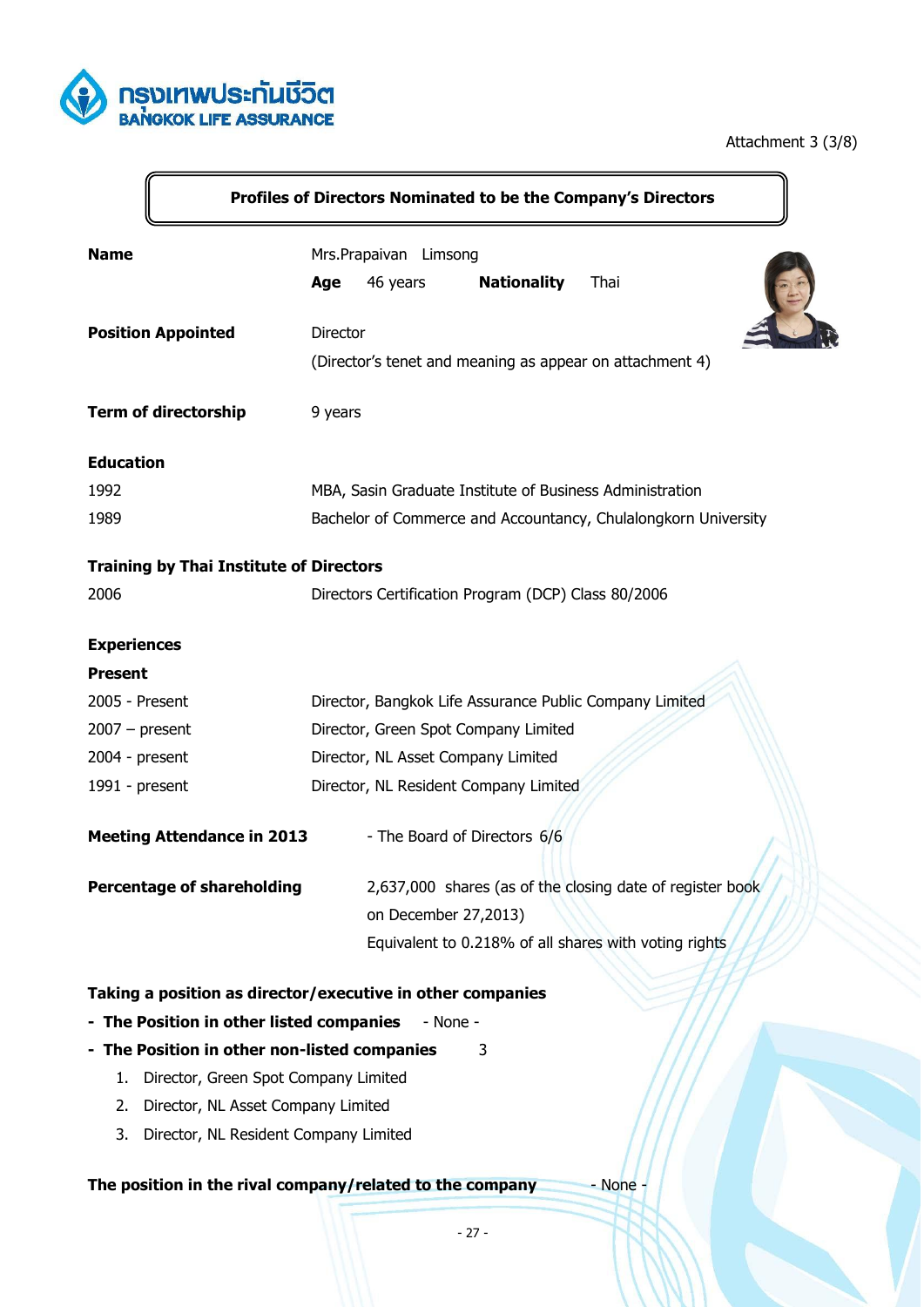Attachment 3 (3/8)

## Profiles of Directors Nominated to be the Company's Directors

| | |
|---|---|
| **Name** | Mrs.Prapaivan Limsong |
| **Age** | 46 years |
| **Nationality** | Thai |
| **Position Appointed** | Director<br>(Director's tenet and meaning as appear on attachment 4) |
| **Term of directorship** | 9 years |

**Education**

| | |
|---|---|
| 1992 | MBA, Sasin Graduate Institute of Business Administration |
| 1989 | Bachelor of Commerce and Accountancy, Chulalongkorn University |

**Training by Thai Institute of Directors**

| | |
|---|---|
| 2006 | Directors Certification Program (DCP) Class 80/2006 |

**Experiences**

**Present**

| | |
|---|---|
| 2005 - Present | Director, Bangkok Life Assurance Public Company Limited |
| 2007 – present | Director, Green Spot Company Limited |
| 2004 - present | Director, NL Asset Company Limited |
| 1991 - present | Director, NL Resident Company Limited |

**Meeting Attendance in 2013** - The Board of Directors 6/6

**Percentage of shareholding** 2,637,000 shares (as of the closing date of register book on December 27,2013)
Equivalent to 0.218% of all shares with voting rights

**Taking a position as director/executive in other companies**

- **The Position in other listed companies** - None -
- **The Position in other non-listed companies** 3
  1. Director, Green Spot Company Limited
  2. Director, NL Asset Company Limited
  3. Director, NL Resident Company Limited

**The position in the rival company/related to the company** - None -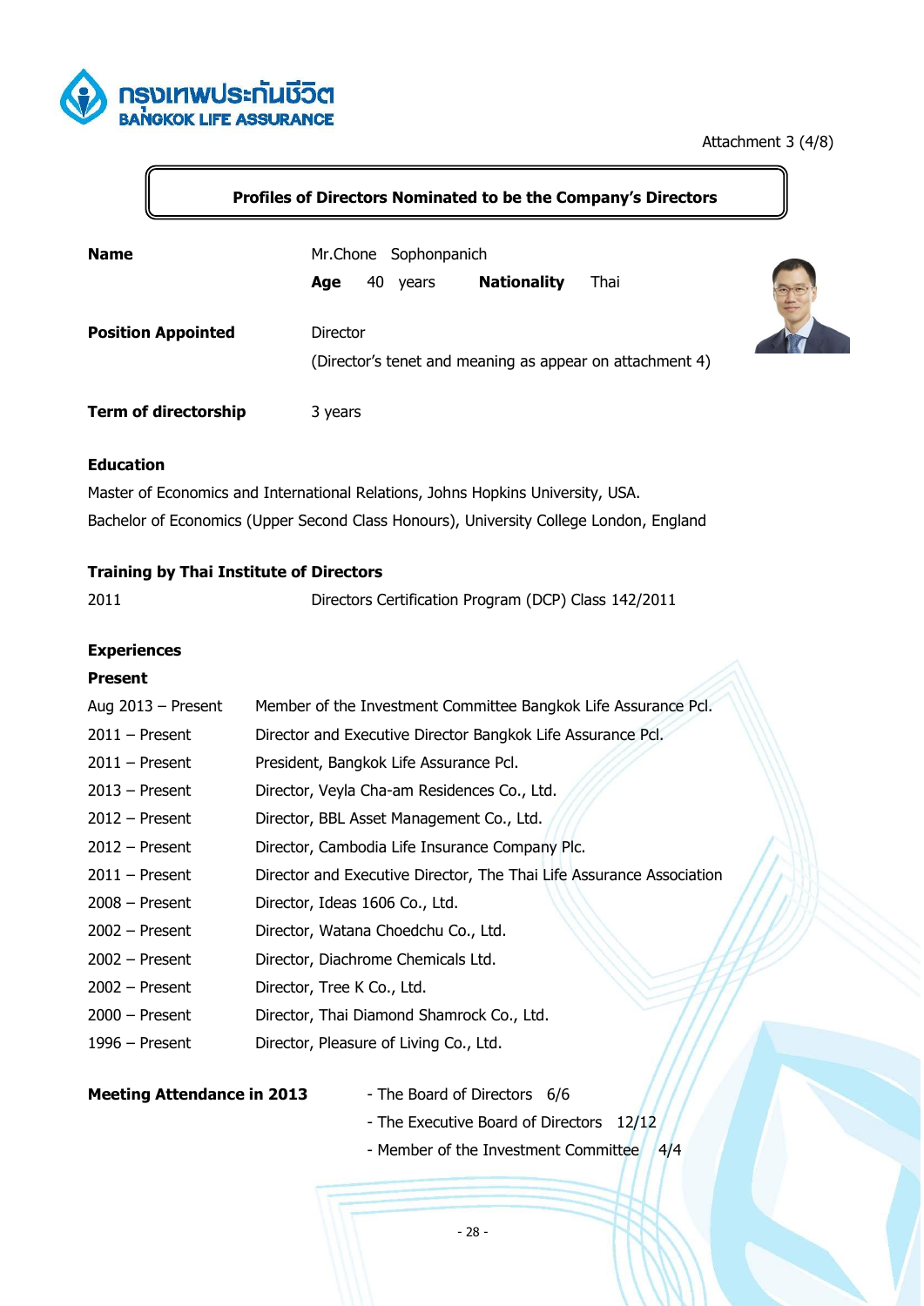Attachment 3 (4/8)

## Profiles of Directors Nominated to be the Company's Directors

**Name** Mr.Chone Sophonpanich

**Age** 40 years **Nationality** Thai

**Position Appointed** Director

(Director's tenet and meaning as appear on attachment 4)

**Term of directorship** 3 years

**Education**

Master of Economics and International Relations, Johns Hopkins University, USA.

Bachelor of Economics (Upper Second Class Honours), University College London, England

**Training by Thai Institute of Directors**

| | |
|---|---|
| 2011 | Directors Certification Program (DCP) Class 142/2011 |

**Experiences**

**Present**

| | |
|---|---|
| Aug 2013 – Present | Member of the Investment Committee Bangkok Life Assurance Pcl. |
| 2011 – Present | Director and Executive Director Bangkok Life Assurance Pcl. |
| 2011 – Present | President, Bangkok Life Assurance Pcl. |
| 2013 – Present | Director, Veyla Cha-am Residences Co., Ltd. |
| 2012 – Present | Director, BBL Asset Management Co., Ltd. |
| 2012 – Present | Director, Cambodia Life Insurance Company Plc. |
| 2011 – Present | Director and Executive Director, The Thai Life Assurance Association |
| 2008 – Present | Director, Ideas 1606 Co., Ltd. |
| 2002 – Present | Director, Watana Choedchu Co., Ltd. |
| 2002 – Present | Director, Diachrome Chemicals Ltd. |
| 2002 – Present | Director, Tree K Co., Ltd. |
| 2000 – Present | Director, Thai Diamond Shamrock Co., Ltd. |
| 1996 – Present | Director, Pleasure of Living Co., Ltd. |

**Meeting Attendance in 2013**

- The Board of Directors 6/6
- The Executive Board of Directors 12/12
- Member of the Investment Committee 4/4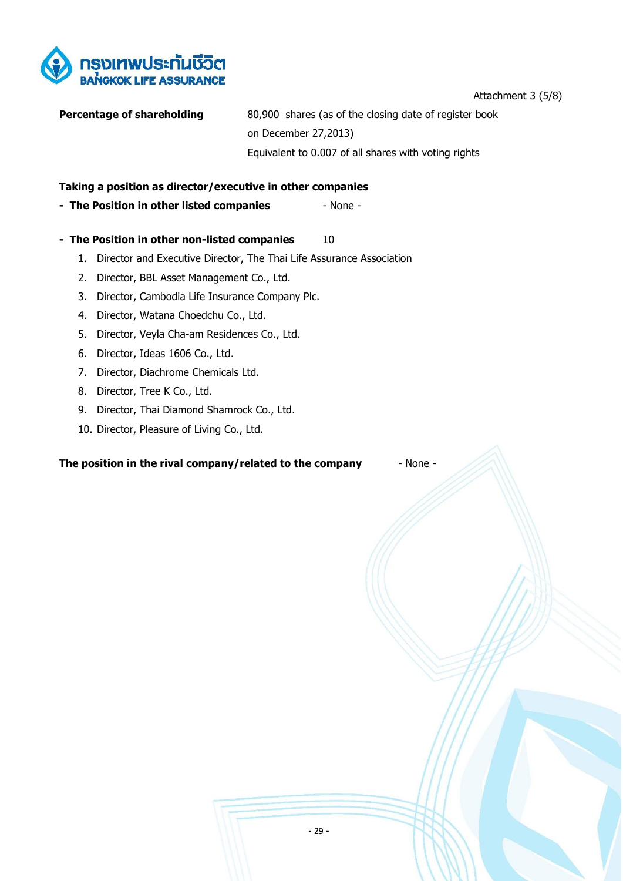Attachment 3 (5/8)

| **Percentage of shareholding** | 80,900 shares (as of the closing date of register book on December 27,2013) Equivalent to 0.007 of all shares with voting rights |
|---|---|

**Taking a position as director/executive in other companies**

- **The Position in other listed companies** - None -

- **The Position in other non-listed companies** 10
  1. Director and Executive Director, The Thai Life Assurance Association
  2. Director, BBL Asset Management Co., Ltd.
  3. Director, Cambodia Life Insurance Company Plc.
  4. Director, Watana Choedchu Co., Ltd.
  5. Director, Veyla Cha-am Residences Co., Ltd.
  6. Director, Ideas 1606 Co., Ltd.
  7. Director, Diachrome Chemicals Ltd.
  8. Director, Tree K Co., Ltd.
  9. Director, Thai Diamond Shamrock Co., Ltd.
  10. Director, Pleasure of Living Co., Ltd.

**The position in the rival company/related to the company** - None -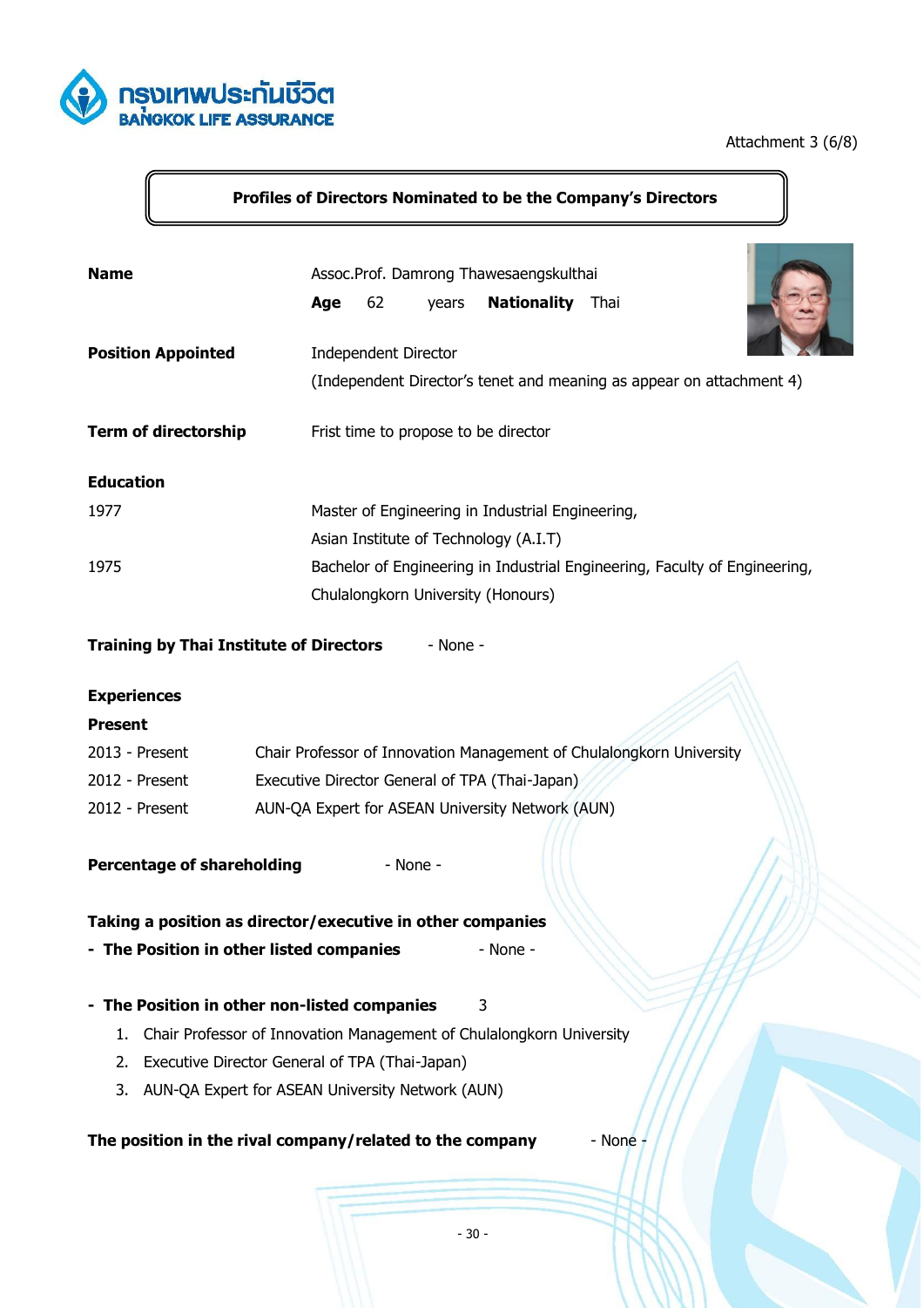Attachment 3 (6/8)

## Profiles of Directors Nominated to be the Company's Directors

**Name** Assoc.Prof. Damrong Thawesaengskulthai

**Age** 62 years **Nationality** Thai

**Position Appointed** Independent Director

(Independent Director's tenet and meaning as appear on attachment 4)

**Term of directorship** Frist time to propose to be director

**Education**

| | |
|---|---|
| 1977 | Master of Engineering in Industrial Engineering, Asian Institute of Technology (A.I.T) |
| 1975 | Bachelor of Engineering in Industrial Engineering, Faculty of Engineering, Chulalongkorn University (Honours) |

**Training by Thai Institute of Directors** - None -

**Experiences**

**Present**

| | |
|---|---|
| 2013 - Present | Chair Professor of Innovation Management of Chulalongkorn University |
| 2012 - Present | Executive Director General of TPA (Thai-Japan) |
| 2012 - Present | AUN-QA Expert for ASEAN University Network (AUN) |

**Percentage of shareholding** - None -

**Taking a position as director/executive in other companies**

- **The Position in other listed companies** - None -

- **The Position in other non-listed companies** 3
  1. Chair Professor of Innovation Management of Chulalongkorn University
  2. Executive Director General of TPA (Thai-Japan)
  3. AUN-QA Expert for ASEAN University Network (AUN)

**The position in the rival company/related to the company** - None -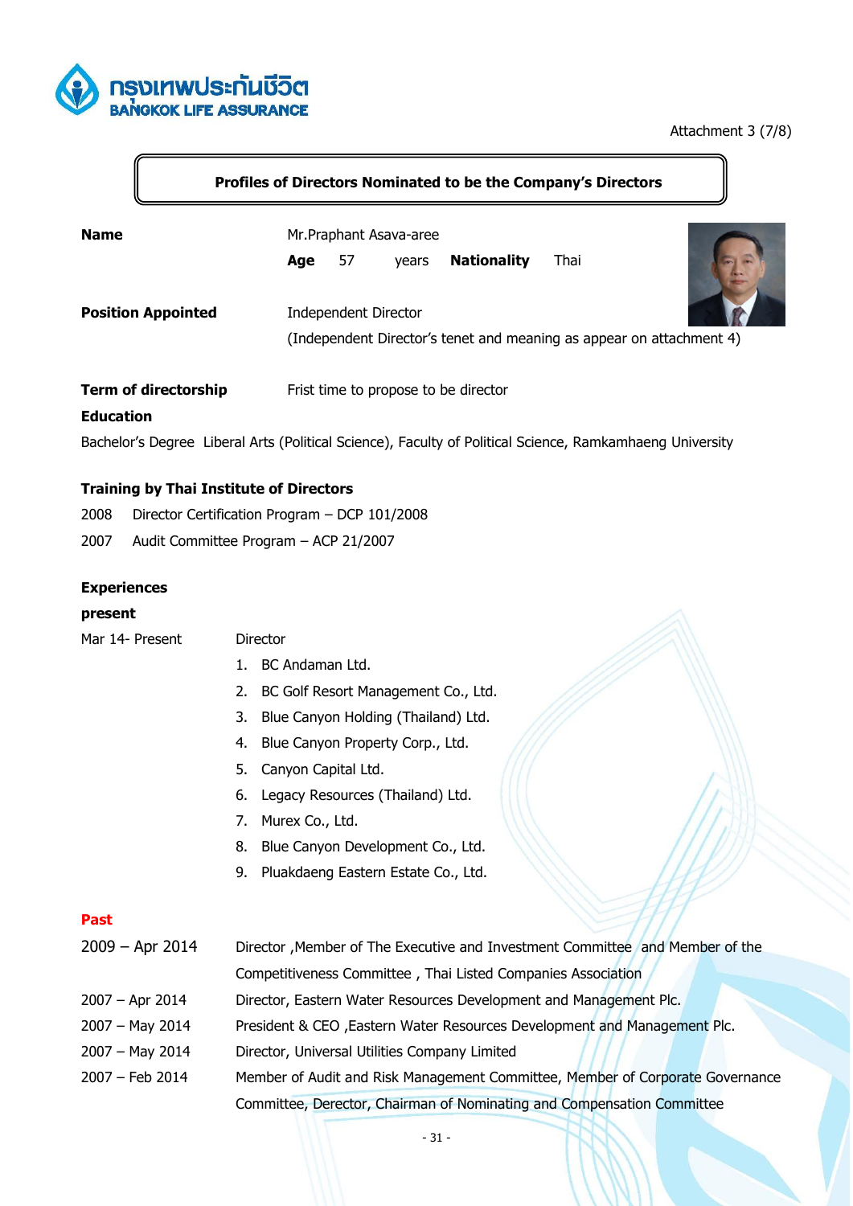Attachment 3 (7/8)

## Profiles of Directors Nominated to be the Company's Directors

**Name** Mr.Praphant Asava-aree

**Age** 57 years **Nationality** Thai

**Position Appointed** Independent Director

(Independent Director's tenet and meaning as appear on attachment 4)

**Term of directorship** Frist time to propose to be director

**Education**

Bachelor's Degree Liberal Arts (Political Science), Faculty of Political Science, Ramkamhaeng University

**Training by Thai Institute of Directors**

2008 Director Certification Program – DCP 101/2008

2007 Audit Committee Program – ACP 21/2007

**Experiences**

**present**

Mar 14- Present Director

1. BC Andaman Ltd.
2. BC Golf Resort Management Co., Ltd.
3. Blue Canyon Holding (Thailand) Ltd.
4. Blue Canyon Property Corp., Ltd.
5. Canyon Capital Ltd.
6. Legacy Resources (Thailand) Ltd.
7. Murex Co., Ltd.
8. Blue Canyon Development Co., Ltd.
9. Pluakdaeng Eastern Estate Co., Ltd.

**Past**

| | |
|---|---|
| 2009 – Apr 2014 | Director ,Member of The Executive and Investment Committee and Member of the Competitiveness Committee , Thai Listed Companies Association |
| 2007 – Apr 2014 | Director, Eastern Water Resources Development and Management Plc. |
| 2007 – May 2014 | President & CEO ,Eastern Water Resources Development and Management Plc. |
| 2007 – May 2014 | Director, Universal Utilities Company Limited |
| 2007 – Feb 2014 | Member of Audit and Risk Management Committee, Member of Corporate Governance Committee, Director, Chairman of Nominating and Compensation Committee |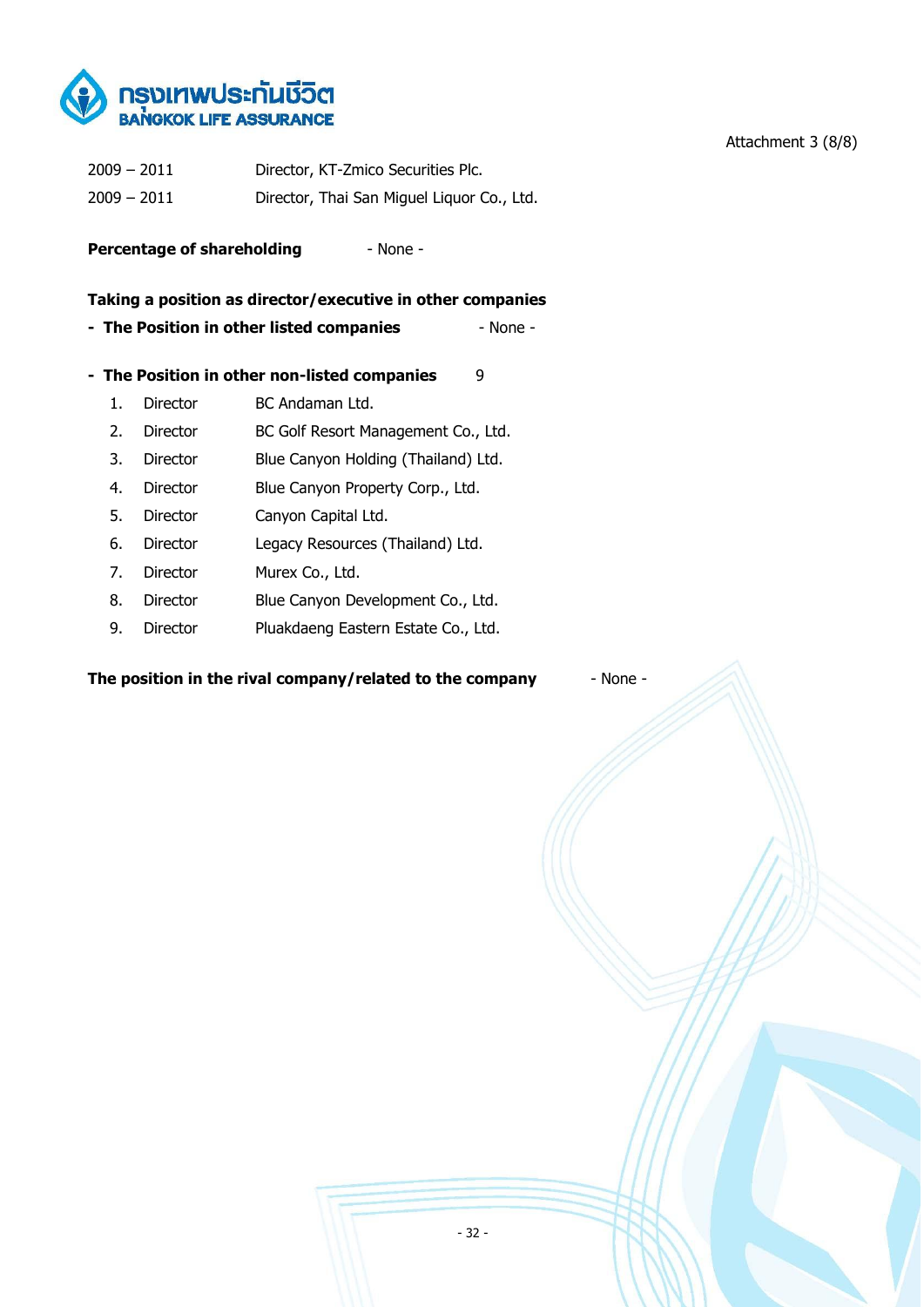Attachment 3 (8/8)

| | |
|---|---|
| 2009 – 2011 | Director, KT-Zmico Securities Plc. |
| 2009 – 2011 | Director, Thai San Miguel Liquor Co., Ltd. |

**Percentage of shareholding** - None -

**Taking a position as director/executive in other companies**

- **The Position in other listed companies** - None -

- **The Position in other non-listed companies** 9

1. Director BC Andaman Ltd.
2. Director BC Golf Resort Management Co., Ltd.
3. Director Blue Canyon Holding (Thailand) Ltd.
4. Director Blue Canyon Property Corp., Ltd.
5. Director Canyon Capital Ltd.
6. Director Legacy Resources (Thailand) Ltd.
7. Director Murex Co., Ltd.
8. Director Blue Canyon Development Co., Ltd.
9. Director Pluakdaeng Eastern Estate Co., Ltd.

**The position in the rival company/related to the company** - None -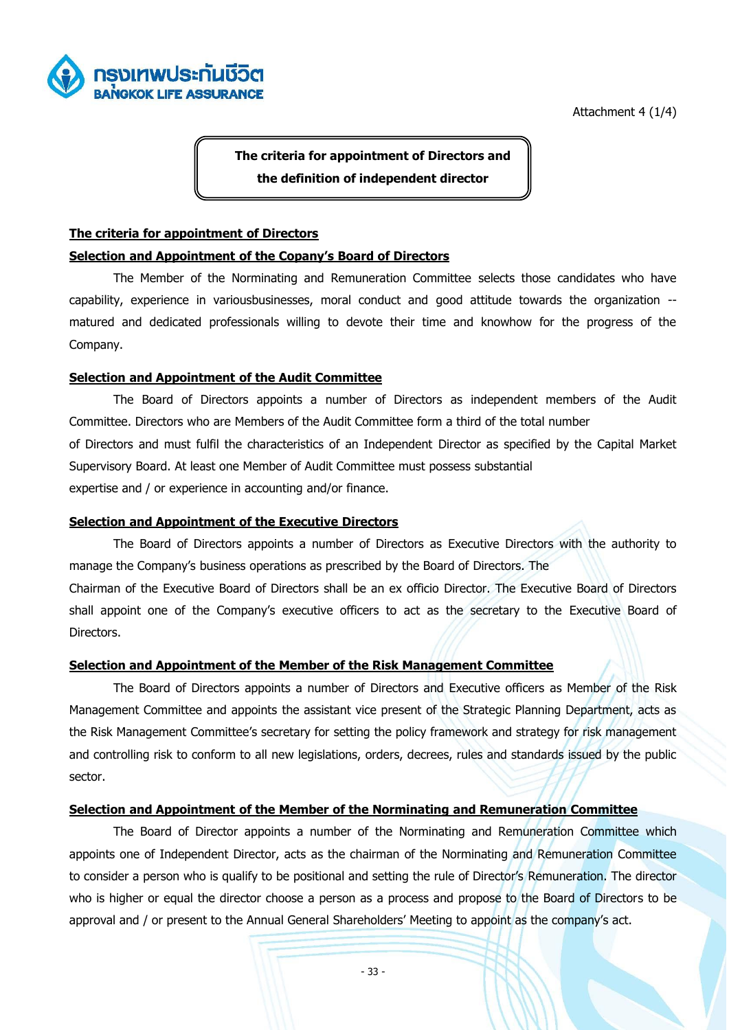Attachment 4 (1/4)

**The criteria for appointment of Directors and the definition of independent director**

**The criteria for appointment of Directors**

**Selection and Appointment of the Copany's Board of Directors**

The Member of the Norminating and Remuneration Committee selects those candidates who have capability, experience in variousbusinesses, moral conduct and good attitude towards the organization -- matured and dedicated professionals willing to devote their time and knowhow for the progress of the Company.

**Selection and Appointment of the Audit Committee**

The Board of Directors appoints a number of Directors as independent members of the Audit Committee. Directors who are Members of the Audit Committee form a third of the total number of Directors and must fulfil the characteristics of an Independent Director as specified by the Capital Market Supervisory Board. At least one Member of Audit Committee must possess substantial expertise and / or experience in accounting and/or finance.

**Selection and Appointment of the Executive Directors**

The Board of Directors appoints a number of Directors as Executive Directors with the authority to manage the Company's business operations as prescribed by the Board of Directors. The Chairman of the Executive Board of Directors shall be an ex officio Director. The Executive Board of Directors shall appoint one of the Company's executive officers to act as the secretary to the Executive Board of Directors.

**Selection and Appointment of the Member of the Risk Management Committee**

The Board of Directors appoints a number of Directors and Executive officers as Member of the Risk Management Committee and appoints the assistant vice present of the Strategic Planning Department, acts as the Risk Management Committee's secretary for setting the policy framework and strategy for risk management and controlling risk to conform to all new legislations, orders, decrees, rules and standards issued by the public sector.

**Selection and Appointment of the Member of the Norminating and Remuneration Committee**

The Board of Director appoints a number of the Norminating and Remuneration Committee which appoints one of Independent Director, acts as the chairman of the Norminating and Remuneration Committee to consider a person who is qualify to be positional and setting the rule of Director's Remuneration. The director who is higher or equal the director choose a person as a process and propose to the Board of Directors to be approval and / or present to the Annual General Shareholders' Meeting to appoint as the company's act.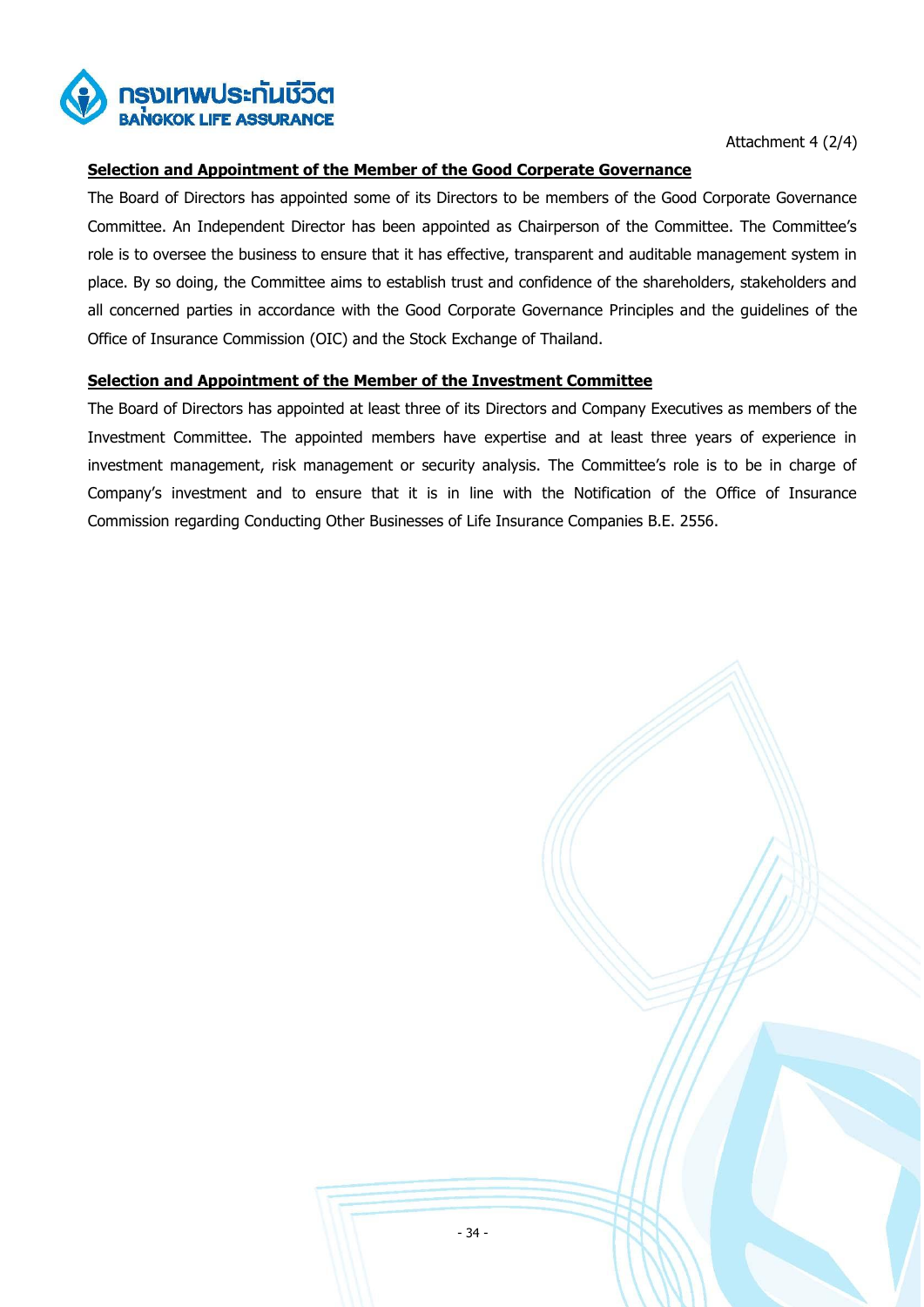Attachment 4 (2/4)

**Selection and Appointment of the Member of the Good Corperate Governance**

The Board of Directors has appointed some of its Directors to be members of the Good Corporate Governance Committee. An Independent Director has been appointed as Chairperson of the Committee. The Committee's role is to oversee the business to ensure that it has effective, transparent and auditable management system in place. By so doing, the Committee aims to establish trust and confidence of the shareholders, stakeholders and all concerned parties in accordance with the Good Corporate Governance Principles and the guidelines of the Office of Insurance Commission (OIC) and the Stock Exchange of Thailand.

**Selection and Appointment of the Member of the Investment Committee**

The Board of Directors has appointed at least three of its Directors and Company Executives as members of the Investment Committee. The appointed members have expertise and at least three years of experience in investment management, risk management or security analysis. The Committee's role is to be in charge of Company's investment and to ensure that it is in line with the Notification of the Office of Insurance Commission regarding Conducting Other Businesses of Life Insurance Companies B.E. 2556.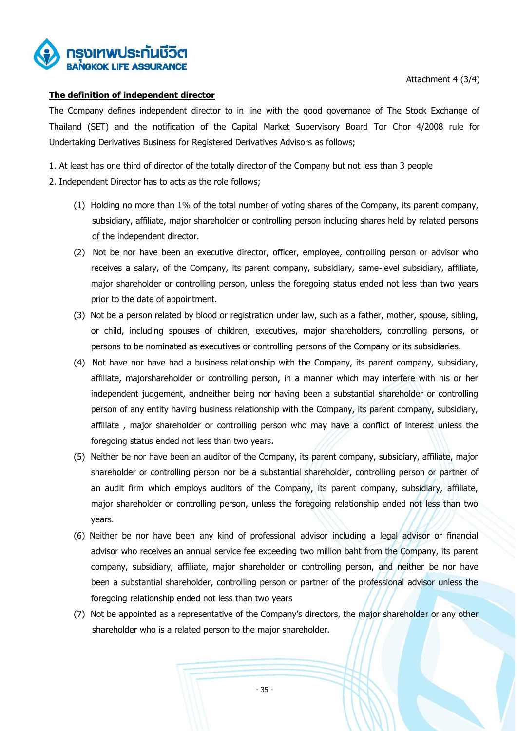Attachment 4 (3/4)

**The definition of independent director**

The Company defines independent director to in line with the good governance of The Stock Exchange of Thailand (SET) and the notification of the Capital Market Supervisory Board Tor Chor 4/2008 rule for Undertaking Derivatives Business for Registered Derivatives Advisors as follows;

1. At least has one third of director of the totally director of the Company but not less than 3 people
2. Independent Director has to acts as the role follows;

   (1) Holding no more than 1% of the total number of voting shares of the Company, its parent company, subsidiary, affiliate, major shareholder or controlling person including shares held by related persons of the independent director.

   (2) Not be nor have been an executive director, officer, employee, controlling person or advisor who receives a salary, of the Company, its parent company, subsidiary, same-level subsidiary, affiliate, major shareholder or controlling person, unless the foregoing status ended not less than two years prior to the date of appointment.

   (3) Not be a person related by blood or registration under law, such as a father, mother, spouse, sibling, or child, including spouses of children, executives, major shareholders, controlling persons, or persons to be nominated as executives or controlling persons of the Company or its subsidiaries.

   (4) Not have nor have had a business relationship with the Company, its parent company, subsidiary, affiliate, majorshareholder or controlling person, in a manner which may interfere with his or her independent judgement, andneither being nor having been a substantial shareholder or controlling person of any entity having business relationship with the Company, its parent company, subsidiary, affiliate , major shareholder or controlling person who may have a conflict of interest unless the foregoing status ended not less than two years.

   (5) Neither be nor have been an auditor of the Company, its parent company, subsidiary, affiliate, major shareholder or controlling person nor be a substantial shareholder, controlling person or partner of an audit firm which employs auditors of the Company, its parent company, subsidiary, affiliate, major shareholder or controlling person, unless the foregoing relationship ended not less than two years.

   (6) Neither be nor have been any kind of professional advisor including a legal advisor or financial advisor who receives an annual service fee exceeding two million baht from the Company, its parent company, subsidiary, affiliate, major shareholder or controlling person, and neither be nor have been a substantial shareholder, controlling person or partner of the professional advisor unless the foregoing relationship ended not less than two years

   (7) Not be appointed as a representative of the Company's directors, the major shareholder or any other shareholder who is a related person to the major shareholder.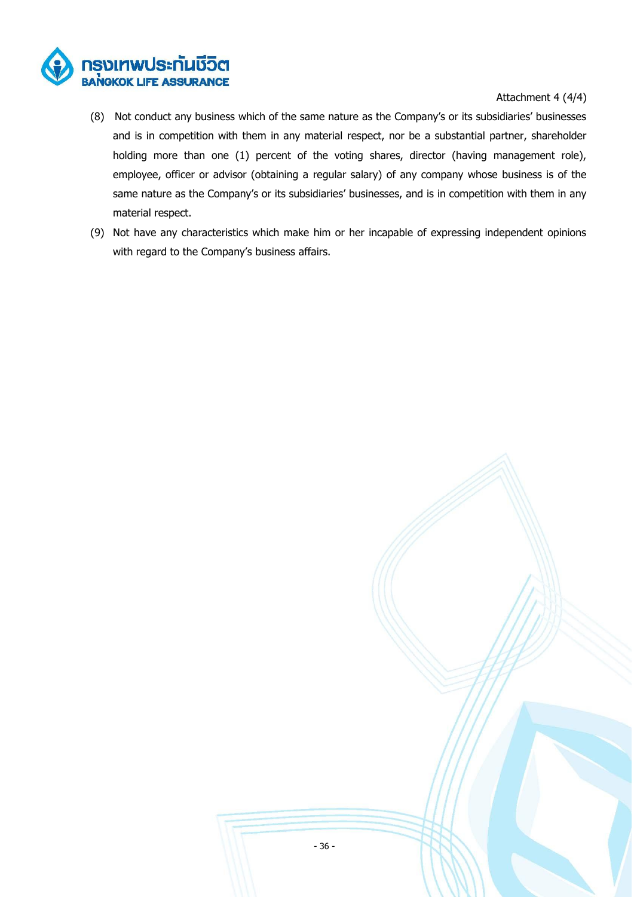Attachment 4 (4/4)

(8) Not conduct any business which of the same nature as the Company's or its subsidiaries' businesses and is in competition with them in any material respect, nor be a substantial partner, shareholder holding more than one (1) percent of the voting shares, director (having management role), employee, officer or advisor (obtaining a regular salary) of any company whose business is of the same nature as the Company's or its subsidiaries' businesses, and is in competition with them in any material respect.

(9) Not have any characteristics which make him or her incapable of expressing independent opinions with regard to the Company's business affairs.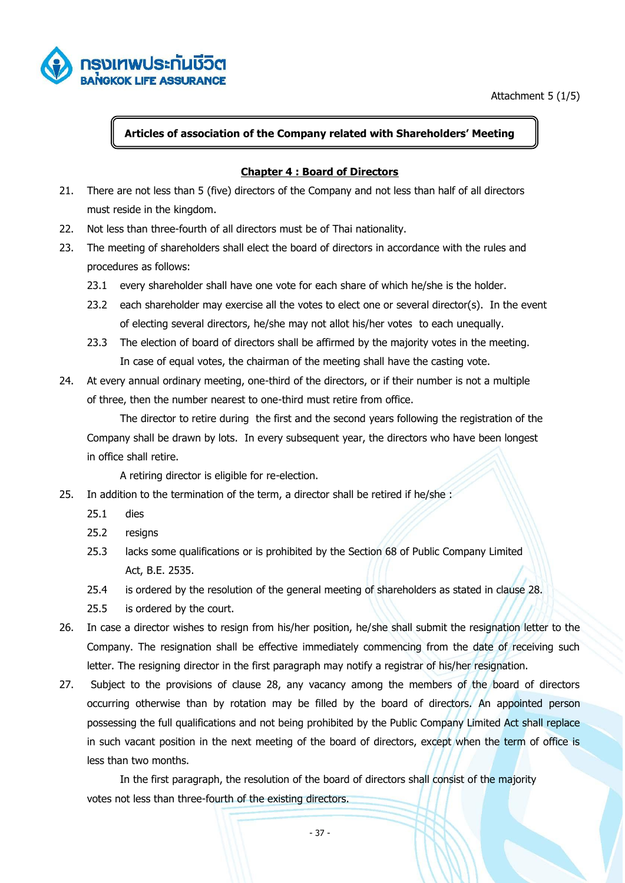Attachment 5 (1/5)

**Articles of association of the Company related with Shareholders' Meeting**

## Chapter 4 : Board of Directors

21. There are not less than 5 (five) directors of the Company and not less than half of all directors must reside in the kingdom.
22. Not less than three-fourth of all directors must be of Thai nationality.
23. The meeting of shareholders shall elect the board of directors in accordance with the rules and procedures as follows:
    - 23.1 every shareholder shall have one vote for each share of which he/she is the holder.
    - 23.2 each shareholder may exercise all the votes to elect one or several director(s). In the event of electing several directors, he/she may not allot his/her votes to each unequally.
    - 23.3 The election of board of directors shall be affirmed by the majority votes in the meeting. In case of equal votes, the chairman of the meeting shall have the casting vote.
24. At every annual ordinary meeting, one-third of the directors, or if their number is not a multiple of three, then the number nearest to one-third must retire from office.

    The director to retire during the first and the second years following the registration of the Company shall be drawn by lots. In every subsequent year, the directors who have been longest in office shall retire.

    A retiring director is eligible for re-election.
25. In addition to the termination of the term, a director shall be retired if he/she :
    - 25.1 dies
    - 25.2 resigns
    - 25.3 lacks some qualifications or is prohibited by the Section 68 of Public Company Limited Act, B.E. 2535.
    - 25.4 is ordered by the resolution of the general meeting of shareholders as stated in clause 28.
    - 25.5 is ordered by the court.
26. In case a director wishes to resign from his/her position, he/she shall submit the resignation letter to the Company. The resignation shall be effective immediately commencing from the date of receiving such letter. The resigning director in the first paragraph may notify a registrar of his/her resignation.
27. Subject to the provisions of clause 28, any vacancy among the members of the board of directors occurring otherwise than by rotation may be filled by the board of directors. An appointed person possessing the full qualifications and not being prohibited by the Public Company Limited Act shall replace in such vacant position in the next meeting of the board of directors, except when the term of office is less than two months.

    In the first paragraph, the resolution of the board of directors shall consist of the majority votes not less than three-fourth of the existing directors.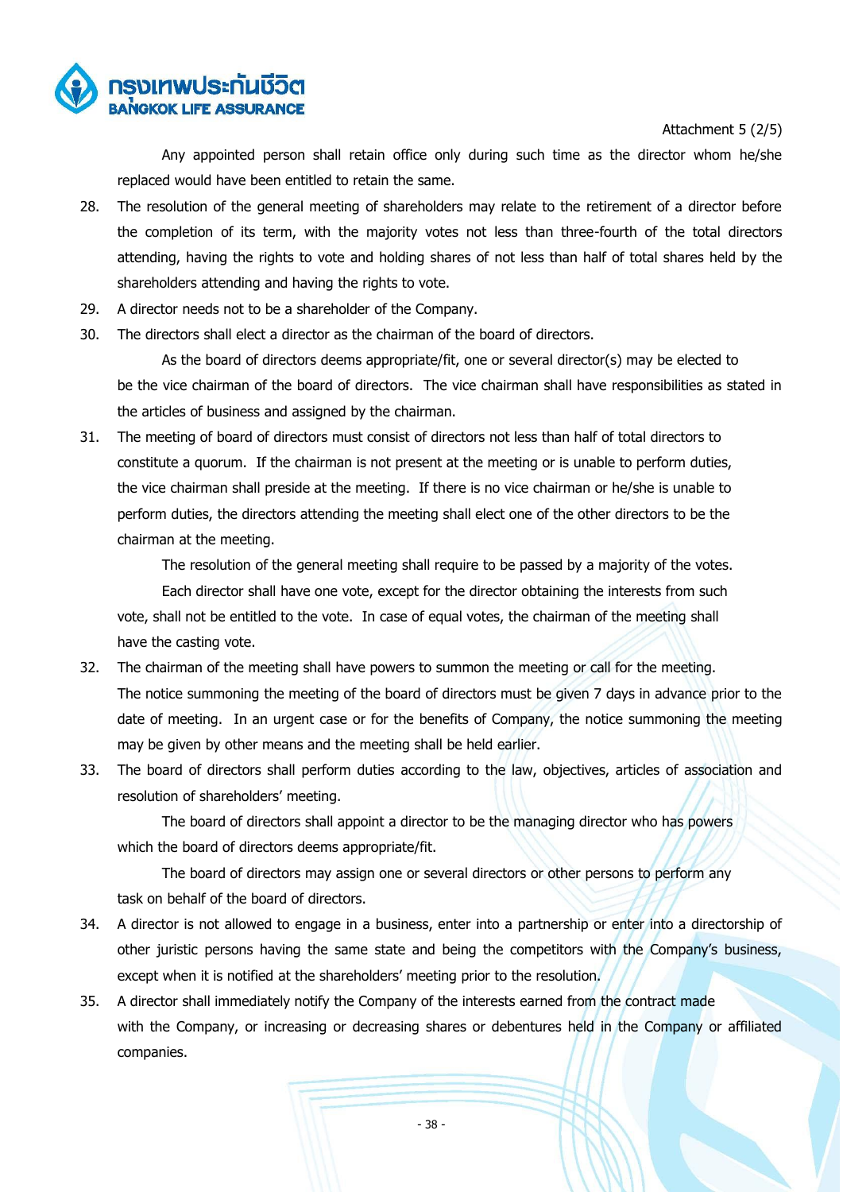Attachment 5 (2/5)

Any appointed person shall retain office only during such time as the director whom he/she replaced would have been entitled to retain the same.

28. The resolution of the general meeting of shareholders may relate to the retirement of a director before the completion of its term, with the majority votes not less than three-fourth of the total directors attending, having the rights to vote and holding shares of not less than half of total shares held by the shareholders attending and having the rights to vote.

29. A director needs not to be a shareholder of the Company.

30. The directors shall elect a director as the chairman of the board of directors.

    As the board of directors deems appropriate/fit, one or several director(s) may be elected to be the vice chairman of the board of directors. The vice chairman shall have responsibilities as stated in the articles of business and assigned by the chairman.

31. The meeting of board of directors must consist of directors not less than half of total directors to constitute a quorum. If the chairman is not present at the meeting or is unable to perform duties, the vice chairman shall preside at the meeting. If there is no vice chairman or he/she is unable to perform duties, the directors attending the meeting shall elect one of the other directors to be the chairman at the meeting.

    The resolution of the general meeting shall require to be passed by a majority of the votes.

    Each director shall have one vote, except for the director obtaining the interests from such vote, shall not be entitled to the vote. In case of equal votes, the chairman of the meeting shall have the casting vote.

32. The chairman of the meeting shall have powers to summon the meeting or call for the meeting. The notice summoning the meeting of the board of directors must be given 7 days in advance prior to the date of meeting. In an urgent case or for the benefits of Company, the notice summoning the meeting may be given by other means and the meeting shall be held earlier.

33. The board of directors shall perform duties according to the law, objectives, articles of association and resolution of shareholders' meeting.

    The board of directors shall appoint a director to be the managing director who has powers which the board of directors deems appropriate/fit.

    The board of directors may assign one or several directors or other persons to perform any task on behalf of the board of directors.

34. A director is not allowed to engage in a business, enter into a partnership or enter into a directorship of other juristic persons having the same state and being the competitors with the Company's business, except when it is notified at the shareholders' meeting prior to the resolution.

35. A director shall immediately notify the Company of the interests earned from the contract made with the Company, or increasing or decreasing shares or debentures held in the Company or affiliated companies.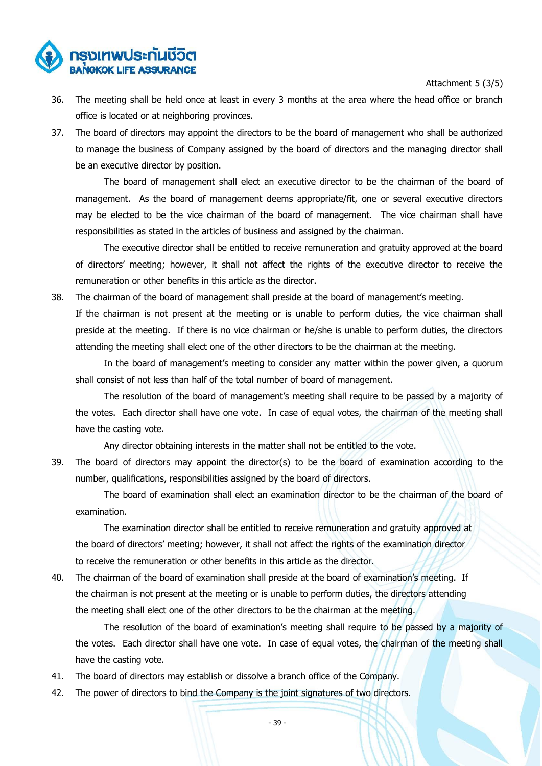Attachment 5 (3/5)

36. The meeting shall be held once at least in every 3 months at the area where the head office or branch office is located or at neighboring provinces.

37. The board of directors may appoint the directors to be the board of management who shall be authorized to manage the business of Company assigned by the board of directors and the managing director shall be an executive director by position.

    The board of management shall elect an executive director to be the chairman of the board of management. As the board of management deems appropriate/fit, one or several executive directors may be elected to be the vice chairman of the board of management. The vice chairman shall have responsibilities as stated in the articles of business and assigned by the chairman.

    The executive director shall be entitled to receive remuneration and gratuity approved at the board of directors' meeting; however, it shall not affect the rights of the executive director to receive the remuneration or other benefits in this article as the director.

38. The chairman of the board of management shall preside at the board of management's meeting. If the chairman is not present at the meeting or is unable to perform duties, the vice chairman shall preside at the meeting. If there is no vice chairman or he/she is unable to perform duties, the directors attending the meeting shall elect one of the other directors to be the chairman at the meeting.

    In the board of management's meeting to consider any matter within the power given, a quorum shall consist of not less than half of the total number of board of management.

    The resolution of the board of management's meeting shall require to be passed by a majority of the votes. Each director shall have one vote. In case of equal votes, the chairman of the meeting shall have the casting vote.

    Any director obtaining interests in the matter shall not be entitled to the vote.

39. The board of directors may appoint the director(s) to be the board of examination according to the number, qualifications, responsibilities assigned by the board of directors.

    The board of examination shall elect an examination director to be the chairman of the board of examination.

    The examination director shall be entitled to receive remuneration and gratuity approved at the board of directors' meeting; however, it shall not affect the rights of the examination director to receive the remuneration or other benefits in this article as the director.

40. The chairman of the board of examination shall preside at the board of examination's meeting. If the chairman is not present at the meeting or is unable to perform duties, the directors attending the meeting shall elect one of the other directors to be the chairman at the meeting.

    The resolution of the board of examination's meeting shall require to be passed by a majority of the votes. Each director shall have one vote. In case of equal votes, the chairman of the meeting shall have the casting vote.

41. The board of directors may establish or dissolve a branch office of the Company.

42. The power of directors to bind the Company is the joint signatures of two directors.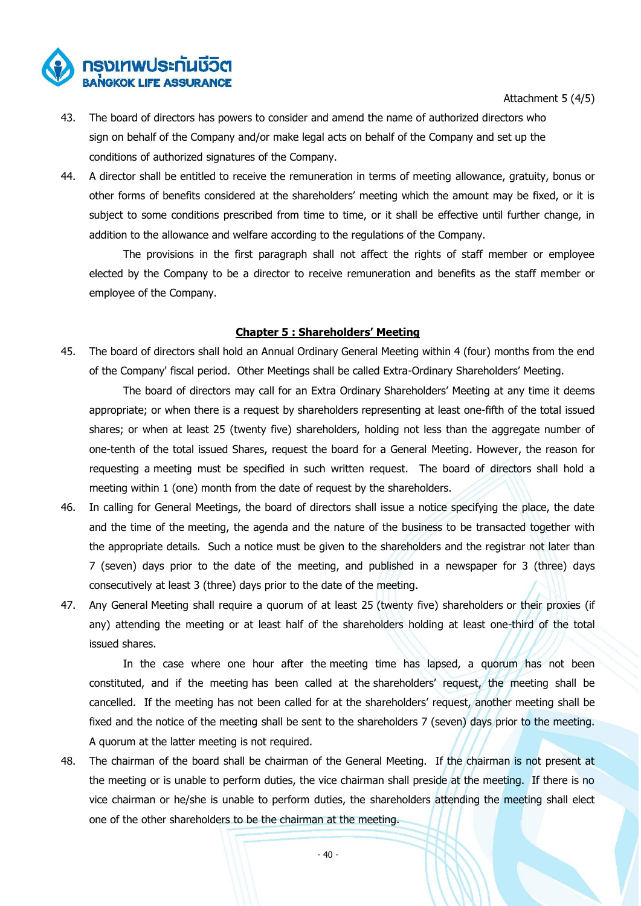Attachment 5 (4/5)

43. The board of directors has powers to consider and amend the name of authorized directors who sign on behalf of the Company and/or make legal acts on behalf of the Company and set up the conditions of authorized signatures of the Company.

44. A director shall be entitled to receive the remuneration in terms of meeting allowance, gratuity, bonus or other forms of benefits considered at the shareholders' meeting which the amount may be fixed, or it is subject to some conditions prescribed from time to time, or it shall be effective until further change, in addition to the allowance and welfare according to the regulations of the Company.

    The provisions in the first paragraph shall not affect the rights of staff member or employee elected by the Company to be a director to receive remuneration and benefits as the staff member or employee of the Company.

## Chapter 5 : Shareholders' Meeting

45. The board of directors shall hold an Annual Ordinary General Meeting within 4 (four) months from the end of the Company' fiscal period. Other Meetings shall be called Extra-Ordinary Shareholders' Meeting.

    The board of directors may call for an Extra Ordinary Shareholders' Meeting at any time it deems appropriate; or when there is a request by shareholders representing at least one-fifth of the total issued shares; or when at least 25 (twenty five) shareholders, holding not less than the aggregate number of one-tenth of the total issued Shares, request the board for a General Meeting. However, the reason for requesting a meeting must be specified in such written request. The board of directors shall hold a meeting within 1 (one) month from the date of request by the shareholders.

46. In calling for General Meetings, the board of directors shall issue a notice specifying the place, the date and the time of the meeting, the agenda and the nature of the business to be transacted together with the appropriate details. Such a notice must be given to the shareholders and the registrar not later than 7 (seven) days prior to the date of the meeting, and published in a newspaper for 3 (three) days consecutively at least 3 (three) days prior to the date of the meeting.

47. Any General Meeting shall require a quorum of at least 25 (twenty five) shareholders or their proxies (if any) attending the meeting or at least half of the shareholders holding at least one-third of the total issued shares.

    In the case where one hour after the meeting time has lapsed, a quorum has not been constituted, and if the meeting has been called at the shareholders' request, the meeting shall be cancelled. If the meeting has not been called for at the shareholders' request, another meeting shall be fixed and the notice of the meeting shall be sent to the shareholders 7 (seven) days prior to the meeting. A quorum at the latter meeting is not required.

48. The chairman of the board shall be chairman of the General Meeting. If the chairman is not present at the meeting or is unable to perform duties, the vice chairman shall preside at the meeting. If there is no vice chairman or he/she is unable to perform duties, the shareholders attending the meeting shall elect one of the other shareholders to be the chairman at the meeting.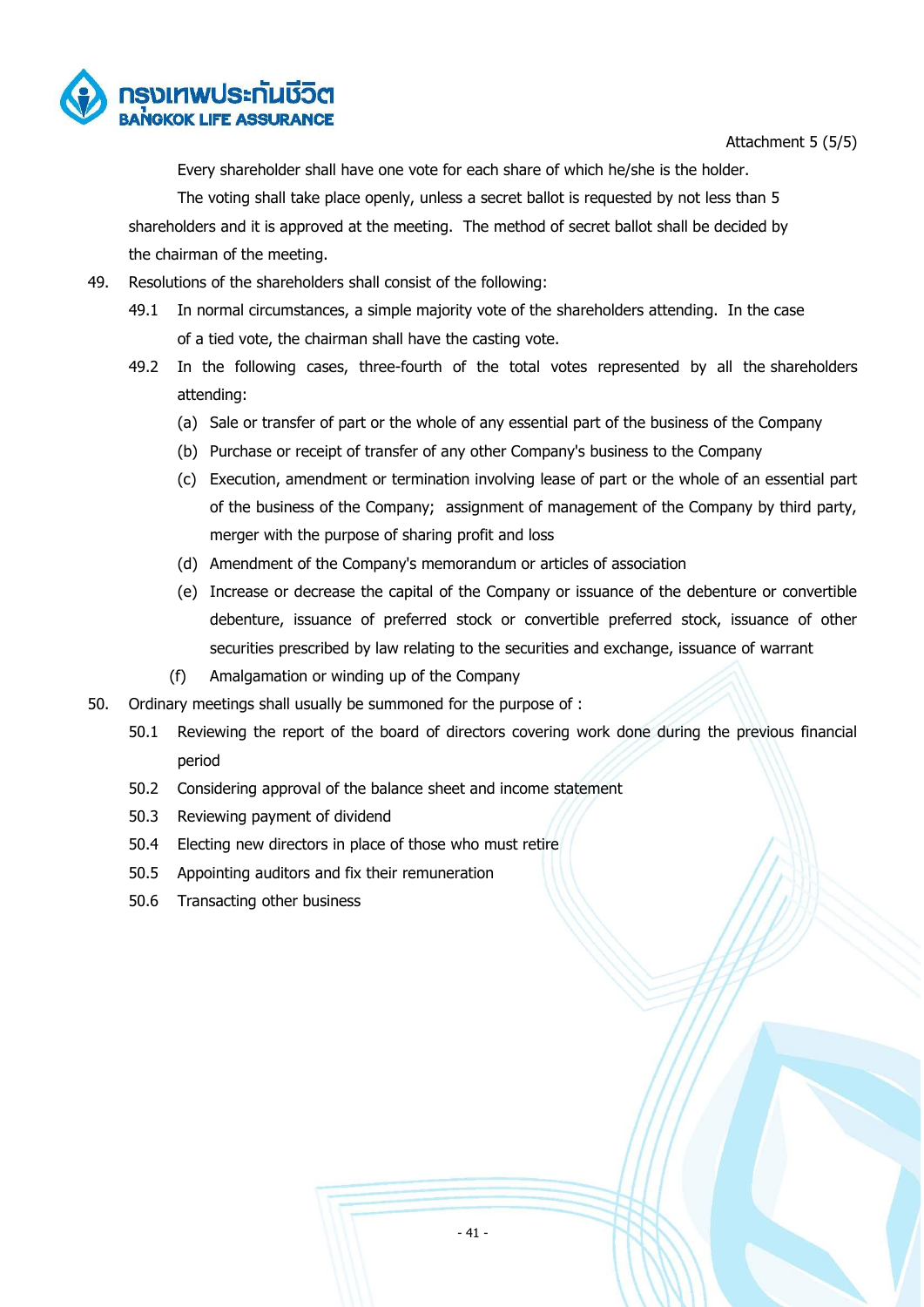Attachment 5 (5/5)

Every shareholder shall have one vote for each share of which he/she is the holder.

The voting shall take place openly, unless a secret ballot is requested by not less than 5 shareholders and it is approved at the meeting. The method of secret ballot shall be decided by the chairman of the meeting.

49. Resolutions of the shareholders shall consist of the following:

    49.1 In normal circumstances, a simple majority vote of the shareholders attending. In the case of a tied vote, the chairman shall have the casting vote.

    49.2 In the following cases, three-fourth of the total votes represented by all the shareholders attending:

    (a) Sale or transfer of part or the whole of any essential part of the business of the Company

    (b) Purchase or receipt of transfer of any other Company's business to the Company

    (c) Execution, amendment or termination involving lease of part or the whole of an essential part of the business of the Company; assignment of management of the Company by third party, merger with the purpose of sharing profit and loss

    (d) Amendment of the Company's memorandum or articles of association

    (e) Increase or decrease the capital of the Company or issuance of the debenture or convertible debenture, issuance of preferred stock or convertible preferred stock, issuance of other securities prescribed by law relating to the securities and exchange, issuance of warrant

    (f) Amalgamation or winding up of the Company

50. Ordinary meetings shall usually be summoned for the purpose of :

    50.1 Reviewing the report of the board of directors covering work done during the previous financial period

    50.2 Considering approval of the balance sheet and income statement

    50.3 Reviewing payment of dividend

    50.4 Electing new directors in place of those who must retire

    50.5 Appointing auditors and fix their remuneration

    50.6 Transacting other business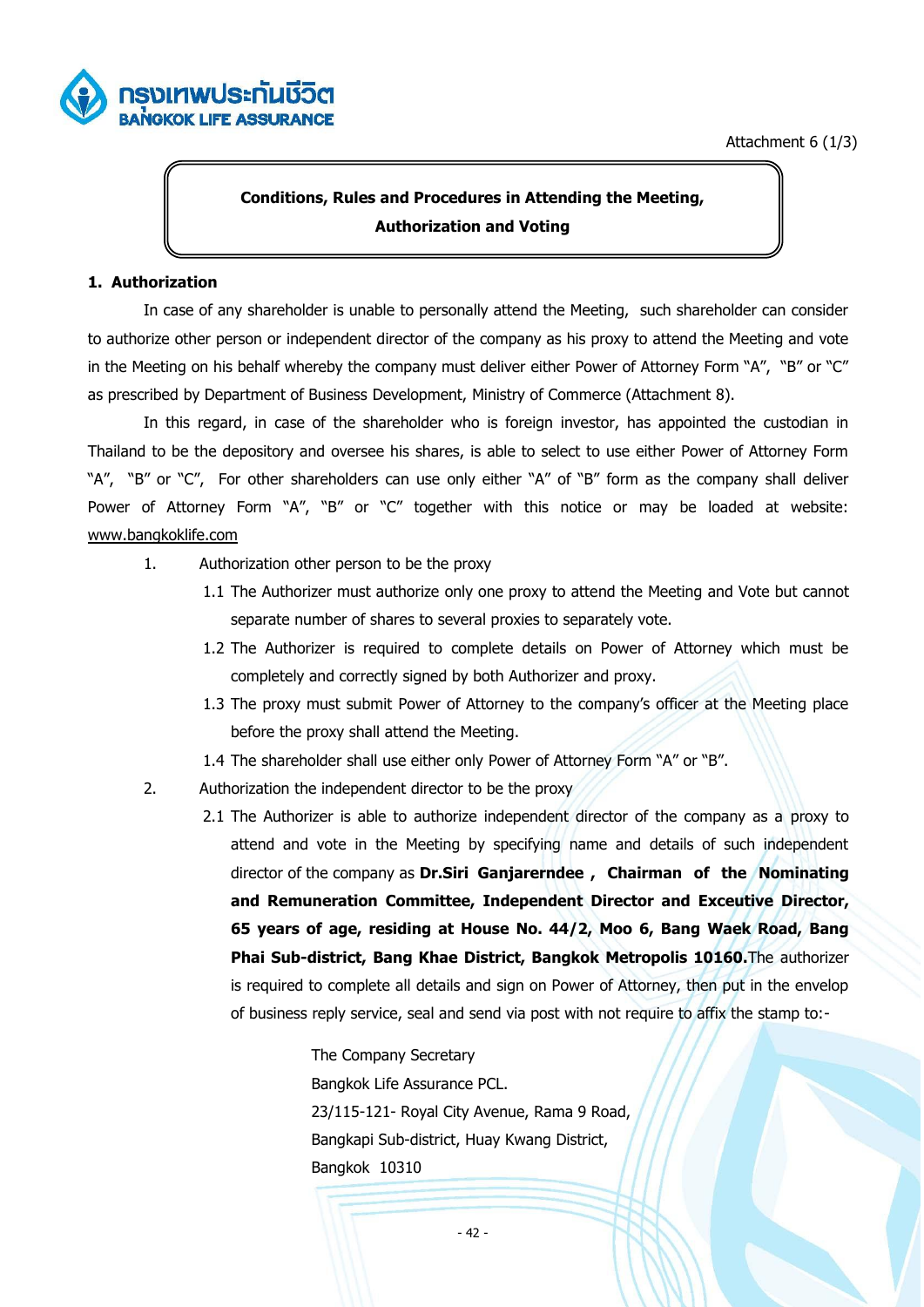Attachment 6 (1/3)

**Conditions, Rules and Procedures in Attending the Meeting, Authorization and Voting**

## 1. Authorization

In case of any shareholder is unable to personally attend the Meeting, such shareholder can consider to authorize other person or independent director of the company as his proxy to attend the Meeting and vote in the Meeting on his behalf whereby the company must deliver either Power of Attorney Form "A", "B" or "C" as prescribed by Department of Business Development, Ministry of Commerce (Attachment 8).

In this regard, in case of the shareholder who is foreign investor, has appointed the custodian in Thailand to be the depository and oversee his shares, is able to select to use either Power of Attorney Form "A", "B" or "C", For other shareholders can use only either "A" of "B" form as the company shall deliver Power of Attorney Form "A", "B" or "C" together with this notice or may be loaded at website: www.bangkoklife.com

1. Authorization other person to be the proxy
   - 1.1 The Authorizer must authorize only one proxy to attend the Meeting and Vote but cannot separate number of shares to several proxies to separately vote.
   - 1.2 The Authorizer is required to complete details on Power of Attorney which must be completely and correctly signed by both Authorizer and proxy.
   - 1.3 The proxy must submit Power of Attorney to the company's officer at the Meeting place before the proxy shall attend the Meeting.
   - 1.4 The shareholder shall use either only Power of Attorney Form "A" or "B".
2. Authorization the independent director to be the proxy
   - 2.1 The Authorizer is able to authorize independent director of the company as a proxy to attend and vote in the Meeting by specifying name and details of such independent director of the company as **Dr.Siri Ganjarerndee , Chairman of the Nominating and Remuneration Committee, Independent Director and Exceutive Director, 65 years of age, residing at House No. 44/2, Moo 6, Bang Waek Road, Bang Phai Sub-district, Bang Khae District, Bangkok Metropolis 10160.** The authorizer is required to complete all details and sign on Power of Attorney, then put in the envelop of business reply service, seal and send via post with not require to affix the stamp to:-

     The Company Secretary
     Bangkok Life Assurance PCL.
     23/115-121- Royal City Avenue, Rama 9 Road,
     Bangkapi Sub-district, Huay Kwang District,
     Bangkok 10310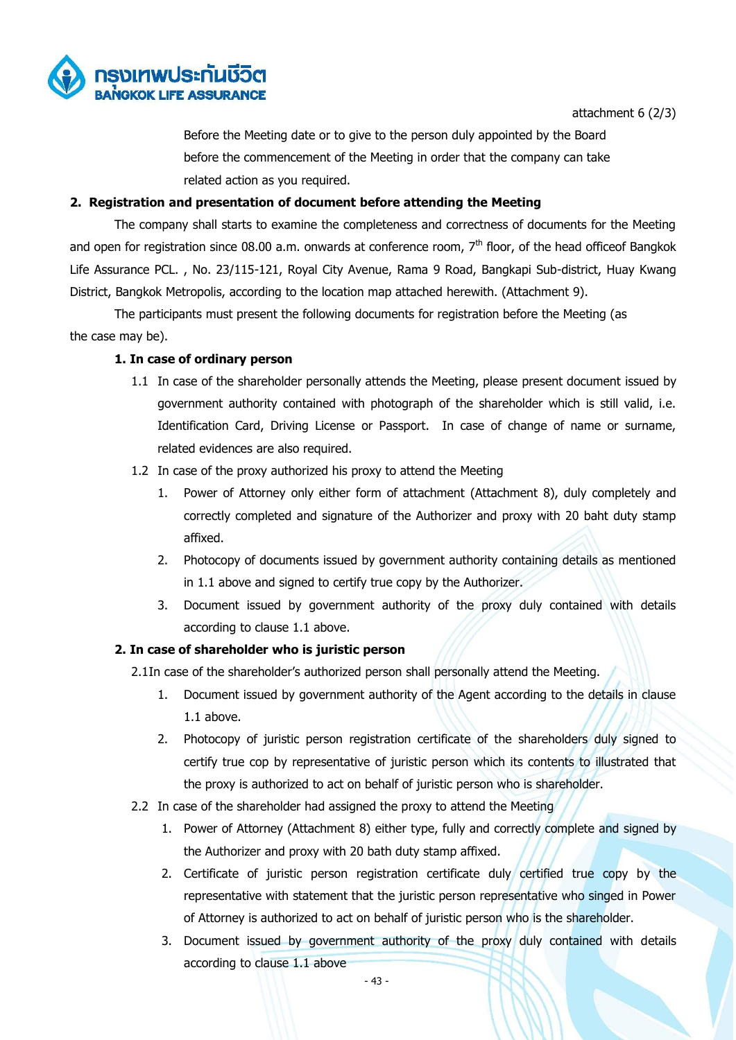attachment 6 (2/3)

Before the Meeting date or to give to the person duly appointed by the Board before the commencement of the Meeting in order that the company can take related action as you required.

**2. Registration and presentation of document before attending the Meeting**

The company shall starts to examine the completeness and correctness of documents for the Meeting and open for registration since 08.00 a.m. onwards at conference room, 7th floor, of the head officeof Bangkok Life Assurance PCL. , No. 23/115-121, Royal City Avenue, Rama 9 Road, Bangkapi Sub-district, Huay Kwang District, Bangkok Metropolis, according to the location map attached herewith. (Attachment 9).

The participants must present the following documents for registration before the Meeting (as the case may be).

**1. In case of ordinary person**

1.1 In case of the shareholder personally attends the Meeting, please present document issued by government authority contained with photograph of the shareholder which is still valid, i.e. Identification Card, Driving License or Passport. In case of change of name or surname, related evidences are also required.

1.2 In case of the proxy authorized his proxy to attend the Meeting

1. Power of Attorney only either form of attachment (Attachment 8), duly completely and correctly completed and signature of the Authorizer and proxy with 20 baht duty stamp affixed.
2. Photocopy of documents issued by government authority containing details as mentioned in 1.1 above and signed to certify true copy by the Authorizer.
3. Document issued by government authority of the proxy duly contained with details according to clause 1.1 above.

**2. In case of shareholder who is juristic person**

2.1In case of the shareholder's authorized person shall personally attend the Meeting.

1. Document issued by government authority of the Agent according to the details in clause 1.1 above.
2. Photocopy of juristic person registration certificate of the shareholders duly signed to certify true cop by representative of juristic person which its contents to illustrated that the proxy is authorized to act on behalf of juristic person who is shareholder.

2.2 In case of the shareholder had assigned the proxy to attend the Meeting

1. Power of Attorney (Attachment 8) either type, fully and correctly complete and signed by the Authorizer and proxy with 20 bath duty stamp affixed.
2. Certificate of juristic person registration certificate duly certified true copy by the representative with statement that the juristic person representative who singed in Power of Attorney is authorized to act on behalf of juristic person who is the shareholder.
3. Document issued by government authority of the proxy duly contained with details according to clause 1.1 above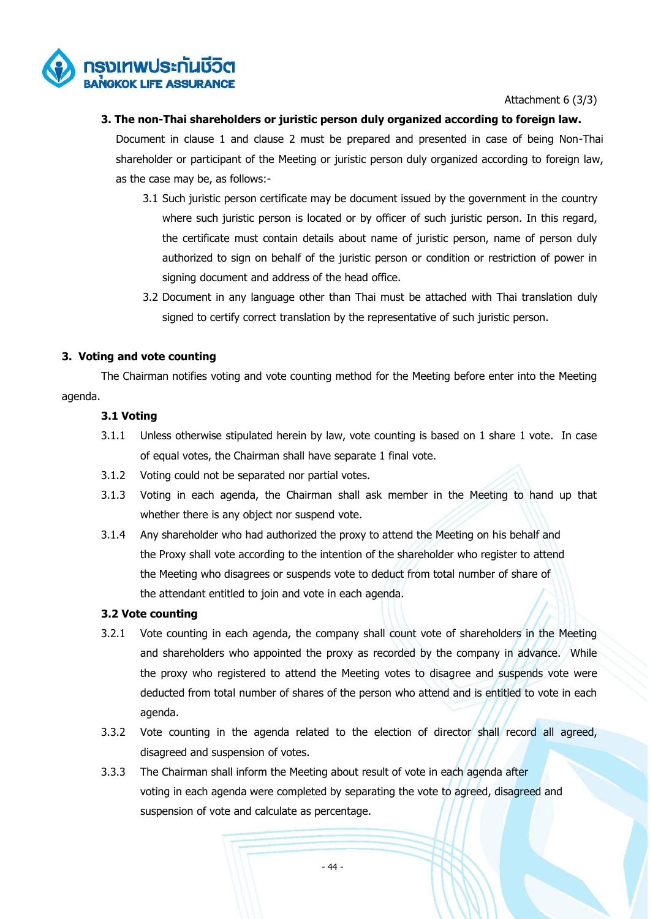Attachment 6 (3/3)

**3. The non-Thai shareholders or juristic person duly organized according to foreign law.**

Document in clause 1 and clause 2 must be prepared and presented in case of being Non-Thai shareholder or participant of the Meeting or juristic person duly organized according to foreign law, as the case may be, as follows:-

3.1 Such juristic person certificate may be document issued by the government in the country where such juristic person is located or by officer of such juristic person. In this regard, the certificate must contain details about name of juristic person, name of person duly authorized to sign on behalf of the juristic person or condition or restriction of power in signing document and address of the head office.

3.2 Document in any language other than Thai must be attached with Thai translation duly signed to certify correct translation by the representative of such juristic person.

## 3. Voting and vote counting

The Chairman notifies voting and vote counting method for the Meeting before enter into the Meeting agenda.

### 3.1 Voting

3.1.1 Unless otherwise stipulated herein by law, vote counting is based on 1 share 1 vote. In case of equal votes, the Chairman shall have separate 1 final vote.

3.1.2 Voting could not be separated nor partial votes.

3.1.3 Voting in each agenda, the Chairman shall ask member in the Meeting to hand up that whether there is any object nor suspend vote.

3.1.4 Any shareholder who had authorized the proxy to attend the Meeting on his behalf and the Proxy shall vote according to the intention of the shareholder who register to attend the Meeting who disagrees or suspends vote to deduct from total number of share of the attendant entitled to join and vote in each agenda.

### 3.2 Vote counting

3.2.1 Vote counting in each agenda, the company shall count vote of shareholders in the Meeting and shareholders who appointed the proxy as recorded by the company in advance. While the proxy who registered to attend the Meeting votes to disagree and suspends vote were deducted from total number of shares of the person who attend and is entitled to vote in each agenda.

3.3.2 Vote counting in the agenda related to the election of director shall record all agreed, disagreed and suspension of votes.

3.3.3 The Chairman shall inform the Meeting about result of vote in each agenda after voting in each agenda were completed by separating the vote to agreed, disagreed and suspension of vote and calculate as percentage.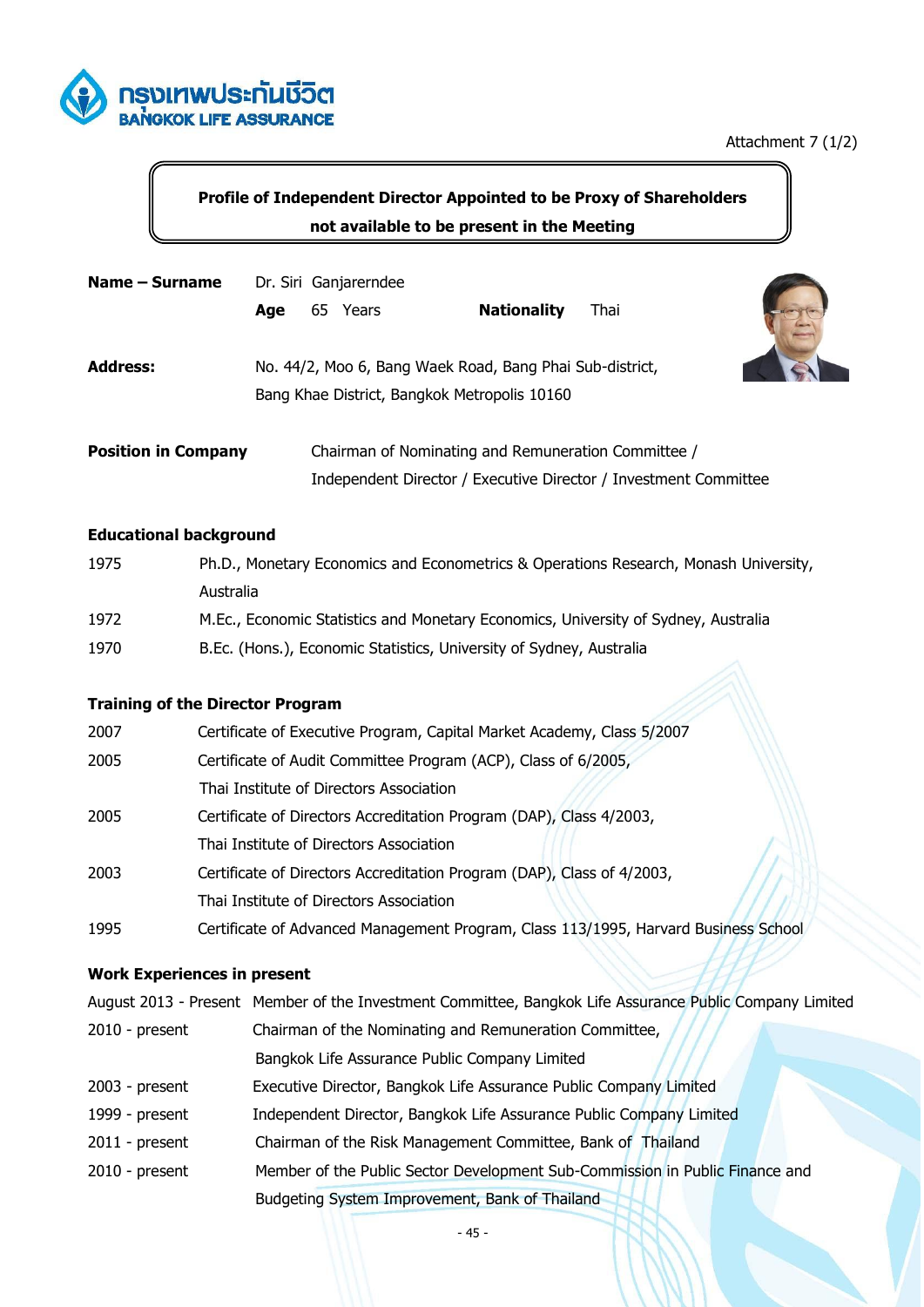Attachment 7 (1/2)

## Profile of Independent Director Appointed to be Proxy of Shareholders not available to be present in the Meeting

**Name – Surname** Dr. Siri Ganjarerndee

**Age** 65 Years **Nationality** Thai

**Address:** No. 44/2, Moo 6, Bang Waek Road, Bang Phai Sub-district, Bang Khae District, Bangkok Metropolis 10160

**Position in Company** Chairman of Nominating and Remuneration Committee / Independent Director / Executive Director / Investment Committee

**Educational background**

| | |
|---|---|
| 1975 | Ph.D., Monetary Economics and Econometrics & Operations Research, Monash University, Australia |
| 1972 | M.Ec., Economic Statistics and Monetary Economics, University of Sydney, Australia |
| 1970 | B.Ec. (Hons.), Economic Statistics, University of Sydney, Australia |

**Training of the Director Program**

| | |
|---|---|
| 2007 | Certificate of Executive Program, Capital Market Academy, Class 5/2007 |
| 2005 | Certificate of Audit Committee Program (ACP), Class of 6/2005, Thai Institute of Directors Association |
| 2005 | Certificate of Directors Accreditation Program (DAP), Class 4/2003, Thai Institute of Directors Association |
| 2003 | Certificate of Directors Accreditation Program (DAP), Class of 4/2003, Thai Institute of Directors Association |
| 1995 | Certificate of Advanced Management Program, Class 113/1995, Harvard Business School |

**Work Experiences in present**

| | |
|---|---|
| August 2013 - Present | Member of the Investment Committee, Bangkok Life Assurance Public Company Limited |
| 2010 - present | Chairman of the Nominating and Remuneration Committee, Bangkok Life Assurance Public Company Limited |
| 2003 - present | Executive Director, Bangkok Life Assurance Public Company Limited |
| 1999 - present | Independent Director, Bangkok Life Assurance Public Company Limited |
| 2011 - present | Chairman of the Risk Management Committee, Bank of Thailand |
| 2010 - present | Member of the Public Sector Development Sub-Commission in Public Finance and Budgeting System Improvement, Bank of Thailand |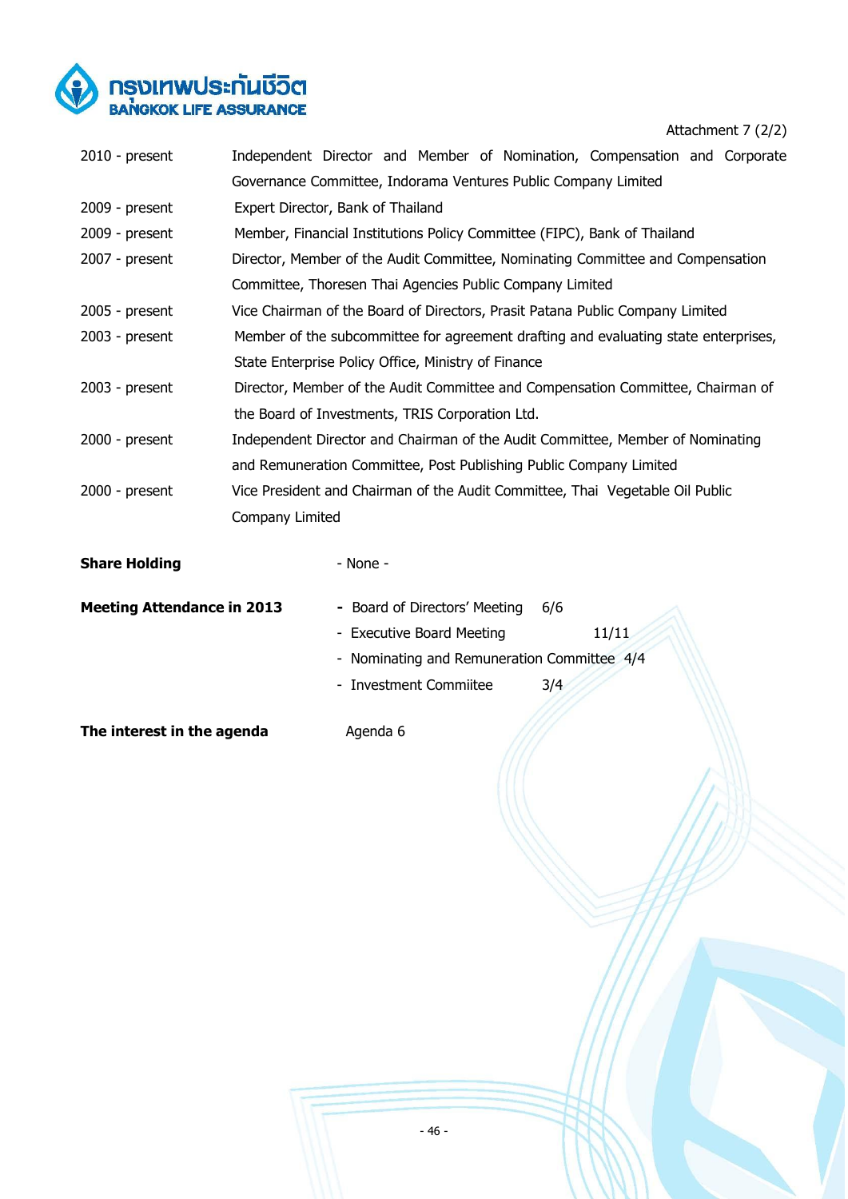Attachment 7 (2/2)

| | |
|---|---|
| 2010 - present | Independent Director and Member of Nomination, Compensation and Corporate Governance Committee, Indorama Ventures Public Company Limited |
| 2009 - present | Expert Director, Bank of Thailand |
| 2009 - present | Member, Financial Institutions Policy Committee (FIPC), Bank of Thailand |
| 2007 - present | Director, Member of the Audit Committee, Nominating Committee and Compensation Committee, Thoresen Thai Agencies Public Company Limited |
| 2005 - present | Vice Chairman of the Board of Directors, Prasit Patana Public Company Limited |
| 2003 - present | Member of the subcommittee for agreement drafting and evaluating state enterprises, State Enterprise Policy Office, Ministry of Finance |
| 2003 - present | Director, Member of the Audit Committee and Compensation Committee, Chairman of the Board of Investments, TRIS Corporation Ltd. |
| 2000 - present | Independent Director and Chairman of the Audit Committee, Member of Nominating and Remuneration Committee, Post Publishing Public Company Limited |
| 2000 - present | Vice President and Chairman of the Audit Committee, Thai Vegetable Oil Public Company Limited |

**Share Holding** - None -

**Meeting Attendance in 2013**

- Board of Directors' Meeting 6/6
- Executive Board Meeting 11/11
- Nominating and Remuneration Committee 4/4
- Investment Commiitee 3/4

**The interest in the agenda** Agenda 6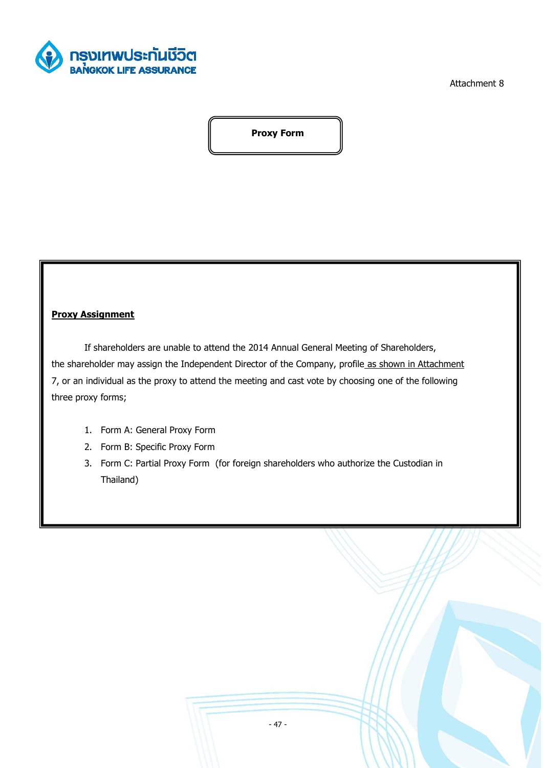Attachment 8

# Proxy Form

**Proxy Assignment**

If shareholders are unable to attend the 2014 Annual General Meeting of Shareholders, the shareholder may assign the Independent Director of the Company, profile as shown in Attachment 7, or an individual as the proxy to attend the meeting and cast vote by choosing one of the following three proxy forms;

1. Form A: General Proxy Form
2. Form B: Specific Proxy Form
3. Form C: Partial Proxy Form (for foreign shareholders who authorize the Custodian in Thailand)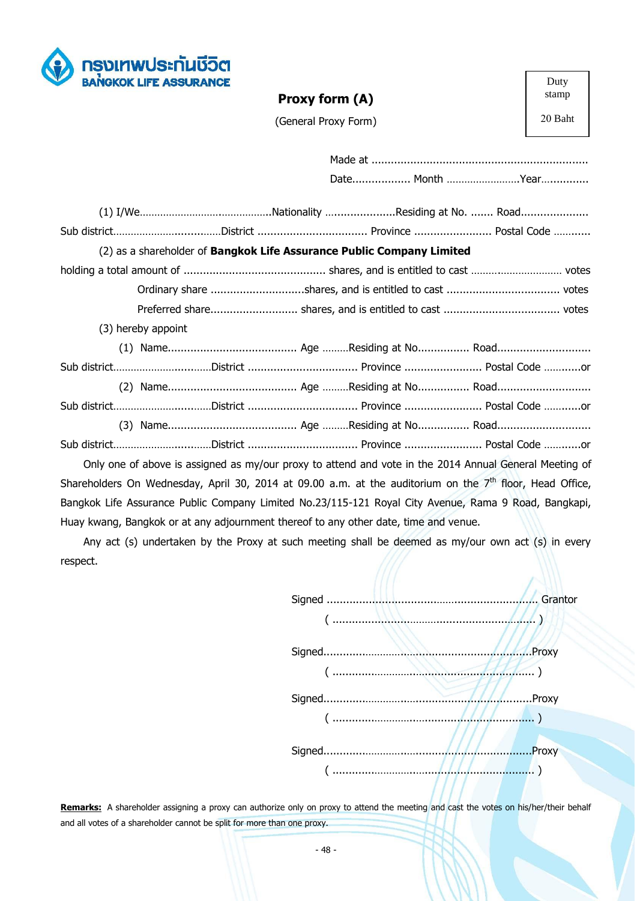กรุงเทพประกันชีวิต
BANGKOK LIFE ASSURANCE

# Proxy form (A)

(General Proxy Form)

Duty stamp

20 Baht

Made at ..................................................................

Date.................. Month .........................Year...............

(1) I/We............................................Nationality ......................Residing at No. ....... Road.....................
Sub district....................................District .................................. Province ........................ Postal Code ............

(2) as a shareholder of **Bangkok Life Assurance Public Company Limited**
holding a total amount of ............................................ shares, and is entitled to cast .............................. votes

Ordinary share .............................shares, and is entitled to cast .................................. votes

Preferred share........................... shares, and is entitled to cast ................................... votes

(3) hereby appoint

(1) Name........................................ Age .........Residing at No................ Road.............................
Sub district................................District .................................. Province ........................ Postal Code ............or

(2) Name........................................ Age .........Residing at No................ Road.............................
Sub district................................District .................................. Province ........................ Postal Code ............or

(3) Name........................................ Age .........Residing at No................ Road.............................
Sub district................................District .................................. Province ........................ Postal Code ............or

Only one of above is assigned as my/our proxy to attend and vote in the 2014 Annual General Meeting of Shareholders On Wednesday, April 30, 2014 at 09.00 a.m. at the auditorium on the 7th floor, Head Office, Bangkok Life Assurance Public Company Limited No.23/115-121 Royal City Avenue, Rama 9 Road, Bangkapi, Huay kwang, Bangkok or at any adjournment thereof to any other date, time and venue.

Any act (s) undertaken by the Proxy at such meeting shall be deemed as my/our own act (s) in every respect.

Signed ................................................................ Grantor
( ................................................................ )

Signed................................................................Proxy
( ................................................................ )

Signed................................................................Proxy
( ................................................................ )

Signed................................................................Proxy
( ................................................................ )

**Remarks:** A shareholder assigning a proxy can authorize only on proxy to attend the meeting and cast the votes on his/her/their behalf and all votes of a shareholder cannot be split for more than one proxy.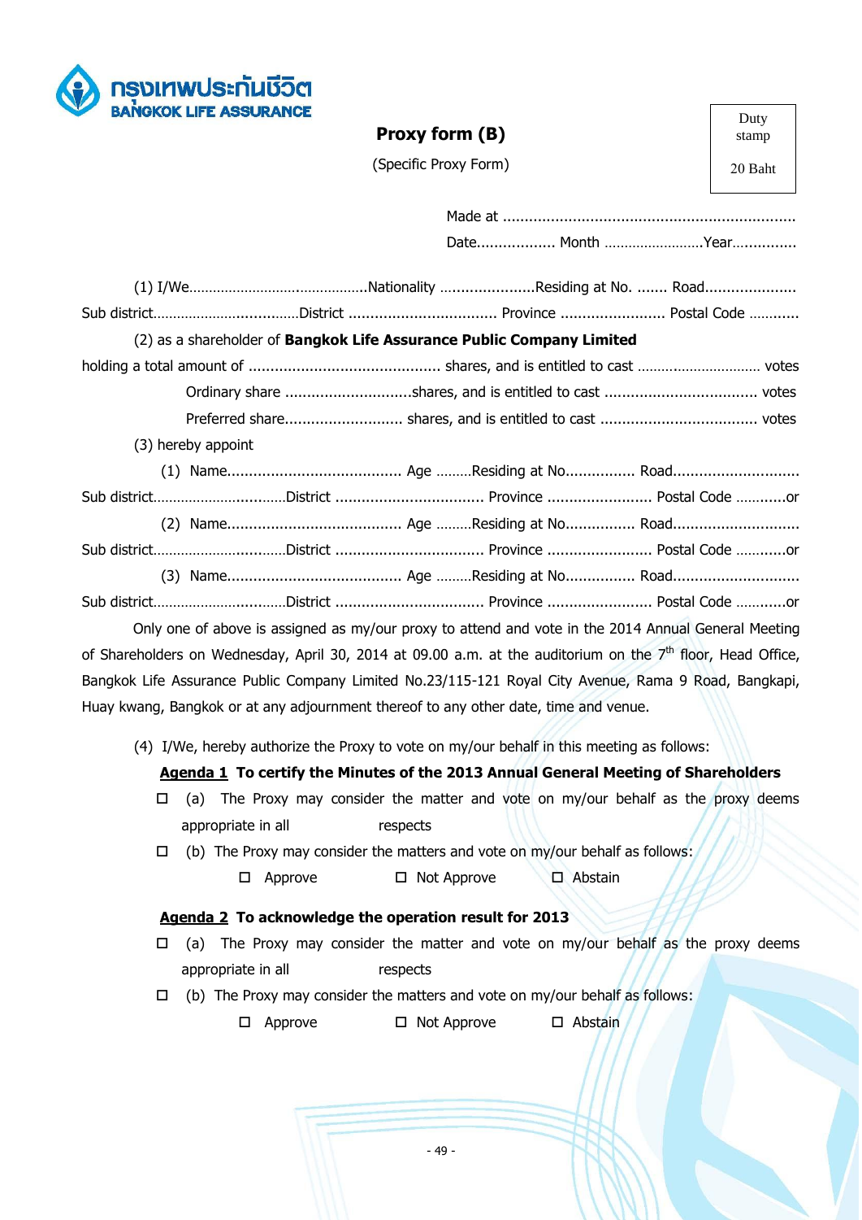กรุงเทพประกันชีวิต
BANGKOK LIFE ASSURANCE

Duty stamp

20 Baht

# Proxy form (B)

(Specific Proxy Form)

Made at ..................................................................

Date.................. Month ........................Year...............

(1) I/We............................................Nationality ......................Residing at No. ....... Road.....................
Sub district...................................District ................................. Province ....................... Postal Code ...........

(2) as a shareholder of **Bangkok Life Assurance Public Company Limited**

holding a total amount of ........................................... shares, and is entitled to cast .............................. votes

Ordinary share ............................shares, and is entitled to cast .................................. votes

Preferred share.......................... shares, and is entitled to cast ................................... votes

(3) hereby appoint

(1) Name....................................... Age .........Residing at No................ Road............................
Sub district................................District ................................. Province ....................... Postal Code ............or

(2) Name....................................... Age .........Residing at No................ Road............................
Sub district................................District ................................. Province ....................... Postal Code ............or

(3) Name....................................... Age .........Residing at No................ Road............................
Sub district................................District ................................. Province ....................... Postal Code ............or

Only one of above is assigned as my/our proxy to attend and vote in the 2014 Annual General Meeting of Shareholders on Wednesday, April 30, 2014 at 09.00 a.m. at the auditorium on the 7th floor, Head Office, Bangkok Life Assurance Public Company Limited No.23/115-121 Royal City Avenue, Rama 9 Road, Bangkapi, Huay kwang, Bangkok or at any adjournment thereof to any other date, time and venue.

(4) I/We, hereby authorize the Proxy to vote on my/our behalf in this meeting as follows:

**Agenda 1 To certify the Minutes of the 2013 Annual General Meeting of Shareholders**

☐ (a) The Proxy may consider the matter and vote on my/our behalf as the proxy deems appropriate in all respects

☐ (b) The Proxy may consider the matters and vote on my/our behalf as follows:

☐ Approve ☐ Not Approve ☐ Abstain

**Agenda 2 To acknowledge the operation result for 2013**

☐ (a) The Proxy may consider the matter and vote on my/our behalf as the proxy deems appropriate in all respects

☐ (b) The Proxy may consider the matters and vote on my/our behalf as follows:

☐ Approve ☐ Not Approve ☐ Abstain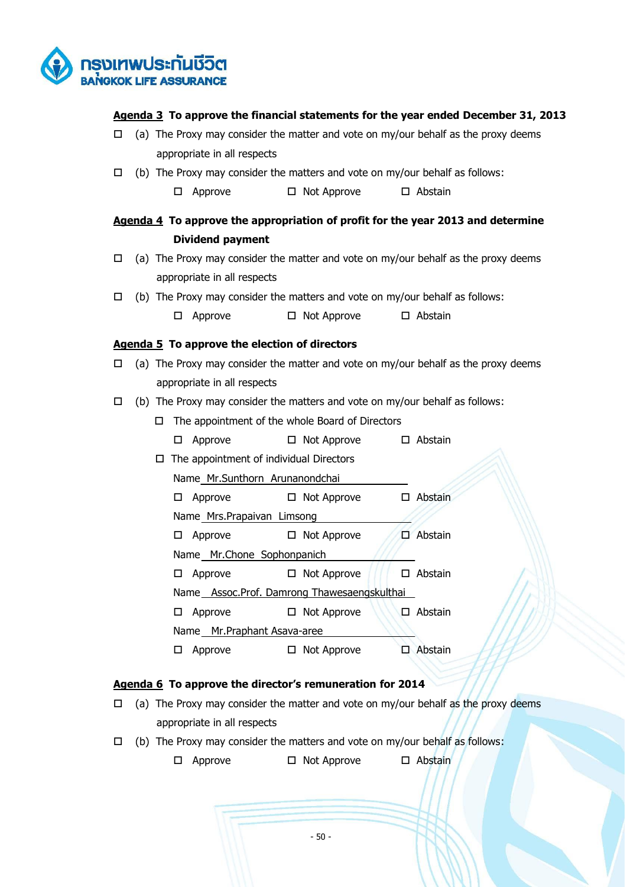**Agenda 3 To approve the financial statements for the year ended December 31, 2013**

☐ (a) The Proxy may consider the matter and vote on my/our behalf as the proxy deems appropriate in all respects

☐ (b) The Proxy may consider the matters and vote on my/our behalf as follows:

☐ Approve ☐ Not Approve ☐ Abstain

**Agenda 4 To approve the appropriation of profit for the year 2013 and determine Dividend payment**

☐ (a) The Proxy may consider the matter and vote on my/our behalf as the proxy deems appropriate in all respects

☐ (b) The Proxy may consider the matters and vote on my/our behalf as follows:

☐ Approve ☐ Not Approve ☐ Abstain

**Agenda 5 To approve the election of directors**

☐ (a) The Proxy may consider the matter and vote on my/our behalf as the proxy deems appropriate in all respects

☐ (b) The Proxy may consider the matters and vote on my/our behalf as follows:

☐ The appointment of the whole Board of Directors

☐ Approve ☐ Not Approve ☐ Abstain

☐ The appointment of individual Directors

Name Mr.Sunthorn Arunanondchai

☐ Approve ☐ Not Approve ☐ Abstain

Name Mrs.Prapaivan Limsong

☐ Approve ☐ Not Approve ☐ Abstain

Name Mr.Chone Sophonpanich

☐ Approve ☐ Not Approve ☐ Abstain

Name Assoc.Prof. Damrong Thawesaengskulthai

☐ Approve ☐ Not Approve ☐ Abstain

Name Mr.Praphant Asava-aree

☐ Approve ☐ Not Approve ☐ Abstain

**Agenda 6 To approve the director's remuneration for 2014**

☐ (a) The Proxy may consider the matter and vote on my/our behalf as the proxy deems appropriate in all respects

☐ (b) The Proxy may consider the matters and vote on my/our behalf as follows:

☐ Approve ☐ Not Approve ☐ Abstain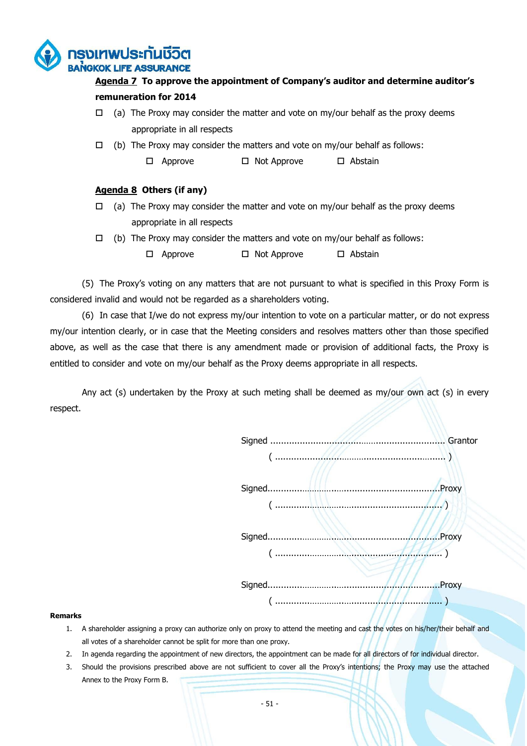**Agenda 7 To approve the appointment of Company's auditor and determine auditor's remuneration for 2014**

☐ (a) The Proxy may consider the matter and vote on my/our behalf as the proxy deems appropriate in all respects

☐ (b) The Proxy may consider the matters and vote on my/our behalf as follows:

☐ Approve ☐ Not Approve ☐ Abstain

**Agenda 8 Others (if any)**

☐ (a) The Proxy may consider the matter and vote on my/our behalf as the proxy deems appropriate in all respects

☐ (b) The Proxy may consider the matters and vote on my/our behalf as follows:

☐ Approve ☐ Not Approve ☐ Abstain

(5) The Proxy's voting on any matters that are not pursuant to what is specified in this Proxy Form is considered invalid and would not be regarded as a shareholders voting.

(6) In case that I/we do not express my/our intention to vote on a particular matter, or do not express my/our intention clearly, or in case that the Meeting considers and resolves matters other than those specified above, as well as the case that there is any amendment made or provision of additional facts, the Proxy is entitled to consider and vote on my/our behalf as the Proxy deems appropriate in all respects.

Any act (s) undertaken by the Proxy at such meting shall be deemed as my/our own act (s) in every respect.

Signed ............................................................ Grantor
( ............................................................ )

Signed............................................................Proxy
( ............................................................ )

Signed............................................................Proxy
( ............................................................ )

Signed............................................................Proxy
( ............................................................ )

**Remarks**

1. A shareholder assigning a proxy can authorize only on proxy to attend the meeting and cast the votes on his/her/their behalf and all votes of a shareholder cannot be split for more than one proxy.
2. In agenda regarding the appointment of new directors, the appointment can be made for all directors of for individual director.
3. Should the provisions prescribed above are not sufficient to cover all the Proxy's intentions; the Proxy may use the attached Annex to the Proxy Form B.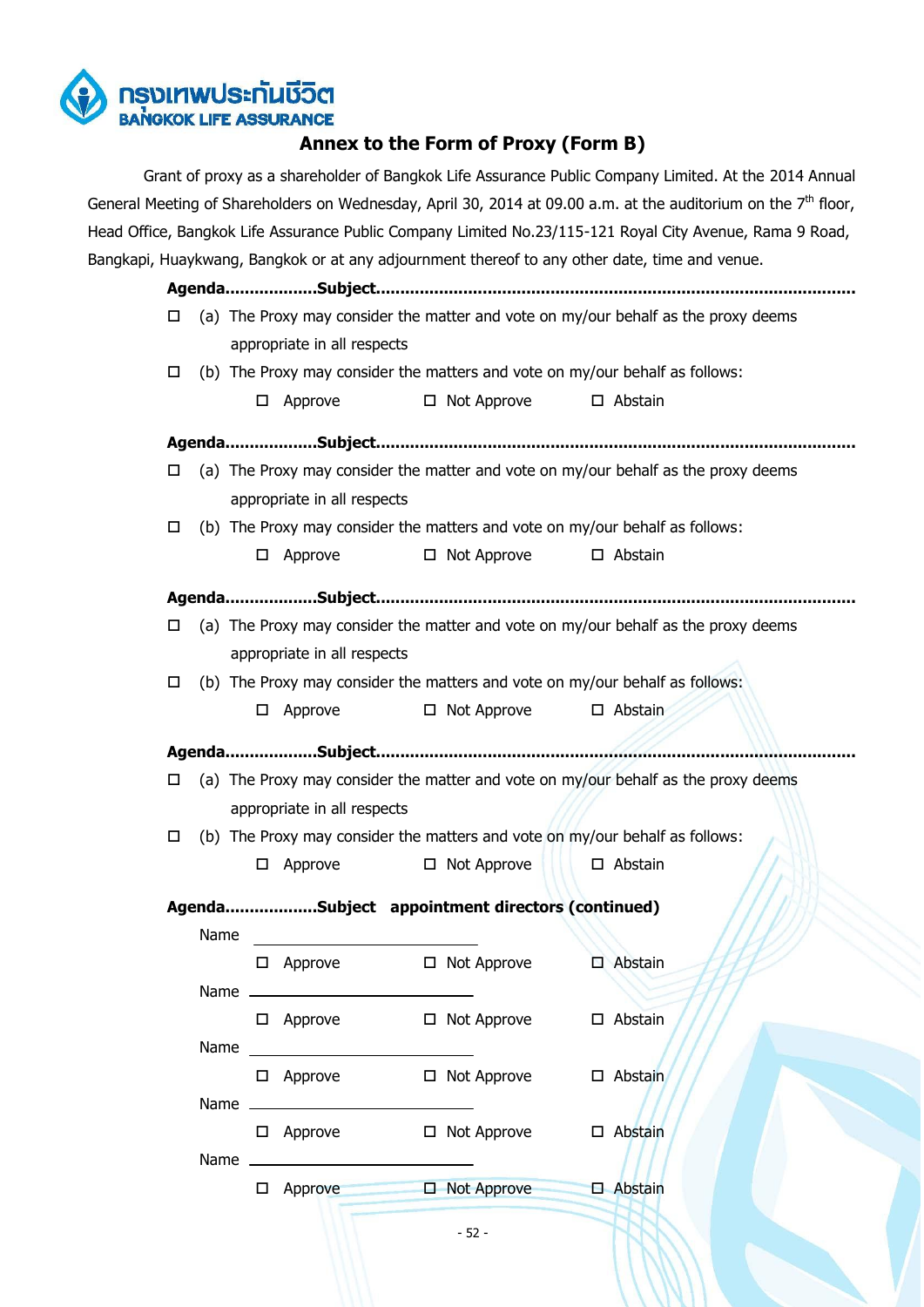กรุงเทพประกันชีวิต
BANGKOK LIFE ASSURANCE

## Annex to the Form of Proxy (Form B)

Grant of proxy as a shareholder of Bangkok Life Assurance Public Company Limited. At the 2014 Annual General Meeting of Shareholders on Wednesday, April 30, 2014 at 09.00 a.m. at the auditorium on the 7th floor, Head Office, Bangkok Life Assurance Public Company Limited No.23/115-121 Royal City Avenue, Rama 9 Road, Bangkapi, Huaykwang, Bangkok or at any adjournment thereof to any other date, time and venue.

**Agenda..................Subject...............................................................................................**

☐ (a) The Proxy may consider the matter and vote on my/our behalf as the proxy deems appropriate in all respects

☐ (b) The Proxy may consider the matters and vote on my/our behalf as follows:

☐ Approve ☐ Not Approve ☐ Abstain

**Agenda..................Subject...............................................................................................**

☐ (a) The Proxy may consider the matter and vote on my/our behalf as the proxy deems appropriate in all respects

☐ (b) The Proxy may consider the matters and vote on my/our behalf as follows:

☐ Approve ☐ Not Approve ☐ Abstain

**Agenda..................Subject...............................................................................................**

☐ (a) The Proxy may consider the matter and vote on my/our behalf as the proxy deems appropriate in all respects

☐ (b) The Proxy may consider the matters and vote on my/our behalf as follows:

☐ Approve ☐ Not Approve ☐ Abstain

**Agenda..................Subject...............................................................................................**

☐ (a) The Proxy may consider the matter and vote on my/our behalf as the proxy deems appropriate in all respects

☐ (b) The Proxy may consider the matters and vote on my/our behalf as follows:

☐ Approve ☐ Not Approve ☐ Abstain

**Agenda..................Subject appointment directors (continued)**

Name ______________________

☐ Approve ☐ Not Approve ☐ Abstain

Name ______________________

☐ Approve ☐ Not Approve ☐ Abstain

Name ______________________

☐ Approve ☐ Not Approve ☐ Abstain

Name ______________________

☐ Approve ☐ Not Approve ☐ Abstain

Name ______________________

☐ Approve ☐ Not Approve ☐ Abstain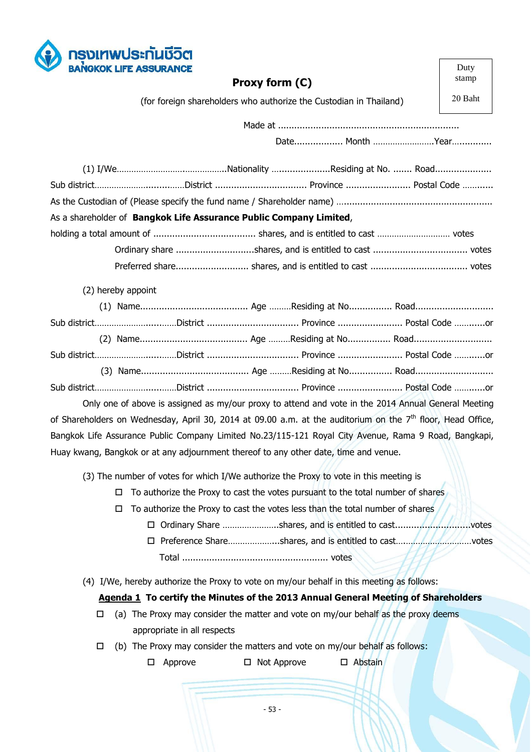กรุงเทพประกันชีวิต
BANGKOK LIFE ASSURANCE

Duty stamp

20 Baht

# Proxy form (C)

(for foreign shareholders who authorize the Custodian in Thailand)

Made at ..................................................................

Date.................. Month .........................Year...............

(1) I/We............................................Nationality ......................Residing at No. ....... Road....................
Sub district....................................District .................................. Province ........................ Postal Code ............
As the Custodian of (Please specify the fund name / Shareholder name) .........................................................
As a shareholder of **Bangkok Life Assurance Public Company Limited**,
holding a total amount of ...................................... shares, and is entitled to cast .............................. votes

Ordinary share .............................shares, and is entitled to cast ................................... votes

Preferred share........................... shares, and is entitled to cast .................................... votes

(2) hereby appoint

(1) Name........................................ Age .........Residing at No................ Road.............................
Sub district.................................District .................................. Province ........................ Postal Code ............or

(2) Name........................................ Age .........Residing at No................ Road.............................
Sub district.................................District .................................. Province ........................ Postal Code ............or

(3) Name........................................ Age .........Residing at No................ Road.............................
Sub district.................................District .................................. Province ........................ Postal Code ............or

Only one of above is assigned as my/our proxy to attend and vote in the 2014 Annual General Meeting of Shareholders on Wednesday, April 30, 2014 at 09.00 a.m. at the auditorium on the 7th floor, Head Office, Bangkok Life Assurance Public Company Limited No.23/115-121 Royal City Avenue, Rama 9 Road, Bangkapi, Huay kwang, Bangkok or at any adjournment thereof to any other date, time and venue.

(3) The number of votes for which I/We authorize the Proxy to vote in this meeting is

- ☐ To authorize the Proxy to cast the votes pursuant to the total number of shares
- ☐ To authorize the Proxy to cast the votes less than the total number of shares
  - ☐ Ordinary Share .......................shares, and is entitled to cast............................votes
  - ☐ Preference Share.....................shares, and is entitled to cast...............................votes

  Total ...................................................... votes

(4) I/We, hereby authorize the Proxy to vote on my/our behalf in this meeting as follows:

**<u>Agenda 1</u> To certify the Minutes of the 2013 Annual General Meeting of Shareholders**

- ☐ (a) The Proxy may consider the matter and vote on my/our behalf as the proxy deems appropriate in all respects
- ☐ (b) The Proxy may consider the matters and vote on my/our behalf as follows:

  ☐ Approve ☐ Not Approve ☐ Abstain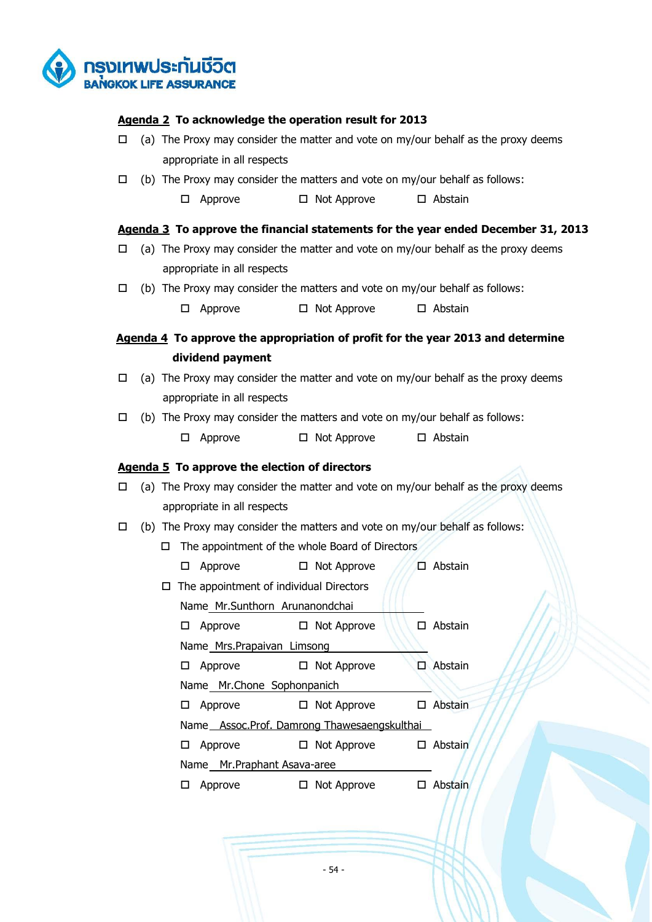**Agenda 2 To acknowledge the operation result for 2013**

☐ (a) The Proxy may consider the matter and vote on my/our behalf as the proxy deems appropriate in all respects

☐ (b) The Proxy may consider the matters and vote on my/our behalf as follows:

☐ Approve ☐ Not Approve ☐ Abstain

**Agenda 3 To approve the financial statements for the year ended December 31, 2013**

☐ (a) The Proxy may consider the matter and vote on my/our behalf as the proxy deems appropriate in all respects

☐ (b) The Proxy may consider the matters and vote on my/our behalf as follows:

☐ Approve ☐ Not Approve ☐ Abstain

**Agenda 4 To approve the appropriation of profit for the year 2013 and determine dividend payment**

☐ (a) The Proxy may consider the matter and vote on my/our behalf as the proxy deems appropriate in all respects

☐ (b) The Proxy may consider the matters and vote on my/our behalf as follows:

☐ Approve ☐ Not Approve ☐ Abstain

**Agenda 5 To approve the election of directors**

☐ (a) The Proxy may consider the matter and vote on my/our behalf as the proxy deems appropriate in all respects

☐ (b) The Proxy may consider the matters and vote on my/our behalf as follows:

☐ The appointment of the whole Board of Directors

☐ Approve ☐ Not Approve ☐ Abstain

☐ The appointment of individual Directors

Name Mr.Sunthorn Arunanondchai

☐ Approve ☐ Not Approve ☐ Abstain

Name Mrs.Prapaivan Limsong

☐ Approve ☐ Not Approve ☐ Abstain

Name Mr.Chone Sophonpanich

☐ Approve ☐ Not Approve ☐ Abstain

Name Assoc.Prof. Damrong Thawesaengskulthai

☐ Approve ☐ Not Approve ☐ Abstain

Name Mr.Praphant Asava-aree

☐ Approve ☐ Not Approve ☐ Abstain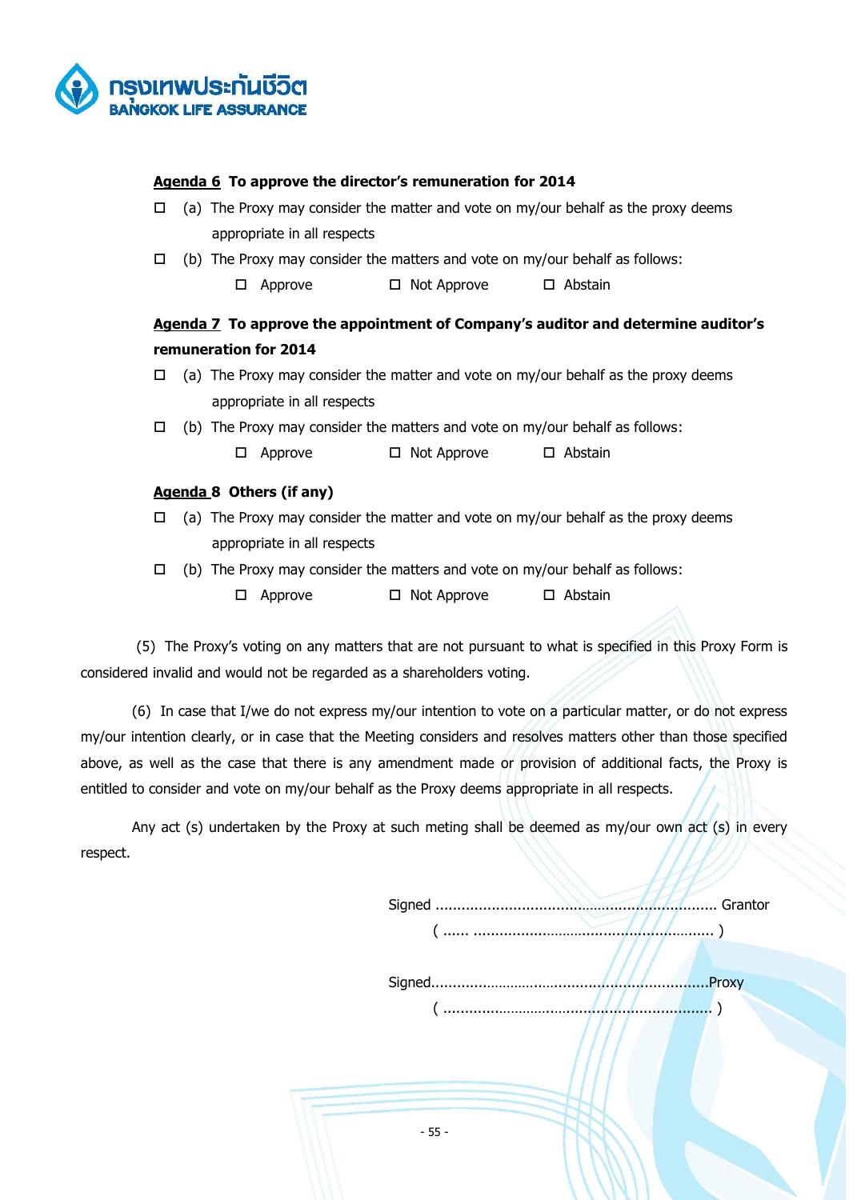**Agenda 6 To approve the director's remuneration for 2014**

☐ (a) The Proxy may consider the matter and vote on my/our behalf as the proxy deems appropriate in all respects

☐ (b) The Proxy may consider the matters and vote on my/our behalf as follows:

☐ Approve ☐ Not Approve ☐ Abstain

**Agenda 7 To approve the appointment of Company's auditor and determine auditor's remuneration for 2014**

☐ (a) The Proxy may consider the matter and vote on my/our behalf as the proxy deems appropriate in all respects

☐ (b) The Proxy may consider the matters and vote on my/our behalf as follows:

☐ Approve ☐ Not Approve ☐ Abstain

**Agenda 8 Others (if any)**

☐ (a) The Proxy may consider the matter and vote on my/our behalf as the proxy deems appropriate in all respects

☐ (b) The Proxy may consider the matters and vote on my/our behalf as follows:

☐ Approve ☐ Not Approve ☐ Abstain

(5) The Proxy's voting on any matters that are not pursuant to what is specified in this Proxy Form is considered invalid and would not be regarded as a shareholders voting.

(6) In case that I/we do not express my/our intention to vote on a particular matter, or do not express my/our intention clearly, or in case that the Meeting considers and resolves matters other than those specified above, as well as the case that there is any amendment made or provision of additional facts, the Proxy is entitled to consider and vote on my/our behalf as the Proxy deems appropriate in all respects.

Any act (s) undertaken by the Proxy at such meting shall be deemed as my/our own act (s) in every respect.

Signed ............................................................... Grantor

( ...... ........................................................ )

Signed...............................................................Proxy

( .............................................................. )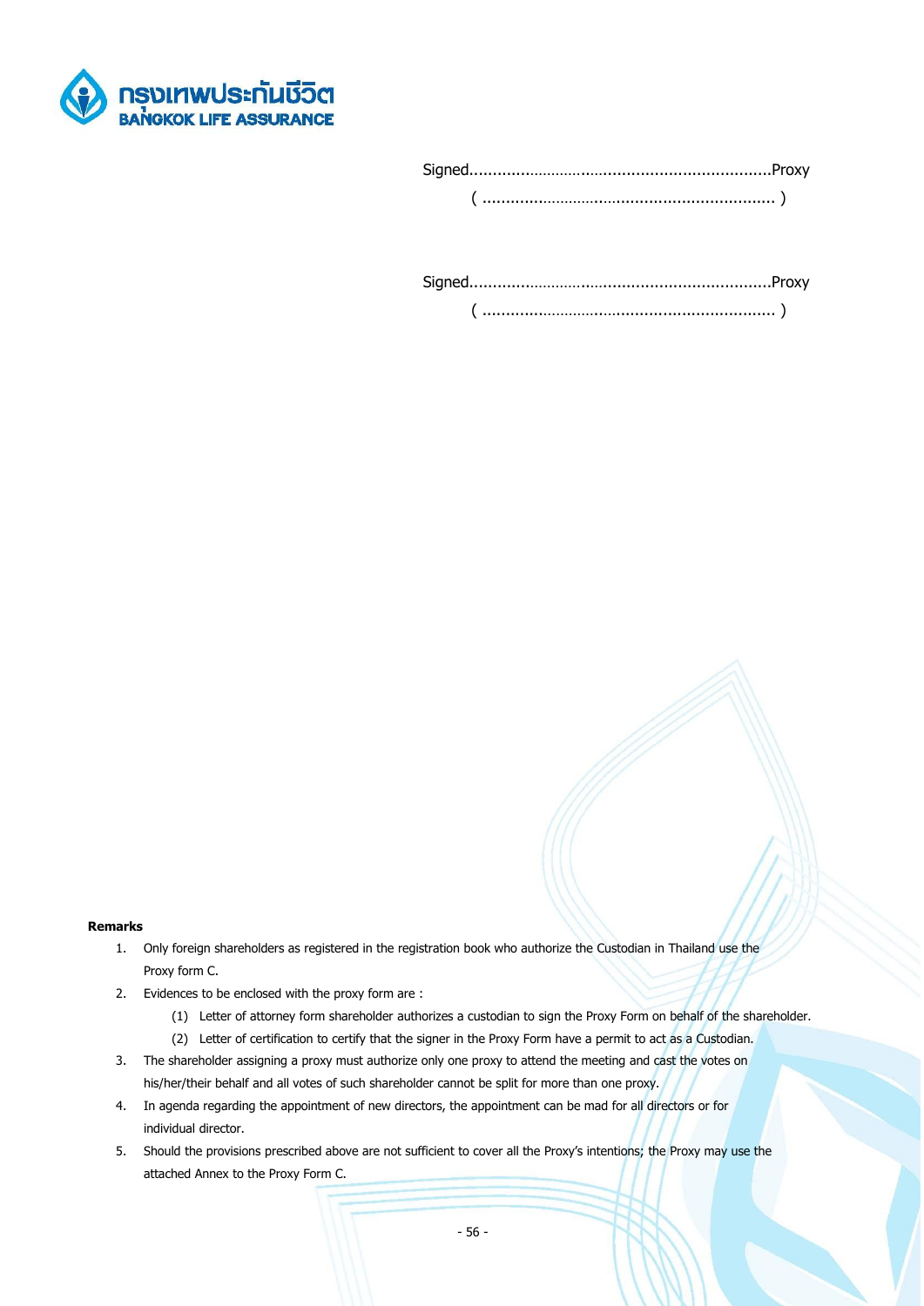Signed.................................................................Proxy

( ............................................................... )

Signed.................................................................Proxy

( ............................................................... )

**Remarks**

1. Only foreign shareholders as registered in the registration book who authorize the Custodian in Thailand use the Proxy form C.
2. Evidences to be enclosed with the proxy form are :
   (1) Letter of attorney form shareholder authorizes a custodian to sign the Proxy Form on behalf of the shareholder.
   (2) Letter of certification to certify that the signer in the Proxy Form have a permit to act as a Custodian.
3. The shareholder assigning a proxy must authorize only one proxy to attend the meeting and cast the votes on his/her/their behalf and all votes of such shareholder cannot be split for more than one proxy.
4. In agenda regarding the appointment of new directors, the appointment can be mad for all directors or for individual director.
5. Should the provisions prescribed above are not sufficient to cover all the Proxy's intentions; the Proxy may use the attached Annex to the Proxy Form C.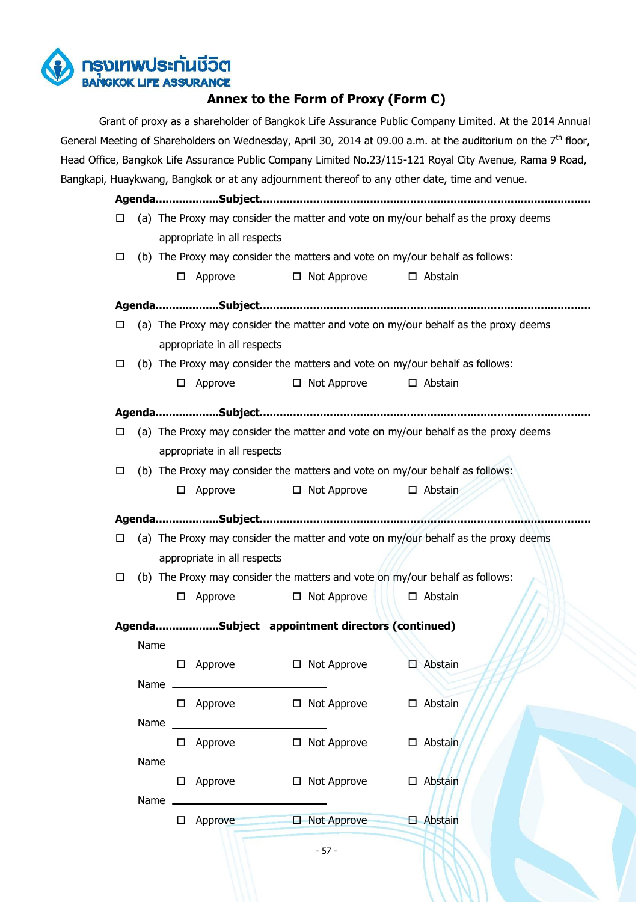กรุงเทพประกันชีวิต
BANGKOK LIFE ASSURANCE

## Annex to the Form of Proxy (Form C)

Grant of proxy as a shareholder of Bangkok Life Assurance Public Company Limited. At the 2014 Annual General Meeting of Shareholders on Wednesday, April 30, 2014 at 09.00 a.m. at the auditorium on the 7th floor, Head Office, Bangkok Life Assurance Public Company Limited No.23/115-121 Royal City Avenue, Rama 9 Road, Bangkapi, Huaykwang, Bangkok or at any adjournment thereof to any other date, time and venue.

**Agenda..................Subject...............................................................................................**

☐ (a) The Proxy may consider the matter and vote on my/our behalf as the proxy deems appropriate in all respects

☐ (b) The Proxy may consider the matters and vote on my/our behalf as follows:

☐ Approve ☐ Not Approve ☐ Abstain

**Agenda..................Subject...............................................................................................**

☐ (a) The Proxy may consider the matter and vote on my/our behalf as the proxy deems appropriate in all respects

☐ (b) The Proxy may consider the matters and vote on my/our behalf as follows:

☐ Approve ☐ Not Approve ☐ Abstain

**Agenda..................Subject...............................................................................................**

☐ (a) The Proxy may consider the matter and vote on my/our behalf as the proxy deems appropriate in all respects

☐ (b) The Proxy may consider the matters and vote on my/our behalf as follows:

☐ Approve ☐ Not Approve ☐ Abstain

**Agenda..................Subject...............................................................................................**

☐ (a) The Proxy may consider the matter and vote on my/our behalf as the proxy deems appropriate in all respects

☐ (b) The Proxy may consider the matters and vote on my/our behalf as follows:

☐ Approve ☐ Not Approve ☐ Abstain

**Agenda..................Subject appointment directors (continued)**

Name ______________________________

☐ Approve ☐ Not Approve ☐ Abstain

Name ______________________________

☐ Approve ☐ Not Approve ☐ Abstain

Name ______________________________

☐ Approve ☐ Not Approve ☐ Abstain

Name ______________________________

☐ Approve ☐ Not Approve ☐ Abstain

Name ______________________________

☐ Approve ☐ Not Approve ☐ Abstain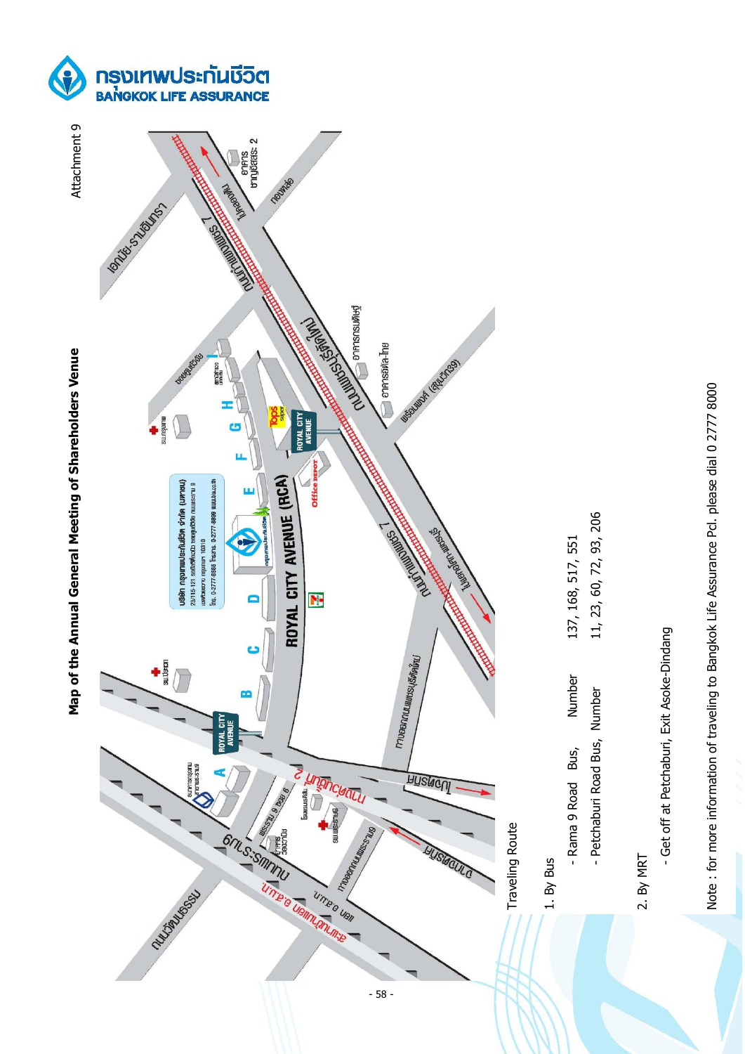Attachment 9

# Map of the Annual General Meeting of Shareholders Venue

Traveling Route

1. By Bus

   - Rama 9 Road Bus, Number 137, 168, 517, 551
   - Petchaburi Road Bus, Number 11, 23, 60, 72, 93, 206

2. By MRT

   - Get off at Petchaburi, Exit Asoke-Dindang

Note : for more information of traveling to Bangkok Life Assurance Pcl. please dial 0 2777 8000